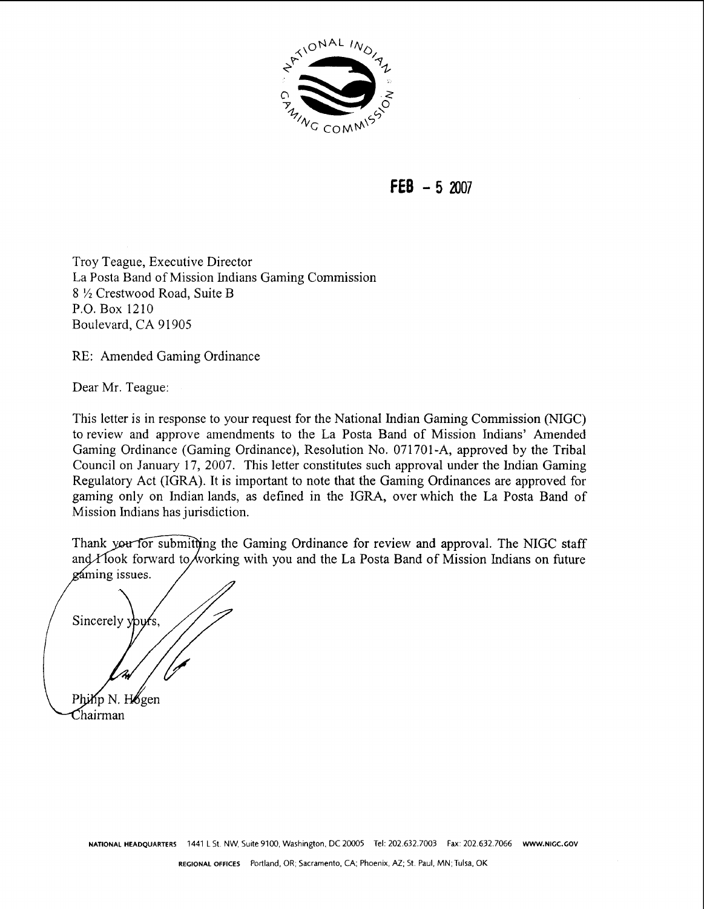FEB - 5 2007

Troy Teague, Executive Director
La Posta Band of Mission Indians Gaming Commission
8 ½ Crestwood Road, Suite B
P.O. Box 1210
Boulevard, CA 91905

RE: Amended Gaming Ordinance

Dear Mr. Teague:

This letter is in response to your request for the National Indian Gaming Commission (NIGC) to review and approve amendments to the La Posta Band of Mission Indians' Amended Gaming Ordinance (Gaming Ordinance), Resolution No. 071701-A, approved by the Tribal Council on January 17, 2007. This letter constitutes such approval under the Indian Gaming Regulatory Act (IGRA). It is important to note that the Gaming Ordinances are approved for gaming only on Indian lands, as defined in the IGRA, over which the La Posta Band of Mission Indians has jurisdiction.

Thank you for submitting the Gaming Ordinance for review and approval. The NIGC staff and I look forward to working with you and the La Posta Band of Mission Indians on future gaming issues.

Sincerely yours,

Philip N. Hogen
Chairman

NATIONAL HEADQUARTERS 1441 L St. NW, Suite 9100, Washington, DC 20005 Tel: 202.632.7003 Fax: 202.632.7066 WWW.NIGC.GOV

REGIONAL OFFICES Portland, OR; Sacramento, CA; Phoenix, AZ; St. Paul, MN; Tulsa, OK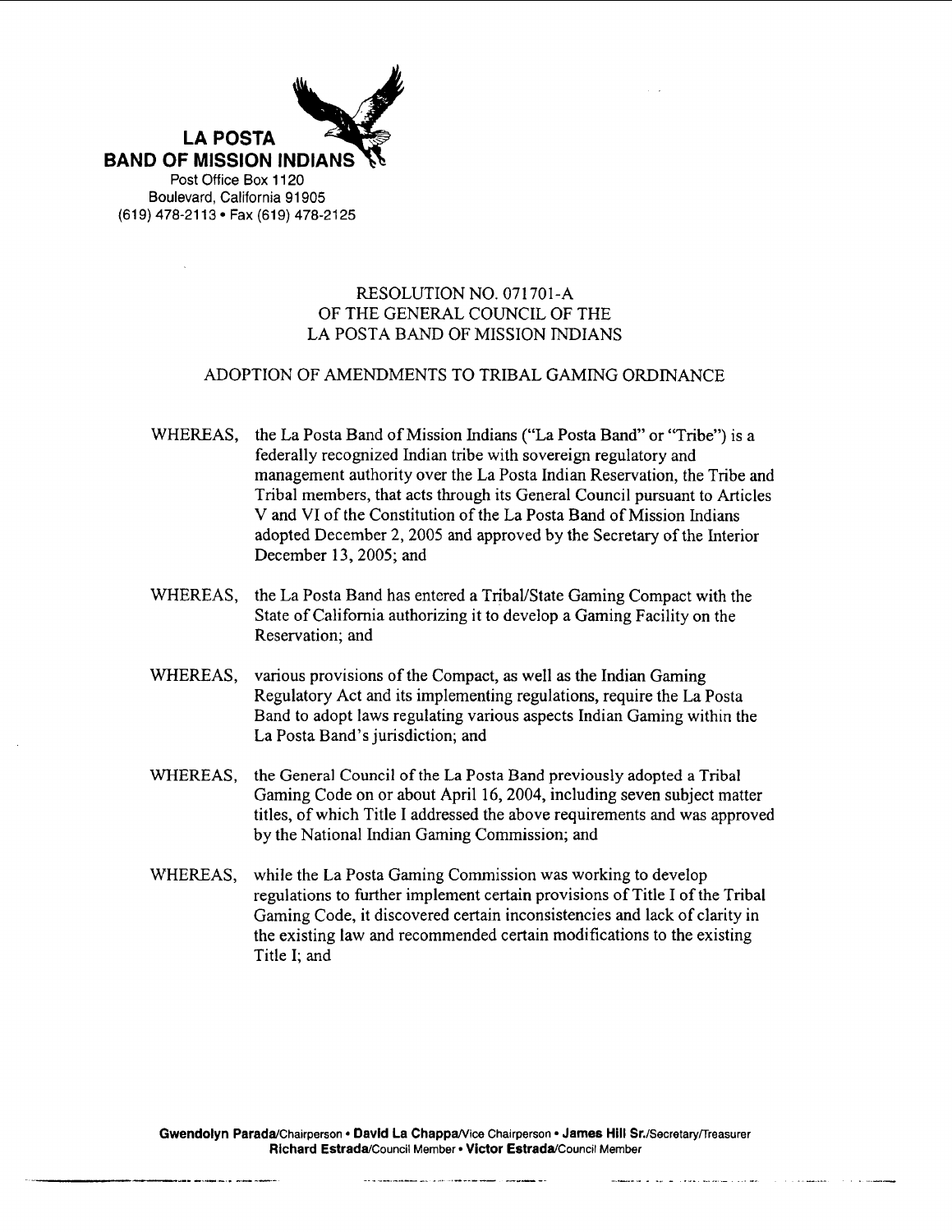**LA POSTA**
**BAND OF MISSION INDIANS**
Post Office Box 1120
Boulevard, California 91905
(619) 478-2113 • Fax (619) 478-2125

RESOLUTION NO. 071701-A
OF THE GENERAL COUNCIL OF THE
LA POSTA BAND OF MISSION INDIANS

ADOPTION OF AMENDMENTS TO TRIBAL GAMING ORDINANCE

WHEREAS, the La Posta Band of Mission Indians ("La Posta Band" or "Tribe") is a federally recognized Indian tribe with sovereign regulatory and management authority over the La Posta Indian Reservation, the Tribe and Tribal members, that acts through its General Council pursuant to Articles V and VI of the Constitution of the La Posta Band of Mission Indians adopted December 2, 2005 and approved by the Secretary of the Interior December 13, 2005; and

WHEREAS, the La Posta Band has entered a Tribal/State Gaming Compact with the State of California authorizing it to develop a Gaming Facility on the Reservation; and

WHEREAS, various provisions of the Compact, as well as the Indian Gaming Regulatory Act and its implementing regulations, require the La Posta Band to adopt laws regulating various aspects Indian Gaming within the La Posta Band's jurisdiction; and

WHEREAS, the General Council of the La Posta Band previously adopted a Tribal Gaming Code on or about April 16, 2004, including seven subject matter titles, of which Title I addressed the above requirements and was approved by the National Indian Gaming Commission; and

WHEREAS, while the La Posta Gaming Commission was working to develop regulations to further implement certain provisions of Title I of the Tribal Gaming Code, it discovered certain inconsistencies and lack of clarity in the existing law and recommended certain modifications to the existing Title I; and

**Gwendolyn Parada**/Chairperson • **David La Chappa**/Vice Chairperson • **James Hill Sr.**/Secretary/Treasurer
**Richard Estrada**/Council Member • **Victor Estrada**/Council Member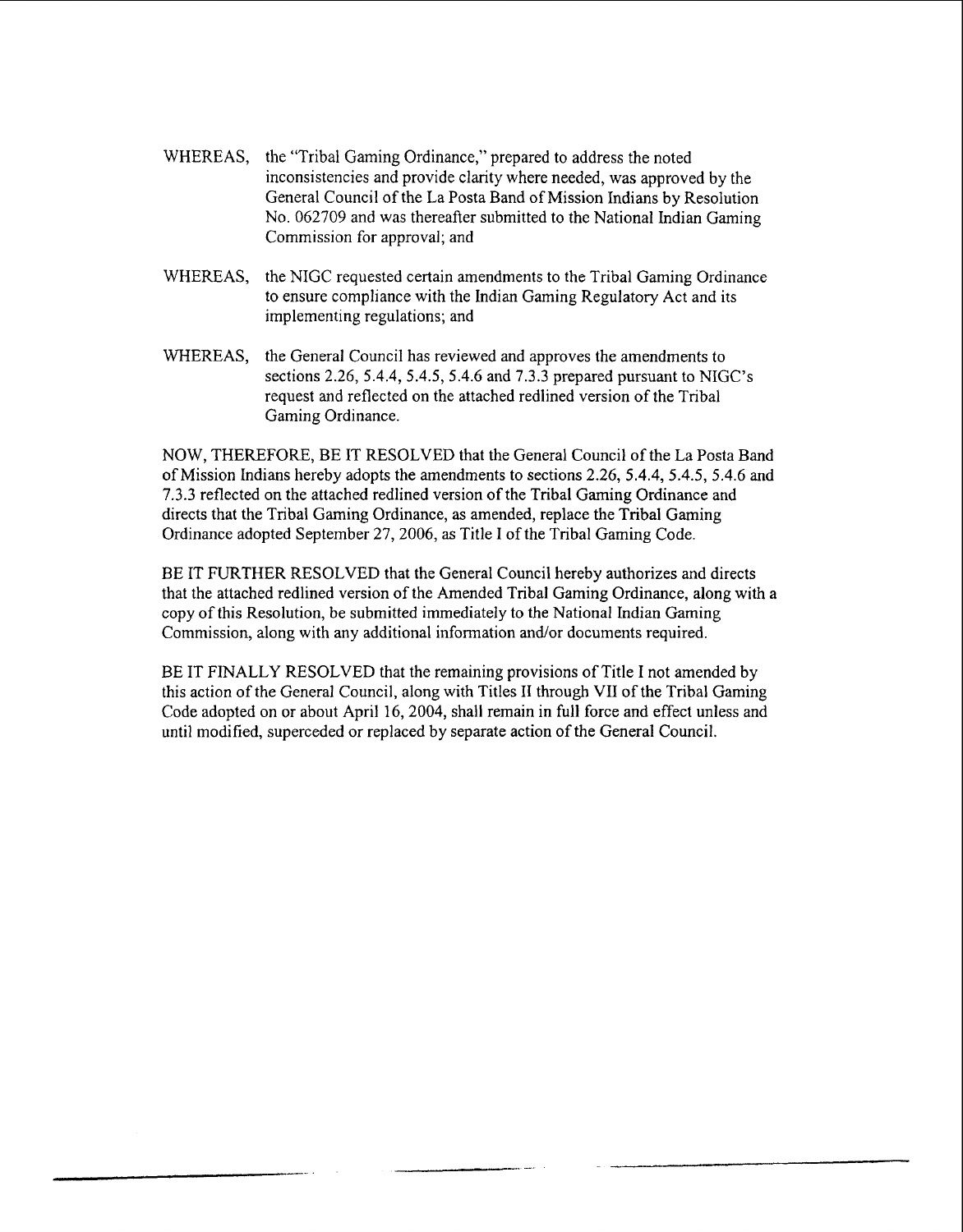WHEREAS, the "Tribal Gaming Ordinance," prepared to address the noted inconsistencies and provide clarity where needed, was approved by the General Council of the La Posta Band of Mission Indians by Resolution No. 062709 and was thereafter submitted to the National Indian Gaming Commission for approval; and

WHEREAS, the NIGC requested certain amendments to the Tribal Gaming Ordinance to ensure compliance with the Indian Gaming Regulatory Act and its implementing regulations; and

WHEREAS, the General Council has reviewed and approves the amendments to sections 2.26, 5.4.4, 5.4.5, 5.4.6 and 7.3.3 prepared pursuant to NIGC's request and reflected on the attached redlined version of the Tribal Gaming Ordinance.

NOW, THEREFORE, BE IT RESOLVED that the General Council of the La Posta Band of Mission Indians hereby adopts the amendments to sections 2.26, 5.4.4, 5.4.5, 5.4.6 and 7.3.3 reflected on the attached redlined version of the Tribal Gaming Ordinance and directs that the Tribal Gaming Ordinance, as amended, replace the Tribal Gaming Ordinance adopted September 27, 2006, as Title I of the Tribal Gaming Code.

BE IT FURTHER RESOLVED that the General Council hereby authorizes and directs that the attached redlined version of the Amended Tribal Gaming Ordinance, along with a copy of this Resolution, be submitted immediately to the National Indian Gaming Commission, along with any additional information and/or documents required.

BE IT FINALLY RESOLVED that the remaining provisions of Title I not amended by this action of the General Council, along with Titles II through VII of the Tribal Gaming Code adopted on or about April 16, 2004, shall remain in full force and effect unless and until modified, superceded or replaced by separate action of the General Council.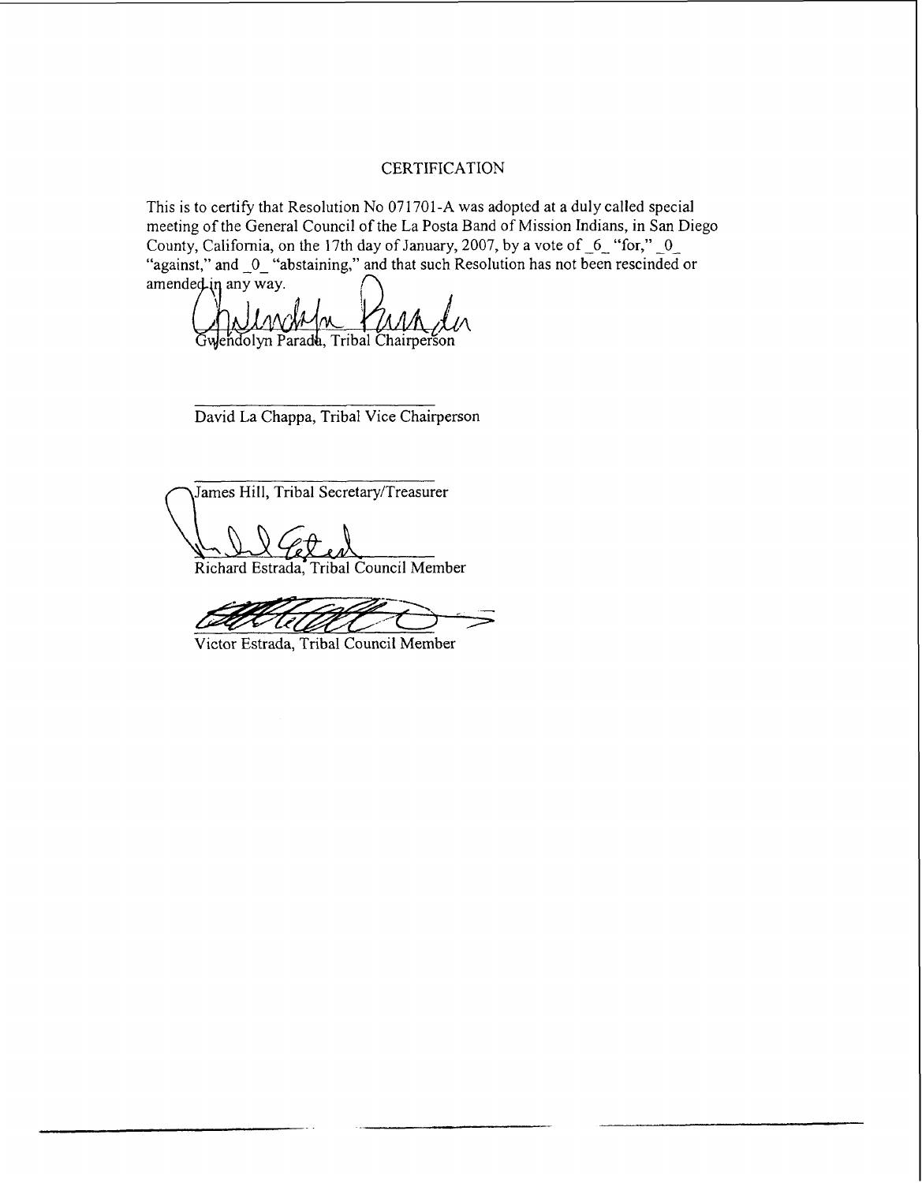# CERTIFICATION

This is to certify that Resolution No 071701-A was adopted at a duly called special meeting of the General Council of the La Posta Band of Mission Indians, in San Diego County, California, on the 17th day of January, 2007, by a vote of _6_ "for," _0_ "against," and _0_ "abstaining," and that such Resolution has not been rescinded or amended in any way.

Gwendolyn Parada, Tribal Chairperson

David La Chappa, Tribal Vice Chairperson

James Hill, Tribal Secretary/Treasurer

Richard Estrada, Tribal Council Member

Victor Estrada, Tribal Council Member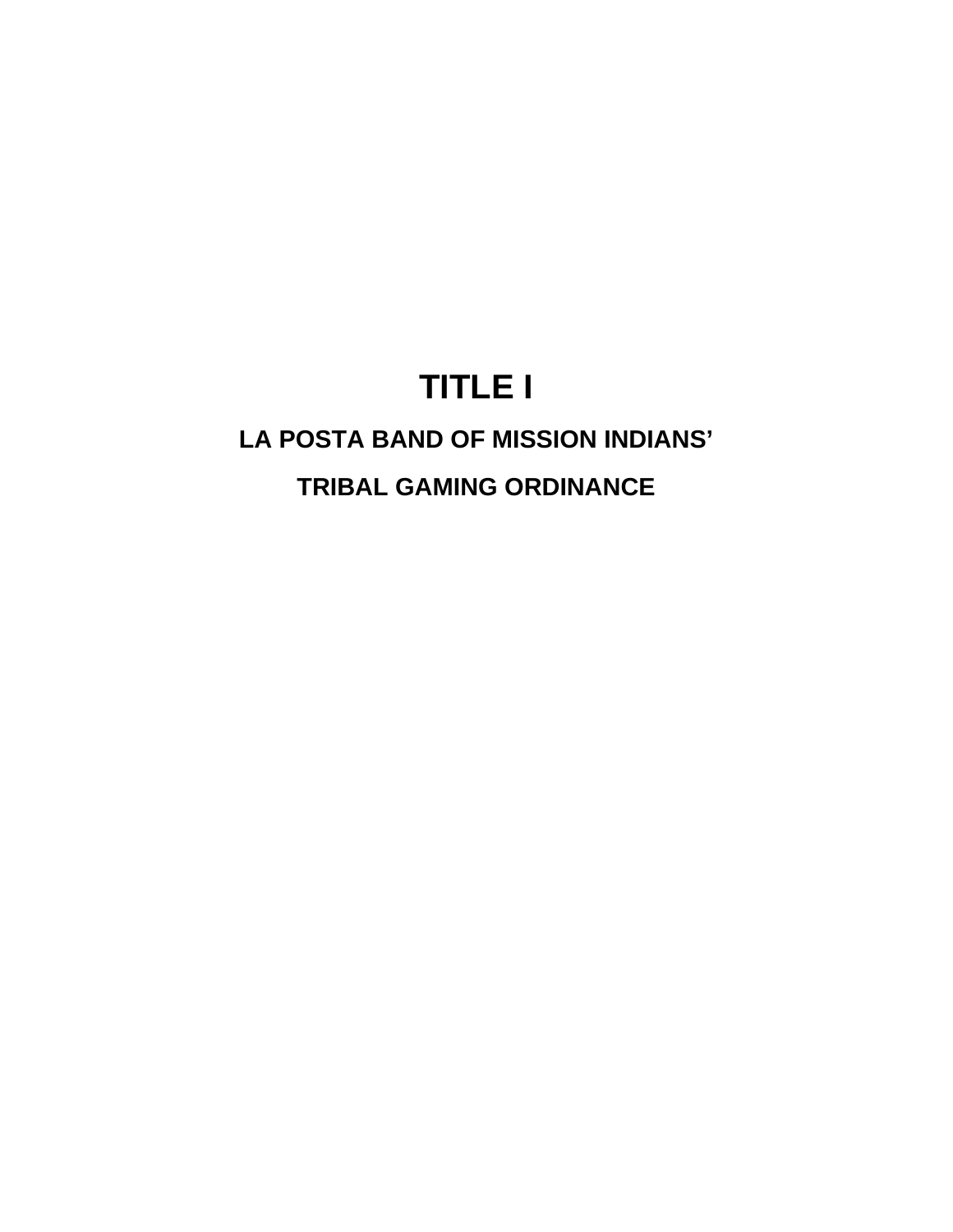# TITLE I

## LA POSTA BAND OF MISSION INDIANS'

## TRIBAL GAMING ORDINANCE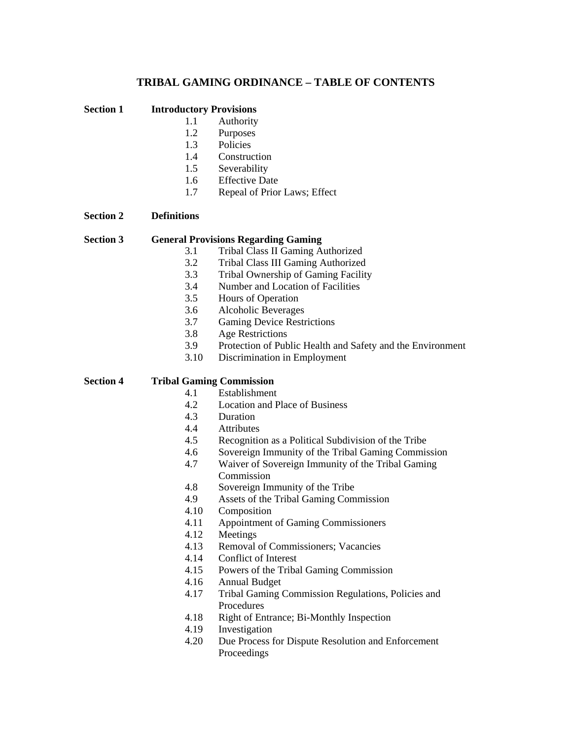# TRIBAL GAMING ORDINANCE – TABLE OF CONTENTS

**Section 1 Introductory Provisions**

- 1.1 Authority
- 1.2 Purposes
- 1.3 Policies
- 1.4 Construction
- 1.5 Severability
- 1.6 Effective Date
- 1.7 Repeal of Prior Laws; Effect

**Section 2 Definitions**

**Section 3 General Provisions Regarding Gaming**

- 3.1 Tribal Class II Gaming Authorized
- 3.2 Tribal Class III Gaming Authorized
- 3.3 Tribal Ownership of Gaming Facility
- 3.4 Number and Location of Facilities
- 3.5 Hours of Operation
- 3.6 Alcoholic Beverages
- 3.7 Gaming Device Restrictions
- 3.8 Age Restrictions
- 3.9 Protection of Public Health and Safety and the Environment
- 3.10 Discrimination in Employment

**Section 4 Tribal Gaming Commission**

- 4.1 Establishment
- 4.2 Location and Place of Business
- 4.3 Duration
- 4.4 Attributes
- 4.5 Recognition as a Political Subdivision of the Tribe
- 4.6 Sovereign Immunity of the Tribal Gaming Commission
- 4.7 Waiver of Sovereign Immunity of the Tribal Gaming Commission
- 4.8 Sovereign Immunity of the Tribe
- 4.9 Assets of the Tribal Gaming Commission
- 4.10 Composition
- 4.11 Appointment of Gaming Commissioners
- 4.12 Meetings
- 4.13 Removal of Commissioners; Vacancies
- 4.14 Conflict of Interest
- 4.15 Powers of the Tribal Gaming Commission
- 4.16 Annual Budget
- 4.17 Tribal Gaming Commission Regulations, Policies and Procedures
- 4.18 Right of Entrance; Bi-Monthly Inspection
- 4.19 Investigation
- 4.20 Due Process for Dispute Resolution and Enforcement Proceedings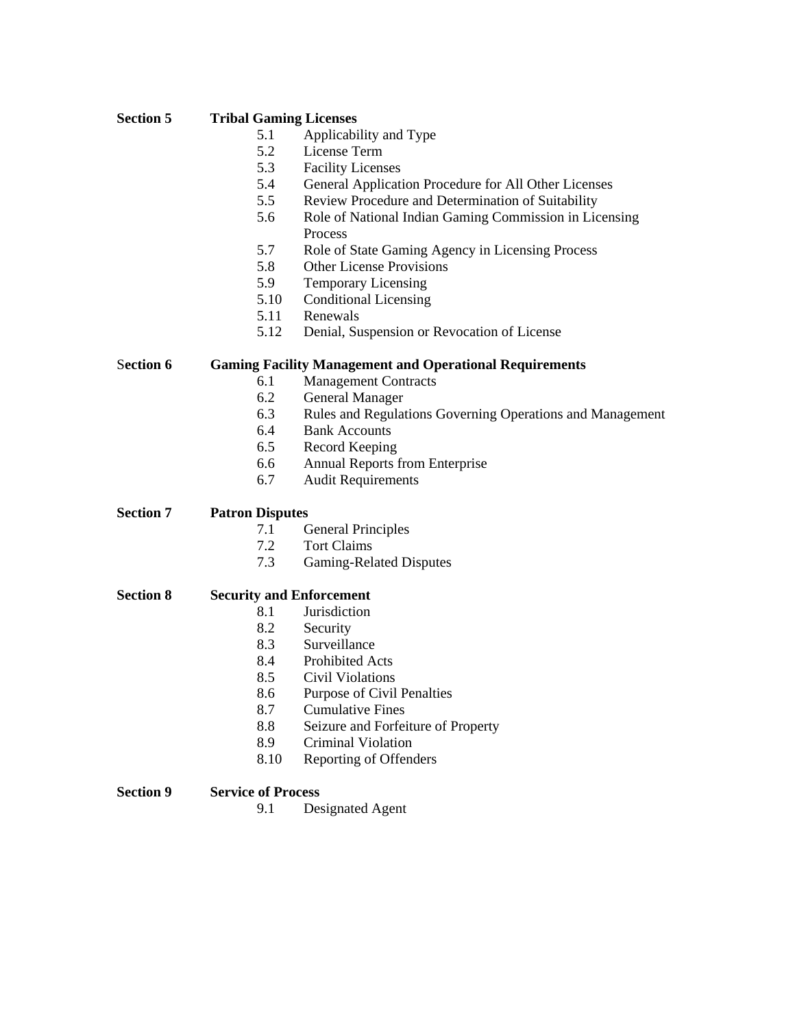**Section 5 Tribal Gaming Licenses**

- 5.1 Applicability and Type
- 5.2 License Term
- 5.3 Facility Licenses
- 5.4 General Application Procedure for All Other Licenses
- 5.5 Review Procedure and Determination of Suitability
- 5.6 Role of National Indian Gaming Commission in Licensing Process
- 5.7 Role of State Gaming Agency in Licensing Process
- 5.8 Other License Provisions
- 5.9 Temporary Licensing
- 5.10 Conditional Licensing
- 5.11 Renewals
- 5.12 Denial, Suspension or Revocation of License

**Section 6 Gaming Facility Management and Operational Requirements**

- 6.1 Management Contracts
- 6.2 General Manager
- 6.3 Rules and Regulations Governing Operations and Management
- 6.4 Bank Accounts
- 6.5 Record Keeping
- 6.6 Annual Reports from Enterprise
- 6.7 Audit Requirements

**Section 7 Patron Disputes**

- 7.1 General Principles
- 7.2 Tort Claims
- 7.3 Gaming-Related Disputes

**Section 8 Security and Enforcement**

- 8.1 Jurisdiction
- 8.2 Security
- 8.3 Surveillance
- 8.4 Prohibited Acts
- 8.5 Civil Violations
- 8.6 Purpose of Civil Penalties
- 8.7 Cumulative Fines
- 8.8 Seizure and Forfeiture of Property
- 8.9 Criminal Violation
- 8.10 Reporting of Offenders

**Section 9 Service of Process**

- 9.1 Designated Agent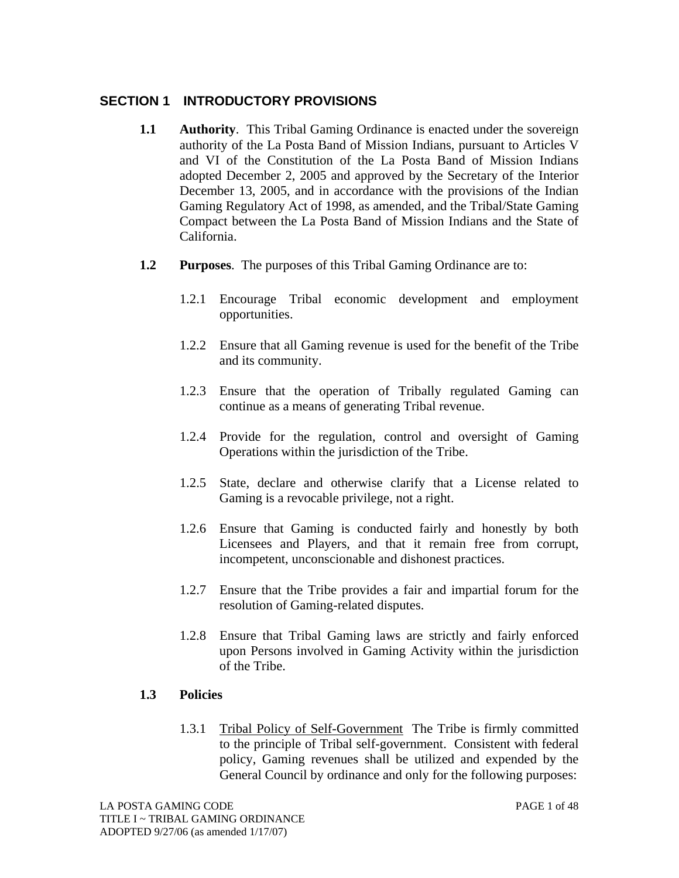## SECTION 1 INTRODUCTORY PROVISIONS

**1.1 Authority**. This Tribal Gaming Ordinance is enacted under the sovereign authority of the La Posta Band of Mission Indians, pursuant to Articles V and VI of the Constitution of the La Posta Band of Mission Indians adopted December 2, 2005 and approved by the Secretary of the Interior December 13, 2005, and in accordance with the provisions of the Indian Gaming Regulatory Act of 1998, as amended, and the Tribal/State Gaming Compact between the La Posta Band of Mission Indians and the State of California.

**1.2 Purposes**. The purposes of this Tribal Gaming Ordinance are to:

1.2.1 Encourage Tribal economic development and employment opportunities.

1.2.2 Ensure that all Gaming revenue is used for the benefit of the Tribe and its community.

1.2.3 Ensure that the operation of Tribally regulated Gaming can continue as a means of generating Tribal revenue.

1.2.4 Provide for the regulation, control and oversight of Gaming Operations within the jurisdiction of the Tribe.

1.2.5 State, declare and otherwise clarify that a License related to Gaming is a revocable privilege, not a right.

1.2.6 Ensure that Gaming is conducted fairly and honestly by both Licensees and Players, and that it remain free from corrupt, incompetent, unconscionable and dishonest practices.

1.2.7 Ensure that the Tribe provides a fair and impartial forum for the resolution of Gaming-related disputes.

1.2.8 Ensure that Tribal Gaming laws are strictly and fairly enforced upon Persons involved in Gaming Activity within the jurisdiction of the Tribe.

**1.3 Policies**

1.3.1 Tribal Policy of Self-Government The Tribe is firmly committed to the principle of Tribal self-government. Consistent with federal policy, Gaming revenues shall be utilized and expended by the General Council by ordinance and only for the following purposes: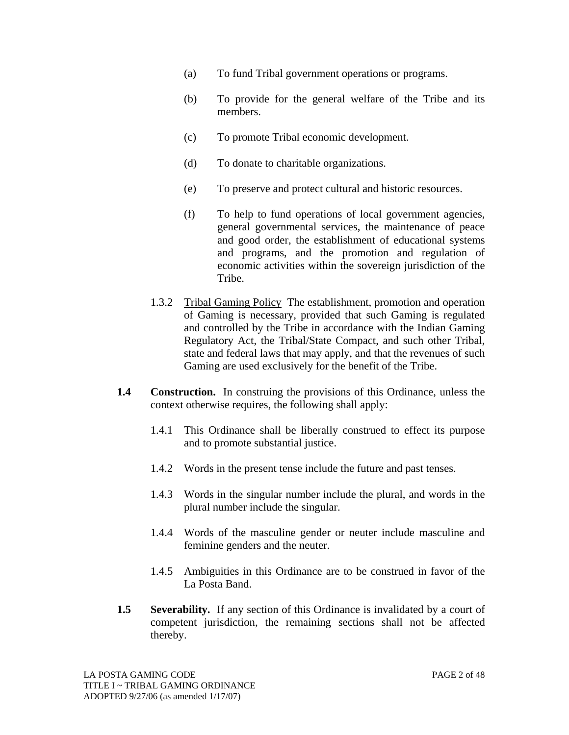(a) To fund Tribal government operations or programs.

(b) To provide for the general welfare of the Tribe and its members.

(c) To promote Tribal economic development.

(d) To donate to charitable organizations.

(e) To preserve and protect cultural and historic resources.

(f) To help to fund operations of local government agencies, general governmental services, the maintenance of peace and good order, the establishment of educational systems and programs, and the promotion and regulation of economic activities within the sovereign jurisdiction of the Tribe.

1.3.2 Tribal Gaming Policy The establishment, promotion and operation of Gaming is necessary, provided that such Gaming is regulated and controlled by the Tribe in accordance with the Indian Gaming Regulatory Act, the Tribal/State Compact, and such other Tribal, state and federal laws that may apply, and that the revenues of such Gaming are used exclusively for the benefit of the Tribe.

**1.4 Construction.** In construing the provisions of this Ordinance, unless the context otherwise requires, the following shall apply:

1.4.1 This Ordinance shall be liberally construed to effect its purpose and to promote substantial justice.

1.4.2 Words in the present tense include the future and past tenses.

1.4.3 Words in the singular number include the plural, and words in the plural number include the singular.

1.4.4 Words of the masculine gender or neuter include masculine and feminine genders and the neuter.

1.4.5 Ambiguities in this Ordinance are to be construed in favor of the La Posta Band.

**1.5 Severability.** If any section of this Ordinance is invalidated by a court of competent jurisdiction, the remaining sections shall not be affected thereby.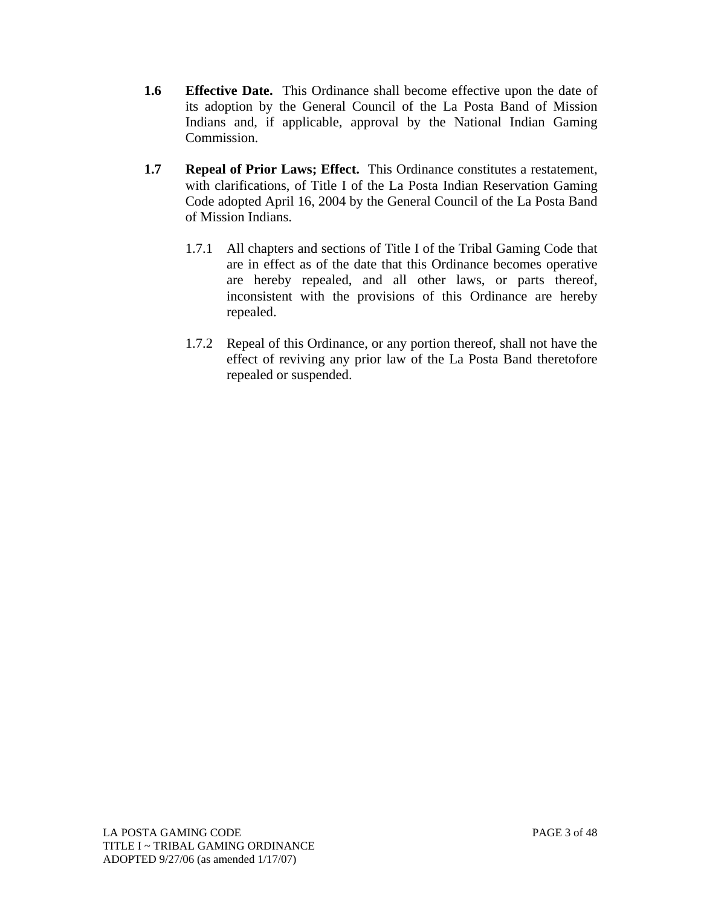**1.6 Effective Date.** This Ordinance shall become effective upon the date of its adoption by the General Council of the La Posta Band of Mission Indians and, if applicable, approval by the National Indian Gaming Commission.

**1.7 Repeal of Prior Laws; Effect.** This Ordinance constitutes a restatement, with clarifications, of Title I of the La Posta Indian Reservation Gaming Code adopted April 16, 2004 by the General Council of the La Posta Band of Mission Indians.

1.7.1 All chapters and sections of Title I of the Tribal Gaming Code that are in effect as of the date that this Ordinance becomes operative are hereby repealed, and all other laws, or parts thereof, inconsistent with the provisions of this Ordinance are hereby repealed.

1.7.2 Repeal of this Ordinance, or any portion thereof, shall not have the effect of reviving any prior law of the La Posta Band theretofore repealed or suspended.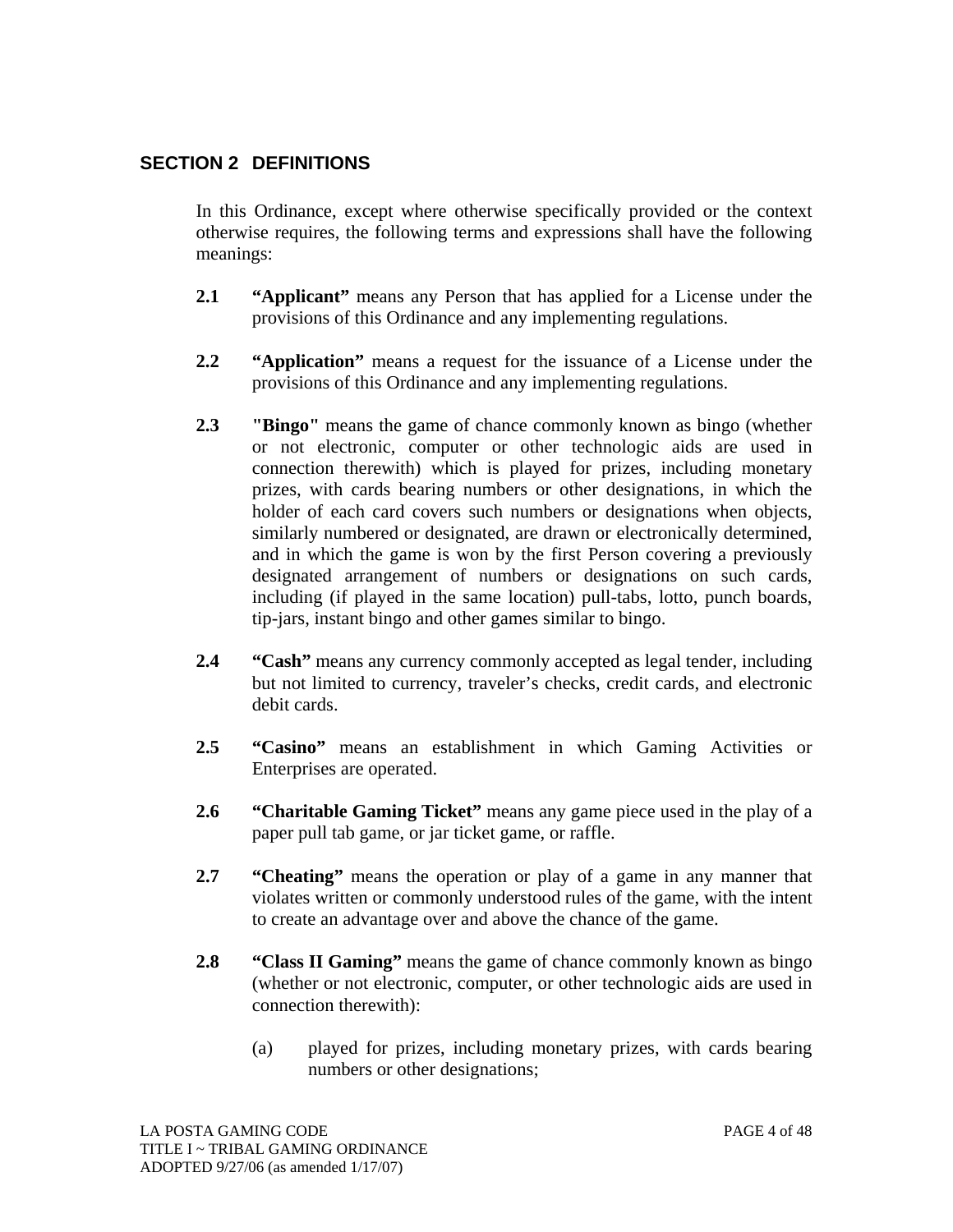## SECTION 2 DEFINITIONS

In this Ordinance, except where otherwise specifically provided or the context otherwise requires, the following terms and expressions shall have the following meanings:

**2.1** **"Applicant"** means any Person that has applied for a License under the provisions of this Ordinance and any implementing regulations.

**2.2** **"Application"** means a request for the issuance of a License under the provisions of this Ordinance and any implementing regulations.

**2.3** **"Bingo"** means the game of chance commonly known as bingo (whether or not electronic, computer or other technologic aids are used in connection therewith) which is played for prizes, including monetary prizes, with cards bearing numbers or other designations, in which the holder of each card covers such numbers or designations when objects, similarly numbered or designated, are drawn or electronically determined, and in which the game is won by the first Person covering a previously designated arrangement of numbers or designations on such cards, including (if played in the same location) pull-tabs, lotto, punch boards, tip-jars, instant bingo and other games similar to bingo.

**2.4** **"Cash"** means any currency commonly accepted as legal tender, including but not limited to currency, traveler's checks, credit cards, and electronic debit cards.

**2.5** **"Casino"** means an establishment in which Gaming Activities or Enterprises are operated.

**2.6** **"Charitable Gaming Ticket"** means any game piece used in the play of a paper pull tab game, or jar ticket game, or raffle.

**2.7** **"Cheating"** means the operation or play of a game in any manner that violates written or commonly understood rules of the game, with the intent to create an advantage over and above the chance of the game.

**2.8** **"Class II Gaming"** means the game of chance commonly known as bingo (whether or not electronic, computer, or other technologic aids are used in connection therewith):

(a) played for prizes, including monetary prizes, with cards bearing numbers or other designations;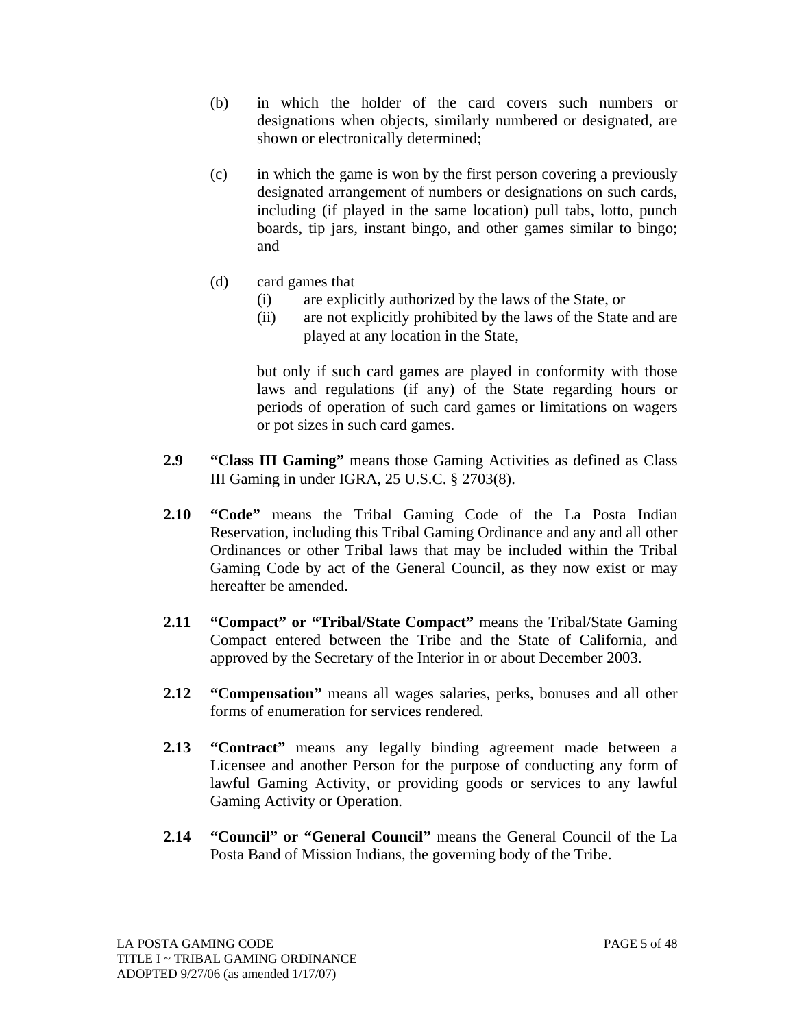(b) in which the holder of the card covers such numbers or designations when objects, similarly numbered or designated, are shown or electronically determined;

(c) in which the game is won by the first person covering a previously designated arrangement of numbers or designations on such cards, including (if played in the same location) pull tabs, lotto, punch boards, tip jars, instant bingo, and other games similar to bingo; and

(d) card games that
   (i) are explicitly authorized by the laws of the State, or
   (ii) are not explicitly prohibited by the laws of the State and are played at any location in the State,

   but only if such card games are played in conformity with those laws and regulations (if any) of the State regarding hours or periods of operation of such card games or limitations on wagers or pot sizes in such card games.

**2.9** **"Class III Gaming"** means those Gaming Activities as defined as Class III Gaming in under IGRA, 25 U.S.C. § 2703(8).

**2.10** **"Code"** means the Tribal Gaming Code of the La Posta Indian Reservation, including this Tribal Gaming Ordinance and any and all other Ordinances or other Tribal laws that may be included within the Tribal Gaming Code by act of the General Council, as they now exist or may hereafter be amended.

**2.11** **"Compact" or "Tribal/State Compact"** means the Tribal/State Gaming Compact entered between the Tribe and the State of California, and approved by the Secretary of the Interior in or about December 2003.

**2.12** **"Compensation"** means all wages salaries, perks, bonuses and all other forms of enumeration for services rendered.

**2.13** **"Contract"** means any legally binding agreement made between a Licensee and another Person for the purpose of conducting any form of lawful Gaming Activity, or providing goods or services to any lawful Gaming Activity or Operation.

**2.14** **"Council" or "General Council"** means the General Council of the La Posta Band of Mission Indians, the governing body of the Tribe.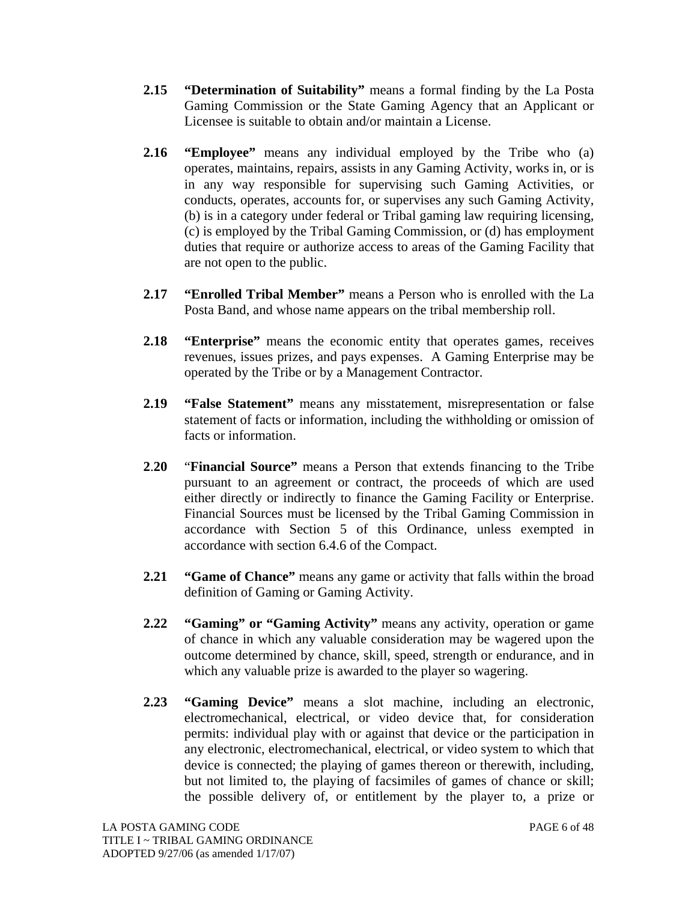**2.15 "Determination of Suitability"** means a formal finding by the La Posta Gaming Commission or the State Gaming Agency that an Applicant or Licensee is suitable to obtain and/or maintain a License.

**2.16 "Employee"** means any individual employed by the Tribe who (a) operates, maintains, repairs, assists in any Gaming Activity, works in, or is in any way responsible for supervising such Gaming Activities, or conducts, operates, accounts for, or supervises any such Gaming Activity, (b) is in a category under federal or Tribal gaming law requiring licensing, (c) is employed by the Tribal Gaming Commission, or (d) has employment duties that require or authorize access to areas of the Gaming Facility that are not open to the public.

**2.17 "Enrolled Tribal Member"** means a Person who is enrolled with the La Posta Band, and whose name appears on the tribal membership roll.

**2.18 "Enterprise"** means the economic entity that operates games, receives revenues, issues prizes, and pays expenses. A Gaming Enterprise may be operated by the Tribe or by a Management Contractor.

**2.19 "False Statement"** means any misstatement, misrepresentation or false statement of facts or information, including the withholding or omission of facts or information.

**2.20** "**Financial Source"** means a Person that extends financing to the Tribe pursuant to an agreement or contract, the proceeds of which are used either directly or indirectly to finance the Gaming Facility or Enterprise. Financial Sources must be licensed by the Tribal Gaming Commission in accordance with Section 5 of this Ordinance, unless exempted in accordance with section 6.4.6 of the Compact.

**2.21 "Game of Chance"** means any game or activity that falls within the broad definition of Gaming or Gaming Activity.

**2.22 "Gaming" or "Gaming Activity"** means any activity, operation or game of chance in which any valuable consideration may be wagered upon the outcome determined by chance, skill, speed, strength or endurance, and in which any valuable prize is awarded to the player so wagering.

**2.23 "Gaming Device"** means a slot machine, including an electronic, electromechanical, electrical, or video device that, for consideration permits: individual play with or against that device or the participation in any electronic, electromechanical, electrical, or video system to which that device is connected; the playing of games thereon or therewith, including, but not limited to, the playing of facsimiles of games of chance or skill; the possible delivery of, or entitlement by the player to, a prize or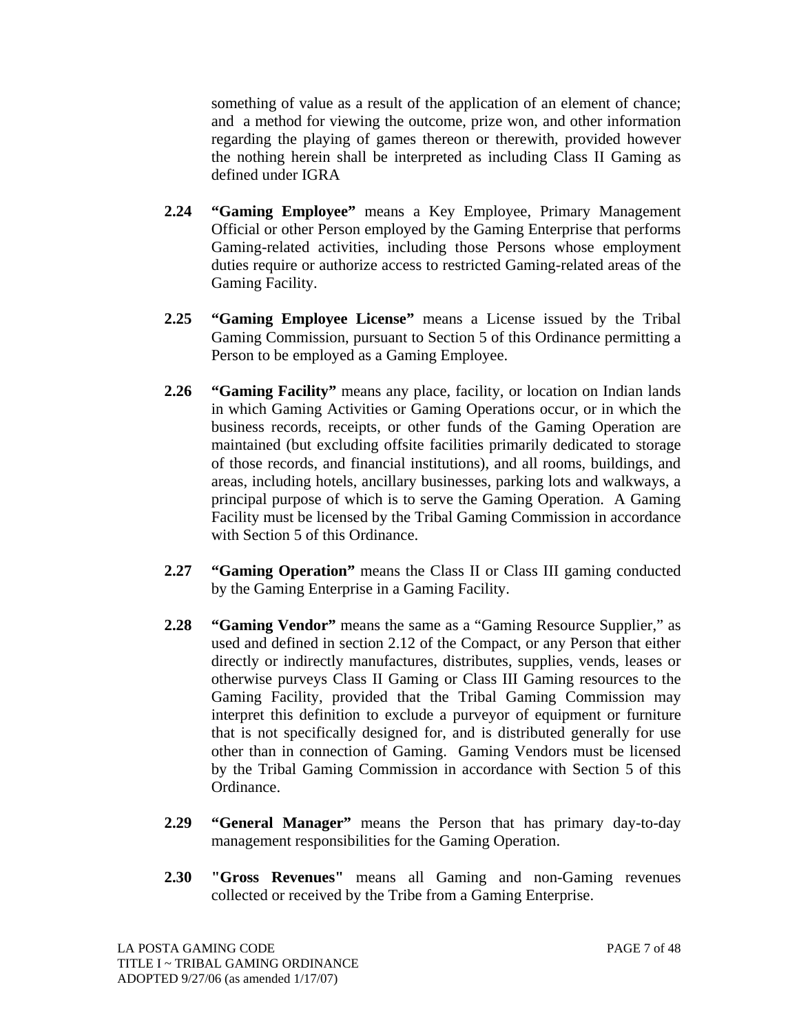something of value as a result of the application of an element of chance; and a method for viewing the outcome, prize won, and other information regarding the playing of games thereon or therewith, provided however the nothing herein shall be interpreted as including Class II Gaming as defined under IGRA

**2.24** **"Gaming Employee"** means a Key Employee, Primary Management Official or other Person employed by the Gaming Enterprise that performs Gaming-related activities, including those Persons whose employment duties require or authorize access to restricted Gaming-related areas of the Gaming Facility.

**2.25** **"Gaming Employee License"** means a License issued by the Tribal Gaming Commission, pursuant to Section 5 of this Ordinance permitting a Person to be employed as a Gaming Employee.

**2.26** **"Gaming Facility"** means any place, facility, or location on Indian lands in which Gaming Activities or Gaming Operations occur, or in which the business records, receipts, or other funds of the Gaming Operation are maintained (but excluding offsite facilities primarily dedicated to storage of those records, and financial institutions), and all rooms, buildings, and areas, including hotels, ancillary businesses, parking lots and walkways, a principal purpose of which is to serve the Gaming Operation. A Gaming Facility must be licensed by the Tribal Gaming Commission in accordance with Section 5 of this Ordinance.

**2.27** **"Gaming Operation"** means the Class II or Class III gaming conducted by the Gaming Enterprise in a Gaming Facility.

**2.28** **"Gaming Vendor"** means the same as a "Gaming Resource Supplier," as used and defined in section 2.12 of the Compact, or any Person that either directly or indirectly manufactures, distributes, supplies, vends, leases or otherwise purveys Class II Gaming or Class III Gaming resources to the Gaming Facility, provided that the Tribal Gaming Commission may interpret this definition to exclude a purveyor of equipment or furniture that is not specifically designed for, and is distributed generally for use other than in connection of Gaming. Gaming Vendors must be licensed by the Tribal Gaming Commission in accordance with Section 5 of this Ordinance.

**2.29** **"General Manager"** means the Person that has primary day-to-day management responsibilities for the Gaming Operation.

**2.30** **"Gross Revenues"** means all Gaming and non-Gaming revenues collected or received by the Tribe from a Gaming Enterprise.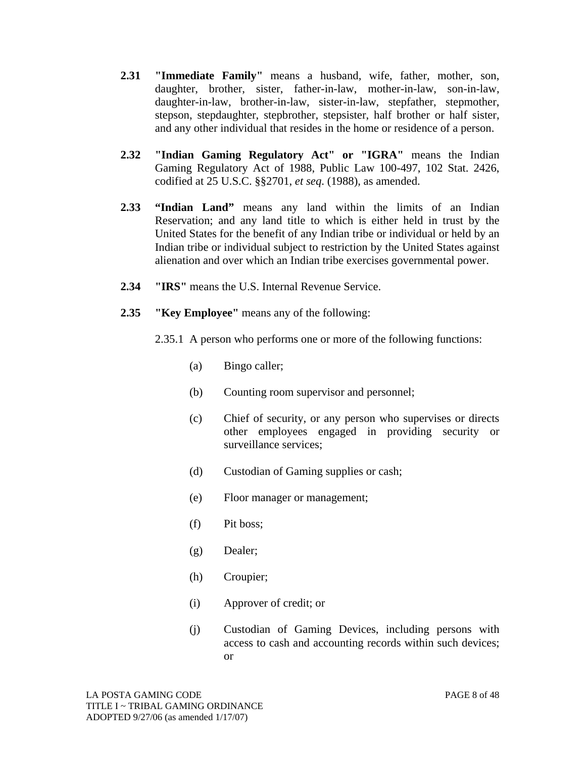**2.31** **"Immediate Family"** means a husband, wife, father, mother, son, daughter, brother, sister, father-in-law, mother-in-law, son-in-law, daughter-in-law, brother-in-law, sister-in-law, stepfather, stepmother, stepson, stepdaughter, stepbrother, stepsister, half brother or half sister, and any other individual that resides in the home or residence of a person.

**2.32** **"Indian Gaming Regulatory Act" or "IGRA"** means the Indian Gaming Regulatory Act of 1988, Public Law 100-497, 102 Stat. 2426, codified at 25 U.S.C. §§2701, *et seq.* (1988), as amended.

**2.33** **"Indian Land"** means any land within the limits of an Indian Reservation; and any land title to which is either held in trust by the United States for the benefit of any Indian tribe or individual or held by an Indian tribe or individual subject to restriction by the United States against alienation and over which an Indian tribe exercises governmental power.

**2.34** **"IRS"** means the U.S. Internal Revenue Service.

**2.35** **"Key Employee"** means any of the following:

2.35.1 A person who performs one or more of the following functions:

(a) Bingo caller;

(b) Counting room supervisor and personnel;

(c) Chief of security, or any person who supervises or directs other employees engaged in providing security or surveillance services;

(d) Custodian of Gaming supplies or cash;

(e) Floor manager or management;

(f) Pit boss;

(g) Dealer;

(h) Croupier;

(i) Approver of credit; or

(j) Custodian of Gaming Devices, including persons with access to cash and accounting records within such devices; or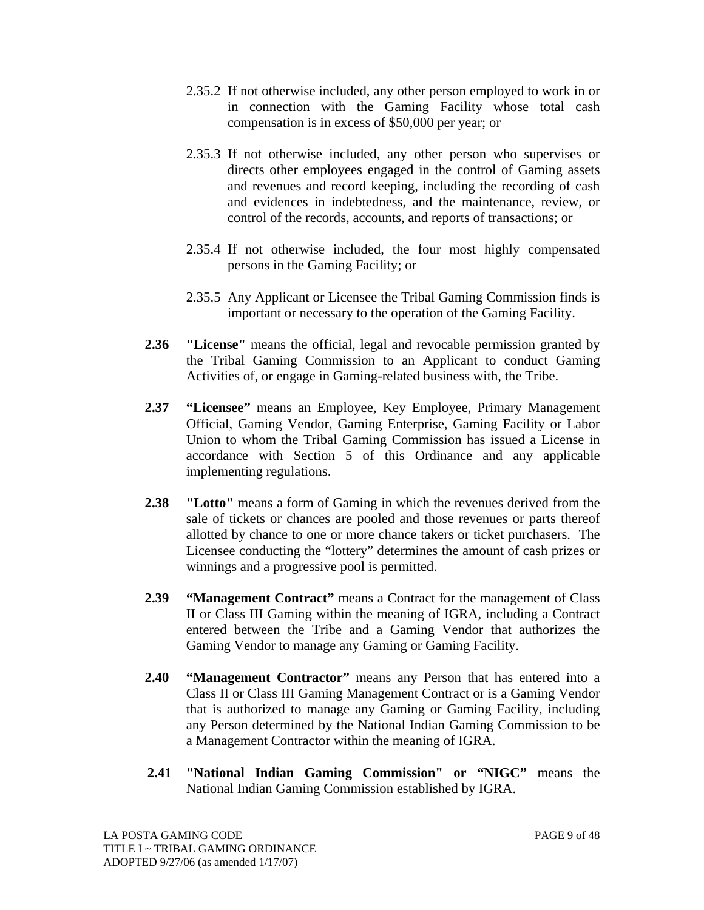2.35.2 If not otherwise included, any other person employed to work in or in connection with the Gaming Facility whose total cash compensation is in excess of $50,000 per year; or

2.35.3 If not otherwise included, any other person who supervises or directs other employees engaged in the control of Gaming assets and revenues and record keeping, including the recording of cash and evidences in indebtedness, and the maintenance, review, or control of the records, accounts, and reports of transactions; or

2.35.4 If not otherwise included, the four most highly compensated persons in the Gaming Facility; or

2.35.5 Any Applicant or Licensee the Tribal Gaming Commission finds is important or necessary to the operation of the Gaming Facility.

**2.36** **"License"** means the official, legal and revocable permission granted by the Tribal Gaming Commission to an Applicant to conduct Gaming Activities of, or engage in Gaming-related business with, the Tribe.

**2.37** **"Licensee"** means an Employee, Key Employee, Primary Management Official, Gaming Vendor, Gaming Enterprise, Gaming Facility or Labor Union to whom the Tribal Gaming Commission has issued a License in accordance with Section 5 of this Ordinance and any applicable implementing regulations.

**2.38** **"Lotto"** means a form of Gaming in which the revenues derived from the sale of tickets or chances are pooled and those revenues or parts thereof allotted by chance to one or more chance takers or ticket purchasers. The Licensee conducting the "lottery" determines the amount of cash prizes or winnings and a progressive pool is permitted.

**2.39** **"Management Contract"** means a Contract for the management of Class II or Class III Gaming within the meaning of IGRA, including a Contract entered between the Tribe and a Gaming Vendor that authorizes the Gaming Vendor to manage any Gaming or Gaming Facility.

**2.40** **"Management Contractor"** means any Person that has entered into a Class II or Class III Gaming Management Contract or is a Gaming Vendor that is authorized to manage any Gaming or Gaming Facility, including any Person determined by the National Indian Gaming Commission to be a Management Contractor within the meaning of IGRA.

**2.41** **"National Indian Gaming Commission" or "NIGC"** means the National Indian Gaming Commission established by IGRA.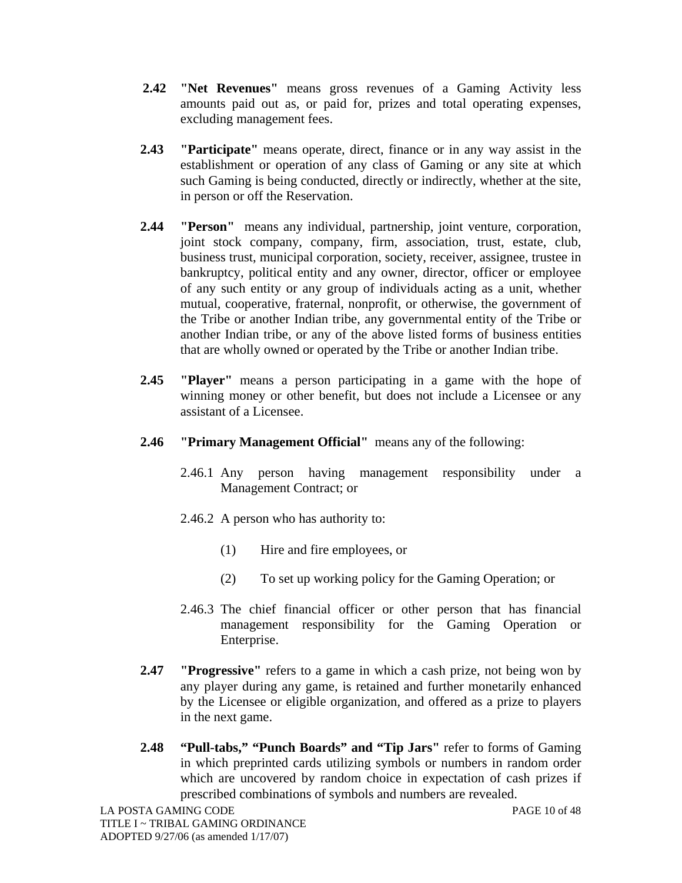**2.42 "Net Revenues"** means gross revenues of a Gaming Activity less amounts paid out as, or paid for, prizes and total operating expenses, excluding management fees.

**2.43 "Participate"** means operate, direct, finance or in any way assist in the establishment or operation of any class of Gaming or any site at which such Gaming is being conducted, directly or indirectly, whether at the site, in person or off the Reservation.

**2.44 "Person"** means any individual, partnership, joint venture, corporation, joint stock company, company, firm, association, trust, estate, club, business trust, municipal corporation, society, receiver, assignee, trustee in bankruptcy, political entity and any owner, director, officer or employee of any such entity or any group of individuals acting as a unit, whether mutual, cooperative, fraternal, nonprofit, or otherwise, the government of the Tribe or another Indian tribe, any governmental entity of the Tribe or another Indian tribe, or any of the above listed forms of business entities that are wholly owned or operated by the Tribe or another Indian tribe.

**2.45 "Player"** means a person participating in a game with the hope of winning money or other benefit, but does not include a Licensee or any assistant of a Licensee.

**2.46 "Primary Management Official"** means any of the following:

2.46.1 Any person having management responsibility under a Management Contract; or

2.46.2 A person who has authority to:

(1) Hire and fire employees, or

(2) To set up working policy for the Gaming Operation; or

2.46.3 The chief financial officer or other person that has financial management responsibility for the Gaming Operation or Enterprise.

**2.47 "Progressive"** refers to a game in which a cash prize, not being won by any player during any game, is retained and further monetarily enhanced by the Licensee or eligible organization, and offered as a prize to players in the next game.

**2.48 "Pull-tabs," "Punch Boards" and "Tip Jars"** refer to forms of Gaming in which preprinted cards utilizing symbols or numbers in random order which are uncovered by random choice in expectation of cash prizes if prescribed combinations of symbols and numbers are revealed.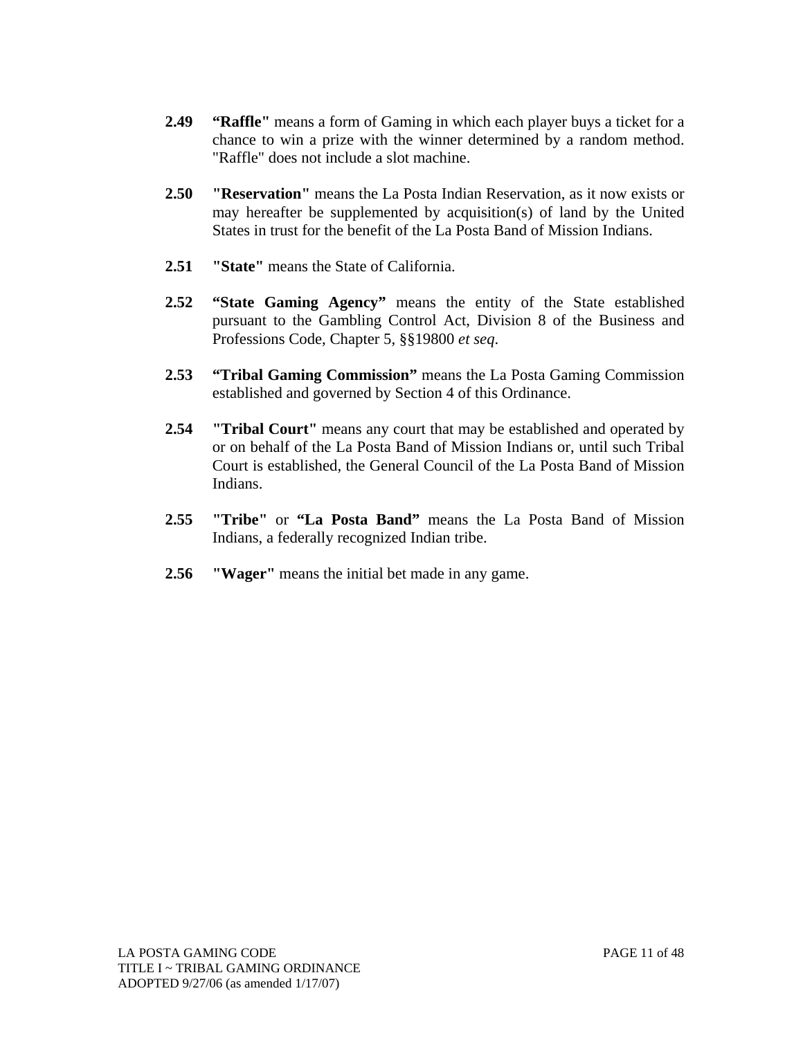**2.49** **"Raffle"** means a form of Gaming in which each player buys a ticket for a chance to win a prize with the winner determined by a random method. "Raffle" does not include a slot machine.

**2.50** **"Reservation"** means the La Posta Indian Reservation, as it now exists or may hereafter be supplemented by acquisition(s) of land by the United States in trust for the benefit of the La Posta Band of Mission Indians.

**2.51** **"State"** means the State of California.

**2.52** **"State Gaming Agency"** means the entity of the State established pursuant to the Gambling Control Act, Division 8 of the Business and Professions Code, Chapter 5, §§19800 *et seq*.

**2.53** **"Tribal Gaming Commission"** means the La Posta Gaming Commission established and governed by Section 4 of this Ordinance.

**2.54** **"Tribal Court"** means any court that may be established and operated by or on behalf of the La Posta Band of Mission Indians or, until such Tribal Court is established, the General Council of the La Posta Band of Mission Indians.

**2.55** **"Tribe"** or **"La Posta Band"** means the La Posta Band of Mission Indians, a federally recognized Indian tribe.

**2.56** **"Wager"** means the initial bet made in any game.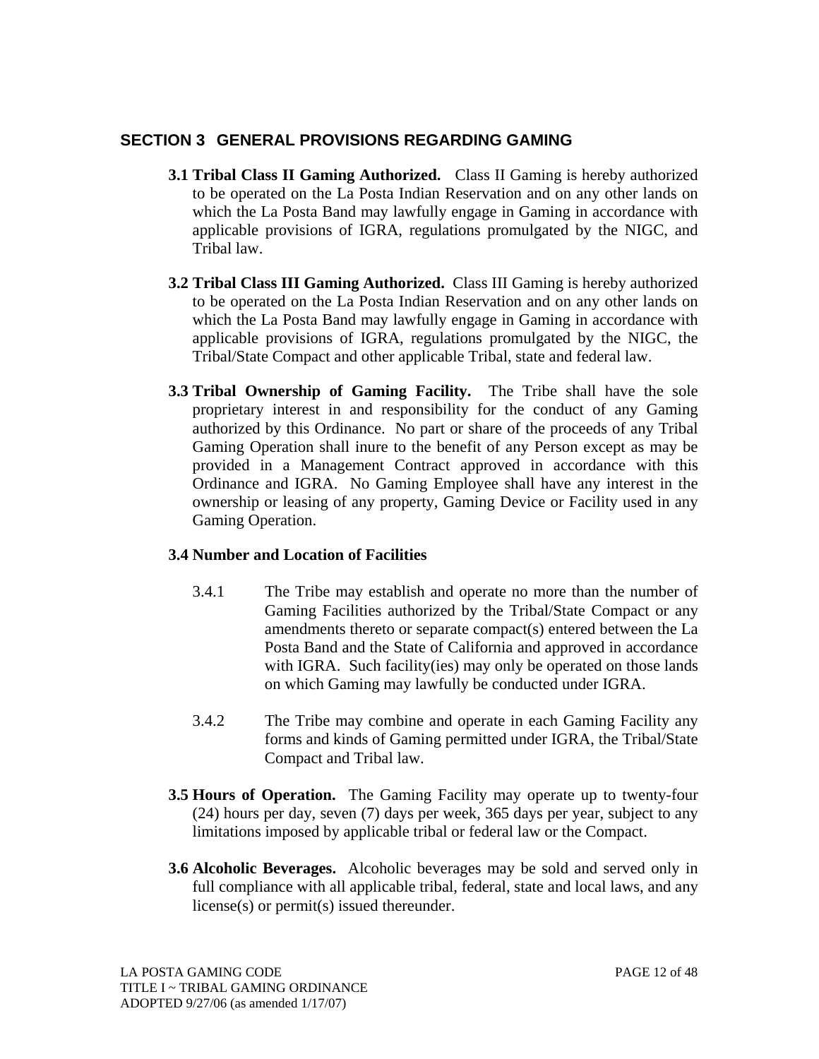## SECTION 3 GENERAL PROVISIONS REGARDING GAMING

**3.1 Tribal Class II Gaming Authorized.** Class II Gaming is hereby authorized to be operated on the La Posta Indian Reservation and on any other lands on which the La Posta Band may lawfully engage in Gaming in accordance with applicable provisions of IGRA, regulations promulgated by the NIGC, and Tribal law.

**3.2 Tribal Class III Gaming Authorized.** Class III Gaming is hereby authorized to be operated on the La Posta Indian Reservation and on any other lands on which the La Posta Band may lawfully engage in Gaming in accordance with applicable provisions of IGRA, regulations promulgated by the NIGC, the Tribal/State Compact and other applicable Tribal, state and federal law.

**3.3 Tribal Ownership of Gaming Facility.** The Tribe shall have the sole proprietary interest in and responsibility for the conduct of any Gaming authorized by this Ordinance. No part or share of the proceeds of any Tribal Gaming Operation shall inure to the benefit of any Person except as may be provided in a Management Contract approved in accordance with this Ordinance and IGRA. No Gaming Employee shall have any interest in the ownership or leasing of any property, Gaming Device or Facility used in any Gaming Operation.

**3.4 Number and Location of Facilities**

3.4.1 The Tribe may establish and operate no more than the number of Gaming Facilities authorized by the Tribal/State Compact or any amendments thereto or separate compact(s) entered between the La Posta Band and the State of California and approved in accordance with IGRA. Such facility(ies) may only be operated on those lands on which Gaming may lawfully be conducted under IGRA.

3.4.2 The Tribe may combine and operate in each Gaming Facility any forms and kinds of Gaming permitted under IGRA, the Tribal/State Compact and Tribal law.

**3.5 Hours of Operation.** The Gaming Facility may operate up to twenty-four (24) hours per day, seven (7) days per week, 365 days per year, subject to any limitations imposed by applicable tribal or federal law or the Compact.

**3.6 Alcoholic Beverages.** Alcoholic beverages may be sold and served only in full compliance with all applicable tribal, federal, state and local laws, and any license(s) or permit(s) issued thereunder.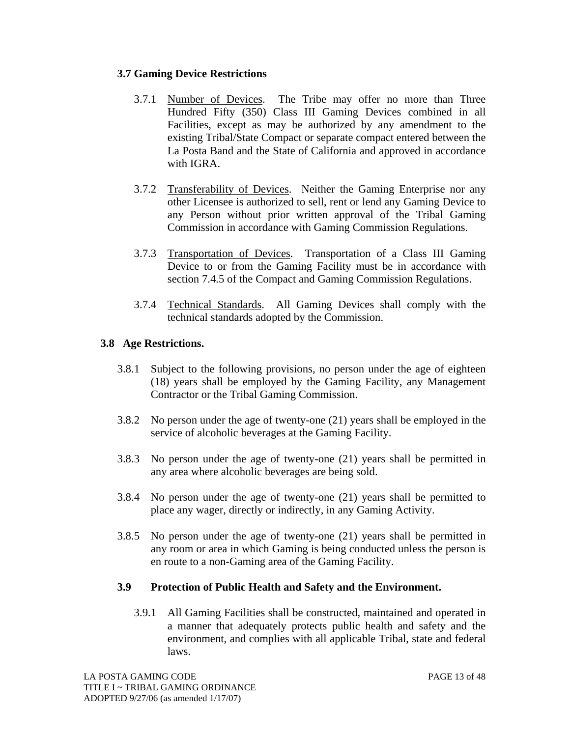### 3.7 Gaming Device Restrictions

3.7.1 Number of Devices. The Tribe may offer no more than Three Hundred Fifty (350) Class III Gaming Devices combined in all Facilities, except as may be authorized by any amendment to the existing Tribal/State Compact or separate compact entered between the La Posta Band and the State of California and approved in accordance with IGRA.

3.7.2 Transferability of Devices. Neither the Gaming Enterprise nor any other Licensee is authorized to sell, rent or lend any Gaming Device to any Person without prior written approval of the Tribal Gaming Commission in accordance with Gaming Commission Regulations.

3.7.3 Transportation of Devices. Transportation of a Class III Gaming Device to or from the Gaming Facility must be in accordance with section 7.4.5 of the Compact and Gaming Commission Regulations.

3.7.4 Technical Standards. All Gaming Devices shall comply with the technical standards adopted by the Commission.

### 3.8 Age Restrictions.

3.8.1 Subject to the following provisions, no person under the age of eighteen (18) years shall be employed by the Gaming Facility, any Management Contractor or the Tribal Gaming Commission.

3.8.2 No person under the age of twenty-one (21) years shall be employed in the service of alcoholic beverages at the Gaming Facility.

3.8.3 No person under the age of twenty-one (21) years shall be permitted in any area where alcoholic beverages are being sold.

3.8.4 No person under the age of twenty-one (21) years shall be permitted to place any wager, directly or indirectly, in any Gaming Activity.

3.8.5 No person under the age of twenty-one (21) years shall be permitted in any room or area in which Gaming is being conducted unless the person is en route to a non-Gaming area of the Gaming Facility.

### 3.9 Protection of Public Health and Safety and the Environment.

3.9.1 All Gaming Facilities shall be constructed, maintained and operated in a manner that adequately protects public health and safety and the environment, and complies with all applicable Tribal, state and federal laws.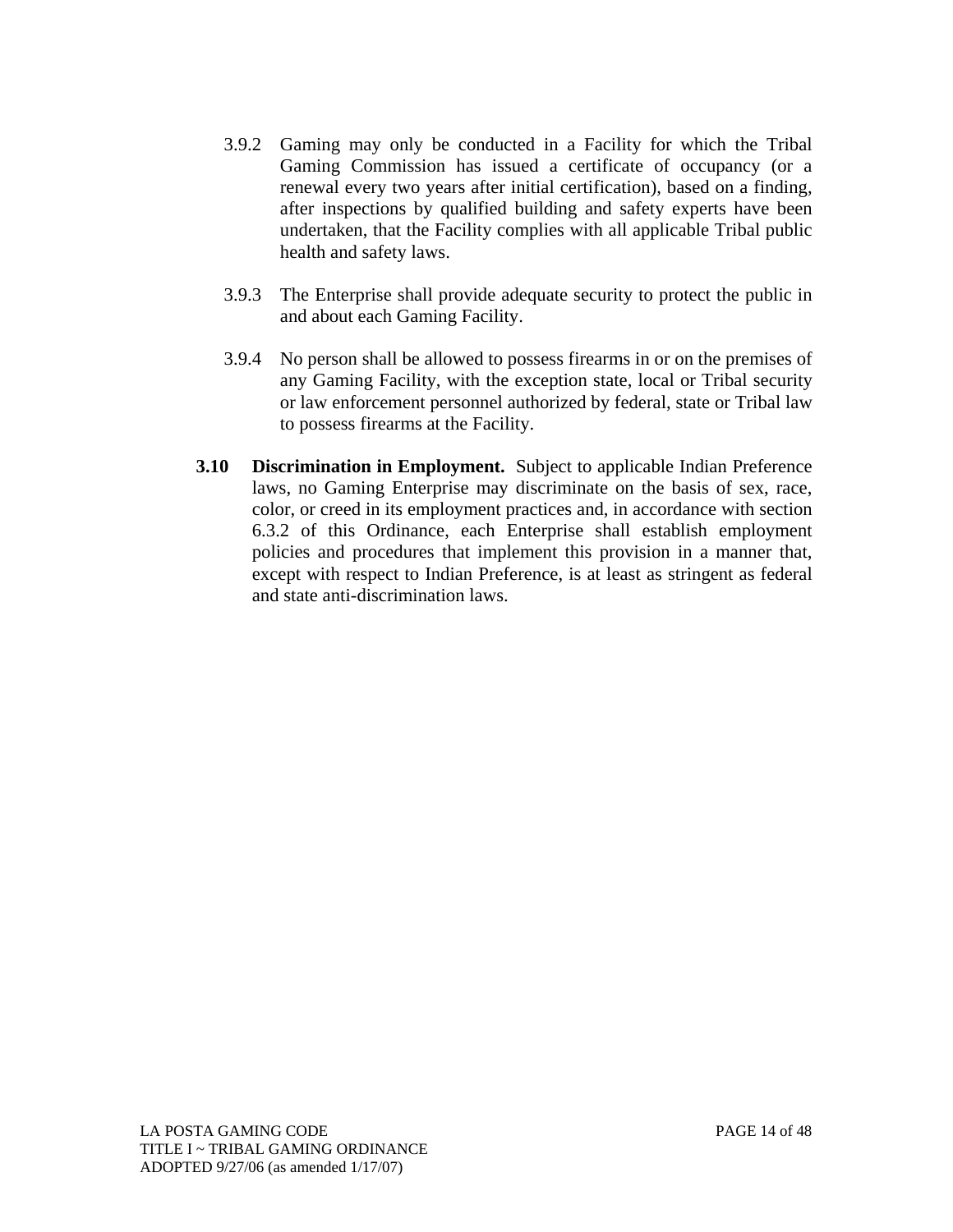3.9.2 Gaming may only be conducted in a Facility for which the Tribal Gaming Commission has issued a certificate of occupancy (or a renewal every two years after initial certification), based on a finding, after inspections by qualified building and safety experts have been undertaken, that the Facility complies with all applicable Tribal public health and safety laws.

3.9.3 The Enterprise shall provide adequate security to protect the public in and about each Gaming Facility.

3.9.4 No person shall be allowed to possess firearms in or on the premises of any Gaming Facility, with the exception state, local or Tribal security or law enforcement personnel authorized by federal, state or Tribal law to possess firearms at the Facility.

**3.10 Discrimination in Employment.** Subject to applicable Indian Preference laws, no Gaming Enterprise may discriminate on the basis of sex, race, color, or creed in its employment practices and, in accordance with section 6.3.2 of this Ordinance, each Enterprise shall establish employment policies and procedures that implement this provision in a manner that, except with respect to Indian Preference, is at least as stringent as federal and state anti-discrimination laws.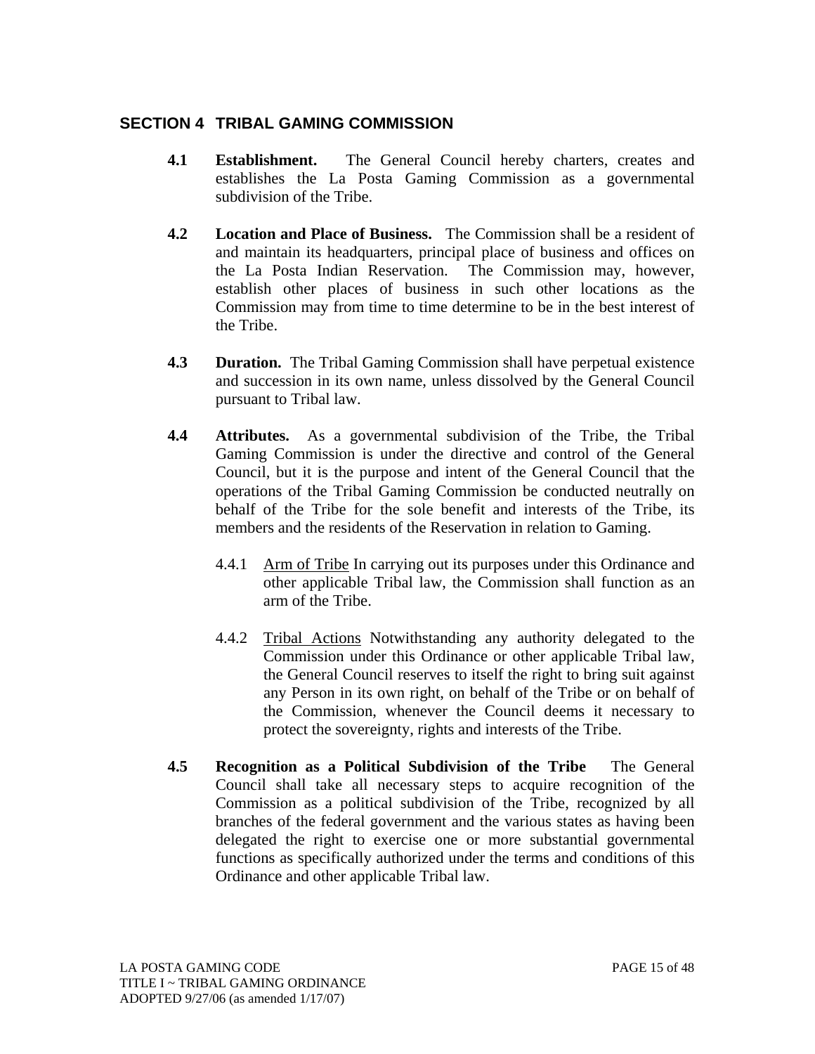## SECTION 4 TRIBAL GAMING COMMISSION

**4.1 Establishment.** The General Council hereby charters, creates and establishes the La Posta Gaming Commission as a governmental subdivision of the Tribe.

**4.2 Location and Place of Business.** The Commission shall be a resident of and maintain its headquarters, principal place of business and offices on the La Posta Indian Reservation. The Commission may, however, establish other places of business in such other locations as the Commission may from time to time determine to be in the best interest of the Tribe.

**4.3 Duration.** The Tribal Gaming Commission shall have perpetual existence and succession in its own name, unless dissolved by the General Council pursuant to Tribal law.

**4.4 Attributes.** As a governmental subdivision of the Tribe, the Tribal Gaming Commission is under the directive and control of the General Council, but it is the purpose and intent of the General Council that the operations of the Tribal Gaming Commission be conducted neutrally on behalf of the Tribe for the sole benefit and interests of the Tribe, its members and the residents of the Reservation in relation to Gaming.

4.4.1 Arm of Tribe In carrying out its purposes under this Ordinance and other applicable Tribal law, the Commission shall function as an arm of the Tribe.

4.4.2 Tribal Actions Notwithstanding any authority delegated to the Commission under this Ordinance or other applicable Tribal law, the General Council reserves to itself the right to bring suit against any Person in its own right, on behalf of the Tribe or on behalf of the Commission, whenever the Council deems it necessary to protect the sovereignty, rights and interests of the Tribe.

**4.5 Recognition as a Political Subdivision of the Tribe** The General Council shall take all necessary steps to acquire recognition of the Commission as a political subdivision of the Tribe, recognized by all branches of the federal government and the various states as having been delegated the right to exercise one or more substantial governmental functions as specifically authorized under the terms and conditions of this Ordinance and other applicable Tribal law.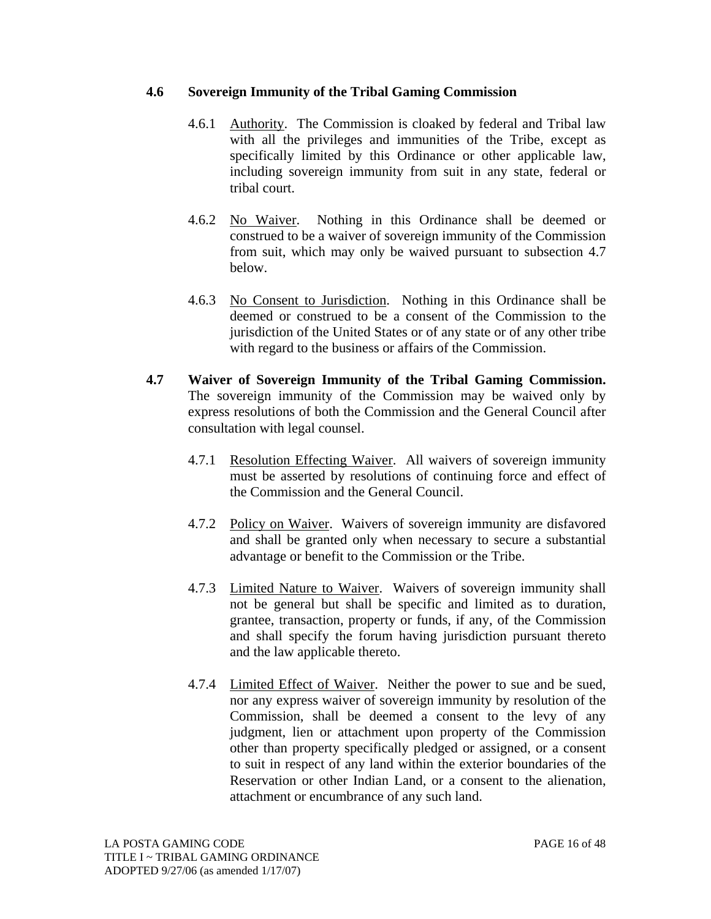### 4.6 Sovereign Immunity of the Tribal Gaming Commission

4.6.1 Authority. The Commission is cloaked by federal and Tribal law with all the privileges and immunities of the Tribe, except as specifically limited by this Ordinance or other applicable law, including sovereign immunity from suit in any state, federal or tribal court.

4.6.2 No Waiver. Nothing in this Ordinance shall be deemed or construed to be a waiver of sovereign immunity of the Commission from suit, which may only be waived pursuant to subsection 4.7 below.

4.6.3 No Consent to Jurisdiction. Nothing in this Ordinance shall be deemed or construed to be a consent of the Commission to the jurisdiction of the United States or of any state or of any other tribe with regard to the business or affairs of the Commission.

### 4.7 Waiver of Sovereign Immunity of the Tribal Gaming Commission.

The sovereign immunity of the Commission may be waived only by express resolutions of both the Commission and the General Council after consultation with legal counsel.

4.7.1 Resolution Effecting Waiver. All waivers of sovereign immunity must be asserted by resolutions of continuing force and effect of the Commission and the General Council.

4.7.2 Policy on Waiver. Waivers of sovereign immunity are disfavored and shall be granted only when necessary to secure a substantial advantage or benefit to the Commission or the Tribe.

4.7.3 Limited Nature to Waiver. Waivers of sovereign immunity shall not be general but shall be specific and limited as to duration, grantee, transaction, property or funds, if any, of the Commission and shall specify the forum having jurisdiction pursuant thereto and the law applicable thereto.

4.7.4 Limited Effect of Waiver. Neither the power to sue and be sued, nor any express waiver of sovereign immunity by resolution of the Commission, shall be deemed a consent to the levy of any judgment, lien or attachment upon property of the Commission other than property specifically pledged or assigned, or a consent to suit in respect of any land within the exterior boundaries of the Reservation or other Indian Land, or a consent to the alienation, attachment or encumbrance of any such land.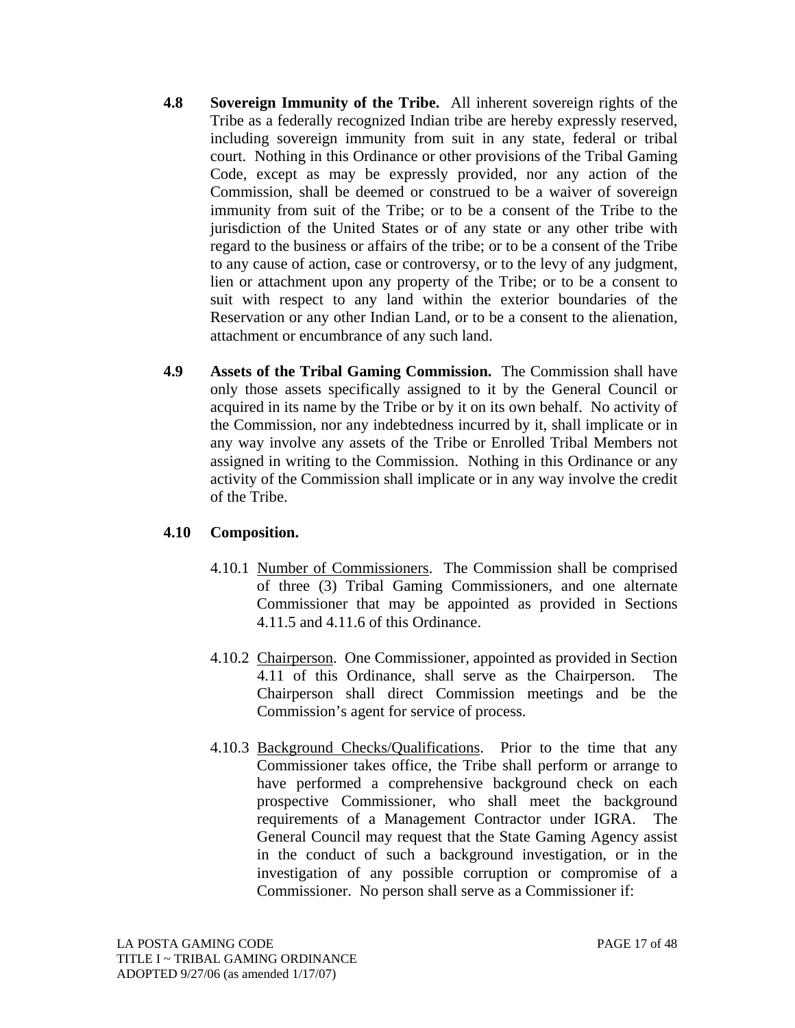**4.8 Sovereign Immunity of the Tribe.** All inherent sovereign rights of the Tribe as a federally recognized Indian tribe are hereby expressly reserved, including sovereign immunity from suit in any state, federal or tribal court. Nothing in this Ordinance or other provisions of the Tribal Gaming Code, except as may be expressly provided, nor any action of the Commission, shall be deemed or construed to be a waiver of sovereign immunity from suit of the Tribe; or to be a consent of the Tribe to the jurisdiction of the United States or of any state or any other tribe with regard to the business or affairs of the tribe; or to be a consent of the Tribe to any cause of action, case or controversy, or to the levy of any judgment, lien or attachment upon any property of the Tribe; or to be a consent to suit with respect to any land within the exterior boundaries of the Reservation or any other Indian Land, or to be a consent to the alienation, attachment or encumbrance of any such land.

**4.9 Assets of the Tribal Gaming Commission.** The Commission shall have only those assets specifically assigned to it by the General Council or acquired in its name by the Tribe or by it on its own behalf. No activity of the Commission, nor any indebtedness incurred by it, shall implicate or in any way involve any assets of the Tribe or Enrolled Tribal Members not assigned in writing to the Commission. Nothing in this Ordinance or any activity of the Commission shall implicate or in any way involve the credit of the Tribe.

**4.10 Composition.**

4.10.1 Number of Commissioners. The Commission shall be comprised of three (3) Tribal Gaming Commissioners, and one alternate Commissioner that may be appointed as provided in Sections 4.11.5 and 4.11.6 of this Ordinance.

4.10.2 Chairperson. One Commissioner, appointed as provided in Section 4.11 of this Ordinance, shall serve as the Chairperson. The Chairperson shall direct Commission meetings and be the Commission's agent for service of process.

4.10.3 Background Checks/Qualifications. Prior to the time that any Commissioner takes office, the Tribe shall perform or arrange to have performed a comprehensive background check on each prospective Commissioner, who shall meet the background requirements of a Management Contractor under IGRA. The General Council may request that the State Gaming Agency assist in the conduct of such a background investigation, or in the investigation of any possible corruption or compromise of a Commissioner. No person shall serve as a Commissioner if: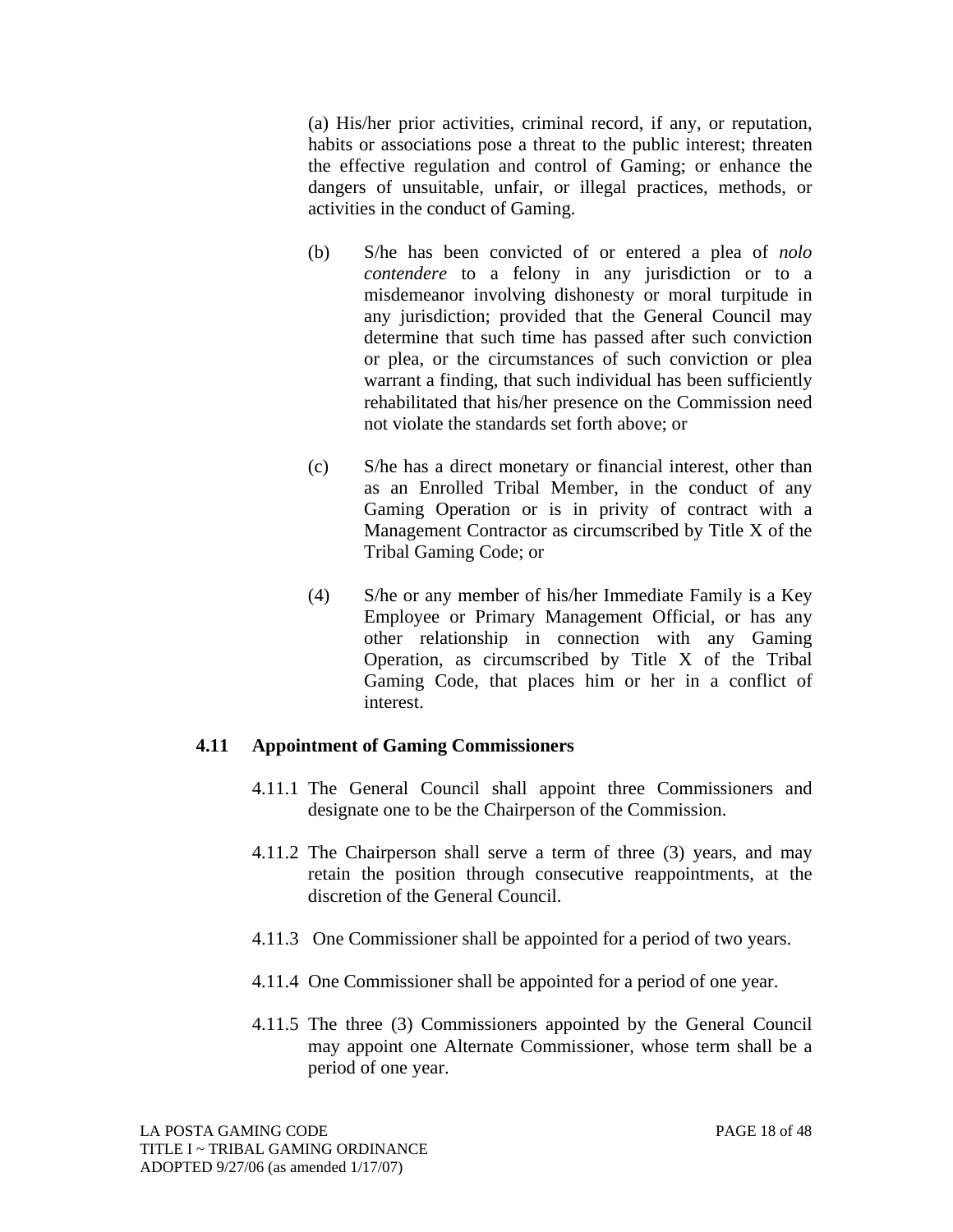(a) His/her prior activities, criminal record, if any, or reputation, habits or associations pose a threat to the public interest; threaten the effective regulation and control of Gaming; or enhance the dangers of unsuitable, unfair, or illegal practices, methods, or activities in the conduct of Gaming.

(b) S/he has been convicted of or entered a plea of *nolo contendere* to a felony in any jurisdiction or to a misdemeanor involving dishonesty or moral turpitude in any jurisdiction; provided that the General Council may determine that such time has passed after such conviction or plea, or the circumstances of such conviction or plea warrant a finding, that such individual has been sufficiently rehabilitated that his/her presence on the Commission need not violate the standards set forth above; or

(c) S/he has a direct monetary or financial interest, other than as an Enrolled Tribal Member, in the conduct of any Gaming Operation or is in privity of contract with a Management Contractor as circumscribed by Title X of the Tribal Gaming Code; or

(4) S/he or any member of his/her Immediate Family is a Key Employee or Primary Management Official, or has any other relationship in connection with any Gaming Operation, as circumscribed by Title X of the Tribal Gaming Code, that places him or her in a conflict of interest.

### 4.11 Appointment of Gaming Commissioners

4.11.1 The General Council shall appoint three Commissioners and designate one to be the Chairperson of the Commission.

4.11.2 The Chairperson shall serve a term of three (3) years, and may retain the position through consecutive reappointments, at the discretion of the General Council.

4.11.3 One Commissioner shall be appointed for a period of two years.

4.11.4 One Commissioner shall be appointed for a period of one year.

4.11.5 The three (3) Commissioners appointed by the General Council may appoint one Alternate Commissioner, whose term shall be a period of one year.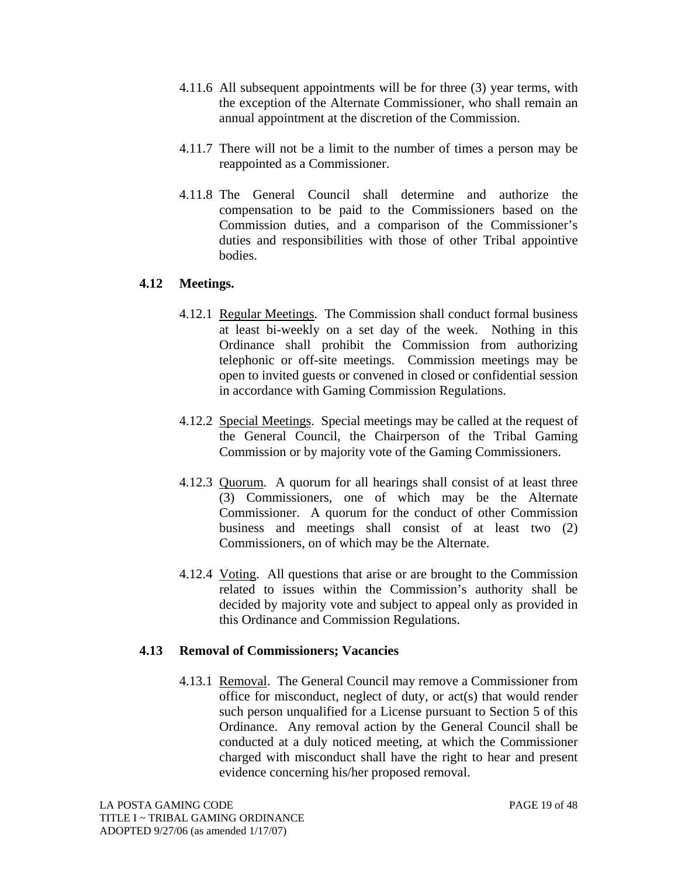4.11.6 All subsequent appointments will be for three (3) year terms, with the exception of the Alternate Commissioner, who shall remain an annual appointment at the discretion of the Commission.

4.11.7 There will not be a limit to the number of times a person may be reappointed as a Commissioner.

4.11.8 The General Council shall determine and authorize the compensation to be paid to the Commissioners based on the Commission duties, and a comparison of the Commissioner's duties and responsibilities with those of other Tribal appointive bodies.

### 4.12 Meetings.

4.12.1 Regular Meetings. The Commission shall conduct formal business at least bi-weekly on a set day of the week. Nothing in this Ordinance shall prohibit the Commission from authorizing telephonic or off-site meetings. Commission meetings may be open to invited guests or convened in closed or confidential session in accordance with Gaming Commission Regulations.

4.12.2 Special Meetings. Special meetings may be called at the request of the General Council, the Chairperson of the Tribal Gaming Commission or by majority vote of the Gaming Commissioners.

4.12.3 Quorum. A quorum for all hearings shall consist of at least three (3) Commissioners, one of which may be the Alternate Commissioner. A quorum for the conduct of other Commission business and meetings shall consist of at least two (2) Commissioners, on of which may be the Alternate.

4.12.4 Voting. All questions that arise or are brought to the Commission related to issues within the Commission's authority shall be decided by majority vote and subject to appeal only as provided in this Ordinance and Commission Regulations.

### 4.13 Removal of Commissioners; Vacancies

4.13.1 Removal. The General Council may remove a Commissioner from office for misconduct, neglect of duty, or act(s) that would render such person unqualified for a License pursuant to Section 5 of this Ordinance. Any removal action by the General Council shall be conducted at a duly noticed meeting, at which the Commissioner charged with misconduct shall have the right to hear and present evidence concerning his/her proposed removal.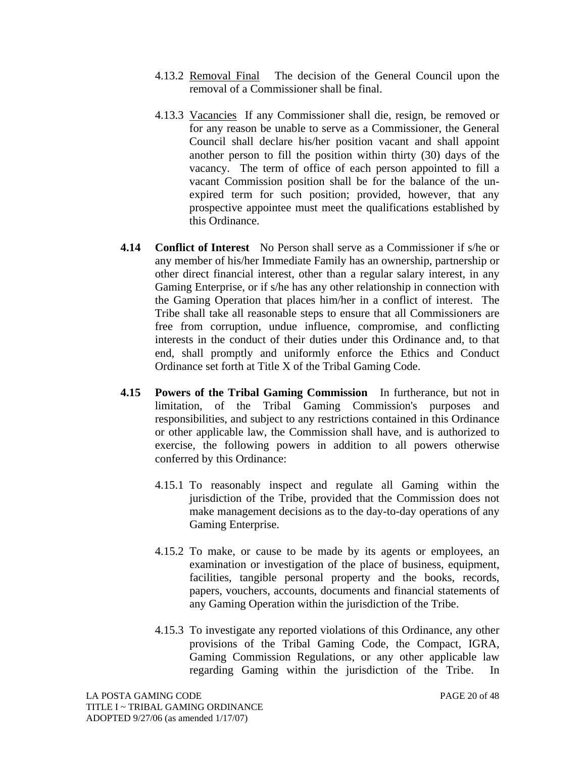4.13.2 Removal Final   The decision of the General Council upon the removal of a Commissioner shall be final.

4.13.3 Vacancies  If any Commissioner shall die, resign, be removed or for any reason be unable to serve as a Commissioner, the General Council shall declare his/her position vacant and shall appoint another person to fill the position within thirty (30) days of the vacancy. The term of office of each person appointed to fill a vacant Commission position shall be for the balance of the un-expired term for such position; provided, however, that any prospective appointee must meet the qualifications established by this Ordinance.

**4.14 Conflict of Interest**   No Person shall serve as a Commissioner if s/he or any member of his/her Immediate Family has an ownership, partnership or other direct financial interest, other than a regular salary interest, in any Gaming Enterprise, or if s/he has any other relationship in connection with the Gaming Operation that places him/her in a conflict of interest. The Tribe shall take all reasonable steps to ensure that all Commissioners are free from corruption, undue influence, compromise, and conflicting interests in the conduct of their duties under this Ordinance and, to that end, shall promptly and uniformly enforce the Ethics and Conduct Ordinance set forth at Title X of the Tribal Gaming Code.

**4.15 Powers of the Tribal Gaming Commission**   In furtherance, but not in limitation, of the Tribal Gaming Commission's purposes and responsibilities, and subject to any restrictions contained in this Ordinance or other applicable law, the Commission shall have, and is authorized to exercise, the following powers in addition to all powers otherwise conferred by this Ordinance:

4.15.1 To reasonably inspect and regulate all Gaming within the jurisdiction of the Tribe, provided that the Commission does not make management decisions as to the day-to-day operations of any Gaming Enterprise.

4.15.2 To make, or cause to be made by its agents or employees, an examination or investigation of the place of business, equipment, facilities, tangible personal property and the books, records, papers, vouchers, accounts, documents and financial statements of any Gaming Operation within the jurisdiction of the Tribe.

4.15.3 To investigate any reported violations of this Ordinance, any other provisions of the Tribal Gaming Code, the Compact, IGRA, Gaming Commission Regulations, or any other applicable law regarding Gaming within the jurisdiction of the Tribe. In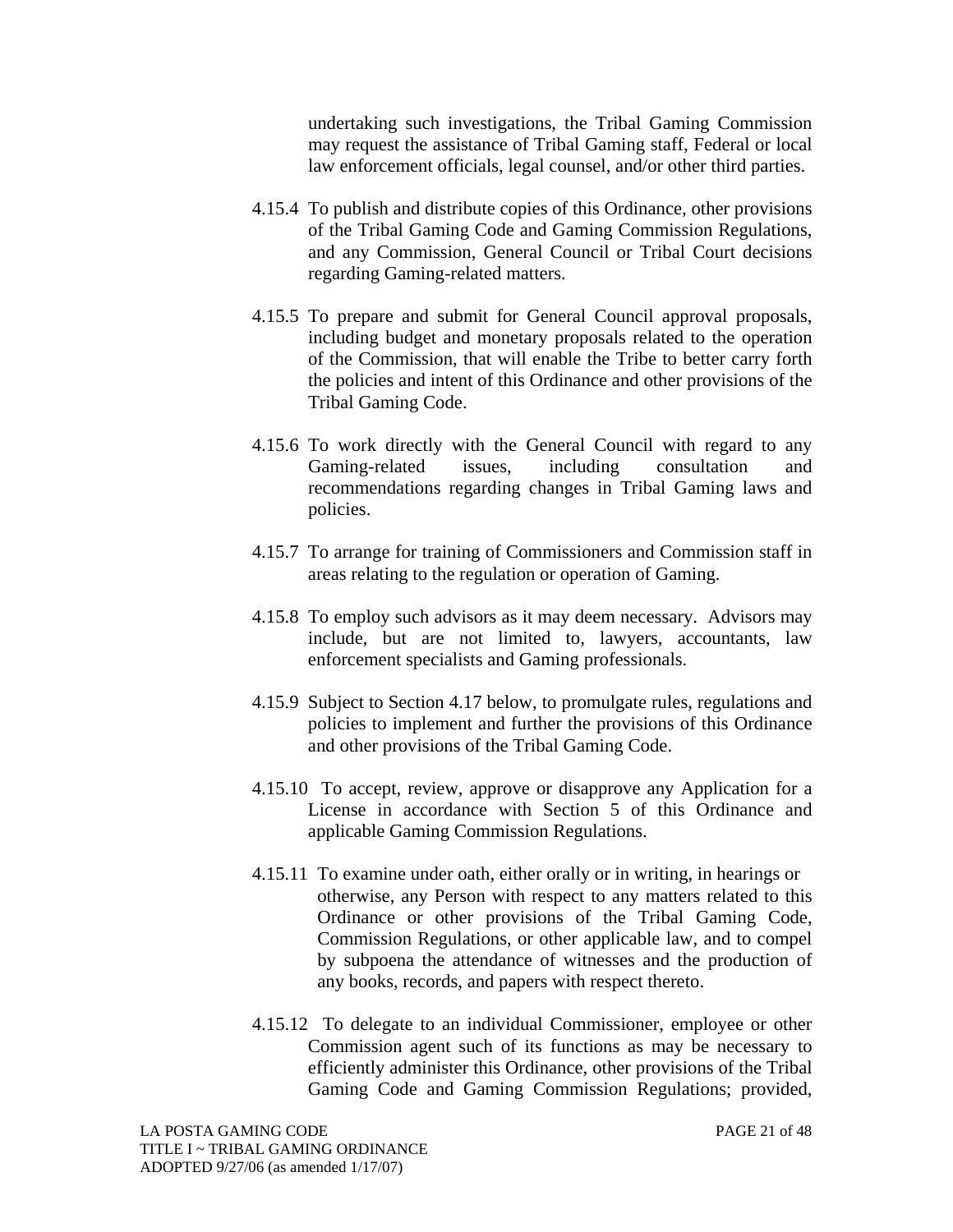undertaking such investigations, the Tribal Gaming Commission may request the assistance of Tribal Gaming staff, Federal or local law enforcement officials, legal counsel, and/or other third parties.

4.15.4 To publish and distribute copies of this Ordinance, other provisions of the Tribal Gaming Code and Gaming Commission Regulations, and any Commission, General Council or Tribal Court decisions regarding Gaming-related matters.

4.15.5 To prepare and submit for General Council approval proposals, including budget and monetary proposals related to the operation of the Commission, that will enable the Tribe to better carry forth the policies and intent of this Ordinance and other provisions of the Tribal Gaming Code.

4.15.6 To work directly with the General Council with regard to any Gaming-related issues, including consultation and recommendations regarding changes in Tribal Gaming laws and policies.

4.15.7 To arrange for training of Commissioners and Commission staff in areas relating to the regulation or operation of Gaming.

4.15.8 To employ such advisors as it may deem necessary. Advisors may include, but are not limited to, lawyers, accountants, law enforcement specialists and Gaming professionals.

4.15.9 Subject to Section 4.17 below, to promulgate rules, regulations and policies to implement and further the provisions of this Ordinance and other provisions of the Tribal Gaming Code.

4.15.10 To accept, review, approve or disapprove any Application for a License in accordance with Section 5 of this Ordinance and applicable Gaming Commission Regulations.

4.15.11 To examine under oath, either orally or in writing, in hearings or otherwise, any Person with respect to any matters related to this Ordinance or other provisions of the Tribal Gaming Code, Commission Regulations, or other applicable law, and to compel by subpoena the attendance of witnesses and the production of any books, records, and papers with respect thereto.

4.15.12 To delegate to an individual Commissioner, employee or other Commission agent such of its functions as may be necessary to efficiently administer this Ordinance, other provisions of the Tribal Gaming Code and Gaming Commission Regulations; provided,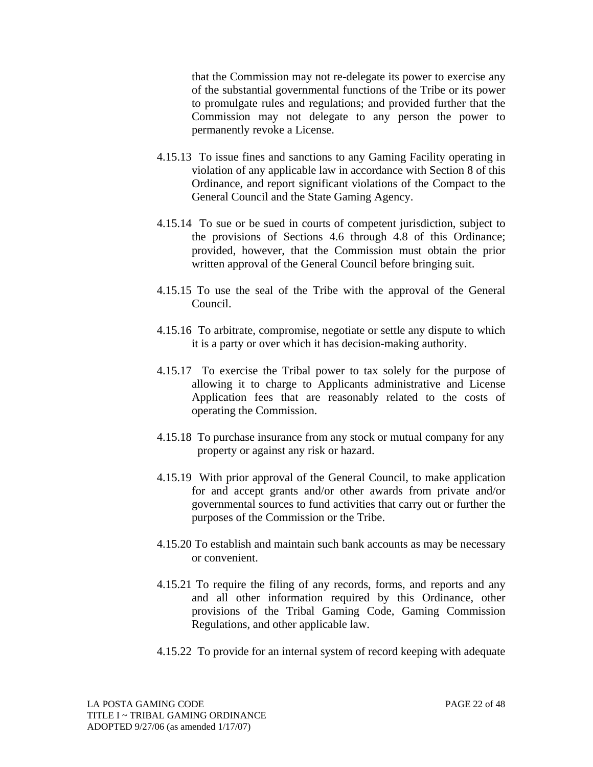that the Commission may not re-delegate its power to exercise any of the substantial governmental functions of the Tribe or its power to promulgate rules and regulations; and provided further that the Commission may not delegate to any person the power to permanently revoke a License.

4.15.13 To issue fines and sanctions to any Gaming Facility operating in violation of any applicable law in accordance with Section 8 of this Ordinance, and report significant violations of the Compact to the General Council and the State Gaming Agency.

4.15.14 To sue or be sued in courts of competent jurisdiction, subject to the provisions of Sections 4.6 through 4.8 of this Ordinance; provided, however, that the Commission must obtain the prior written approval of the General Council before bringing suit.

4.15.15 To use the seal of the Tribe with the approval of the General Council.

4.15.16 To arbitrate, compromise, negotiate or settle any dispute to which it is a party or over which it has decision-making authority.

4.15.17 To exercise the Tribal power to tax solely for the purpose of allowing it to charge to Applicants administrative and License Application fees that are reasonably related to the costs of operating the Commission.

4.15.18 To purchase insurance from any stock or mutual company for any property or against any risk or hazard.

4.15.19 With prior approval of the General Council, to make application for and accept grants and/or other awards from private and/or governmental sources to fund activities that carry out or further the purposes of the Commission or the Tribe.

4.15.20 To establish and maintain such bank accounts as may be necessary or convenient.

4.15.21 To require the filing of any records, forms, and reports and any and all other information required by this Ordinance, other provisions of the Tribal Gaming Code, Gaming Commission Regulations, and other applicable law.

4.15.22 To provide for an internal system of record keeping with adequate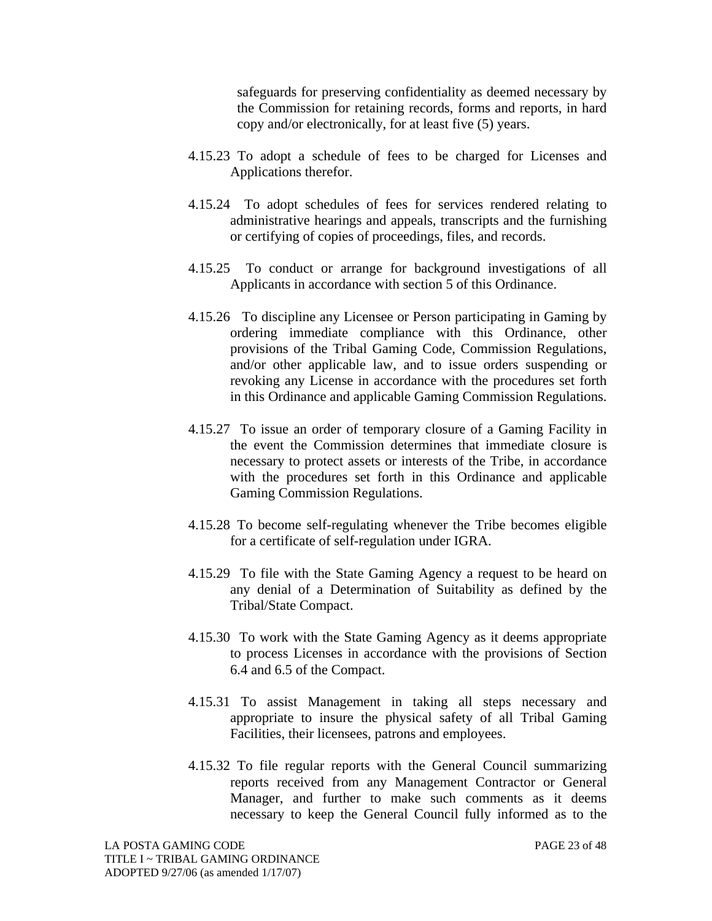safeguards for preserving confidentiality as deemed necessary by the Commission for retaining records, forms and reports, in hard copy and/or electronically, for at least five (5) years.

4.15.23 To adopt a schedule of fees to be charged for Licenses and Applications therefor.

4.15.24 To adopt schedules of fees for services rendered relating to administrative hearings and appeals, transcripts and the furnishing or certifying of copies of proceedings, files, and records.

4.15.25 To conduct or arrange for background investigations of all Applicants in accordance with section 5 of this Ordinance.

4.15.26 To discipline any Licensee or Person participating in Gaming by ordering immediate compliance with this Ordinance, other provisions of the Tribal Gaming Code, Commission Regulations, and/or other applicable law, and to issue orders suspending or revoking any License in accordance with the procedures set forth in this Ordinance and applicable Gaming Commission Regulations.

4.15.27 To issue an order of temporary closure of a Gaming Facility in the event the Commission determines that immediate closure is necessary to protect assets or interests of the Tribe, in accordance with the procedures set forth in this Ordinance and applicable Gaming Commission Regulations.

4.15.28 To become self-regulating whenever the Tribe becomes eligible for a certificate of self-regulation under IGRA.

4.15.29 To file with the State Gaming Agency a request to be heard on any denial of a Determination of Suitability as defined by the Tribal/State Compact.

4.15.30 To work with the State Gaming Agency as it deems appropriate to process Licenses in accordance with the provisions of Section 6.4 and 6.5 of the Compact.

4.15.31 To assist Management in taking all steps necessary and appropriate to insure the physical safety of all Tribal Gaming Facilities, their licensees, patrons and employees.

4.15.32 To file regular reports with the General Council summarizing reports received from any Management Contractor or General Manager, and further to make such comments as it deems necessary to keep the General Council fully informed as to the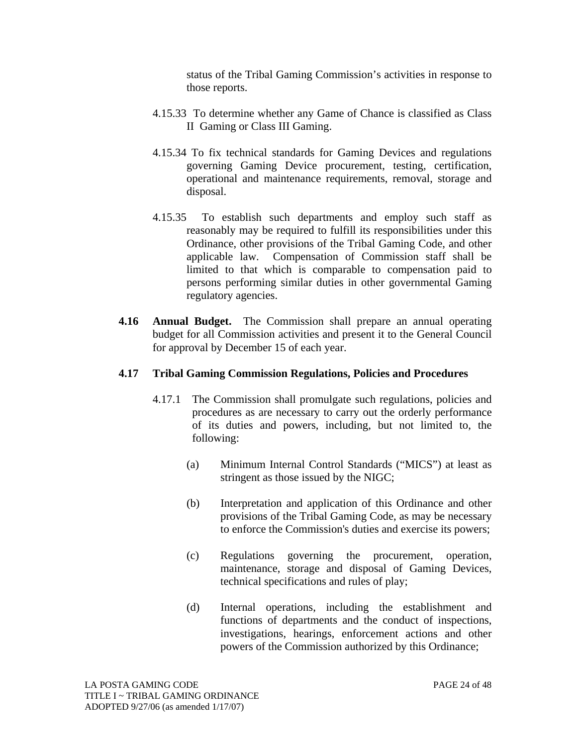status of the Tribal Gaming Commission's activities in response to those reports.

4.15.33 To determine whether any Game of Chance is classified as Class II Gaming or Class III Gaming.

4.15.34 To fix technical standards for Gaming Devices and regulations governing Gaming Device procurement, testing, certification, operational and maintenance requirements, removal, storage and disposal.

4.15.35 To establish such departments and employ such staff as reasonably may be required to fulfill its responsibilities under this Ordinance, other provisions of the Tribal Gaming Code, and other applicable law. Compensation of Commission staff shall be limited to that which is comparable to compensation paid to persons performing similar duties in other governmental Gaming regulatory agencies.

**4.16 Annual Budget.** The Commission shall prepare an annual operating budget for all Commission activities and present it to the General Council for approval by December 15 of each year.

**4.17 Tribal Gaming Commission Regulations, Policies and Procedures**

4.17.1 The Commission shall promulgate such regulations, policies and procedures as are necessary to carry out the orderly performance of its duties and powers, including, but not limited to, the following:

(a) Minimum Internal Control Standards ("MICS") at least as stringent as those issued by the NIGC;

(b) Interpretation and application of this Ordinance and other provisions of the Tribal Gaming Code, as may be necessary to enforce the Commission's duties and exercise its powers;

(c) Regulations governing the procurement, operation, maintenance, storage and disposal of Gaming Devices, technical specifications and rules of play;

(d) Internal operations, including the establishment and functions of departments and the conduct of inspections, investigations, hearings, enforcement actions and other powers of the Commission authorized by this Ordinance;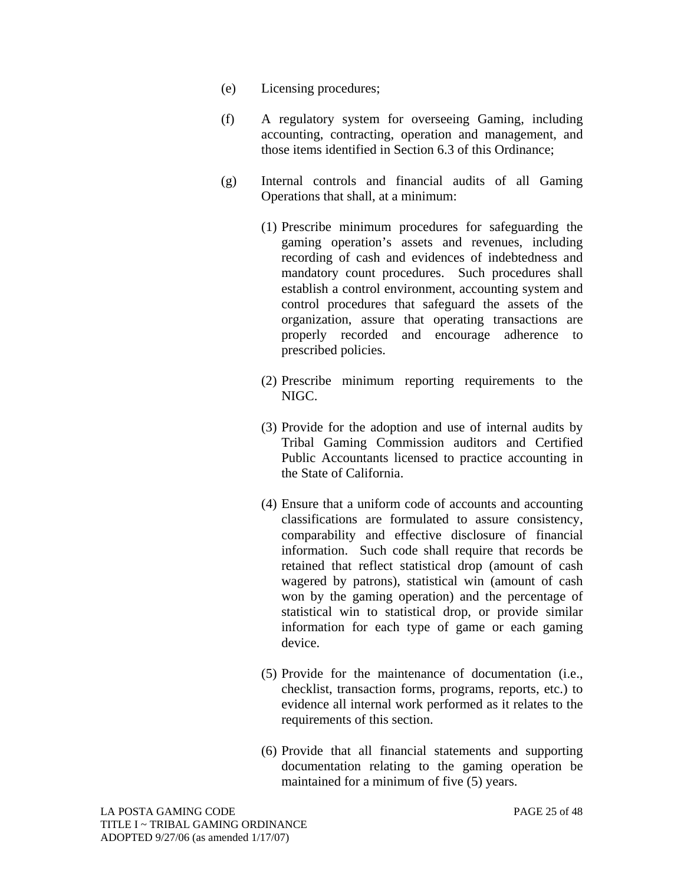(e) Licensing procedures;

(f) A regulatory system for overseeing Gaming, including accounting, contracting, operation and management, and those items identified in Section 6.3 of this Ordinance;

(g) Internal controls and financial audits of all Gaming Operations that shall, at a minimum:

(1) Prescribe minimum procedures for safeguarding the gaming operation's assets and revenues, including recording of cash and evidences of indebtedness and mandatory count procedures. Such procedures shall establish a control environment, accounting system and control procedures that safeguard the assets of the organization, assure that operating transactions are properly recorded and encourage adherence to prescribed policies.

(2) Prescribe minimum reporting requirements to the NIGC.

(3) Provide for the adoption and use of internal audits by Tribal Gaming Commission auditors and Certified Public Accountants licensed to practice accounting in the State of California.

(4) Ensure that a uniform code of accounts and accounting classifications are formulated to assure consistency, comparability and effective disclosure of financial information. Such code shall require that records be retained that reflect statistical drop (amount of cash wagered by patrons), statistical win (amount of cash won by the gaming operation) and the percentage of statistical win to statistical drop, or provide similar information for each type of game or each gaming device.

(5) Provide for the maintenance of documentation (i.e., checklist, transaction forms, programs, reports, etc.) to evidence all internal work performed as it relates to the requirements of this section.

(6) Provide that all financial statements and supporting documentation relating to the gaming operation be maintained for a minimum of five (5) years.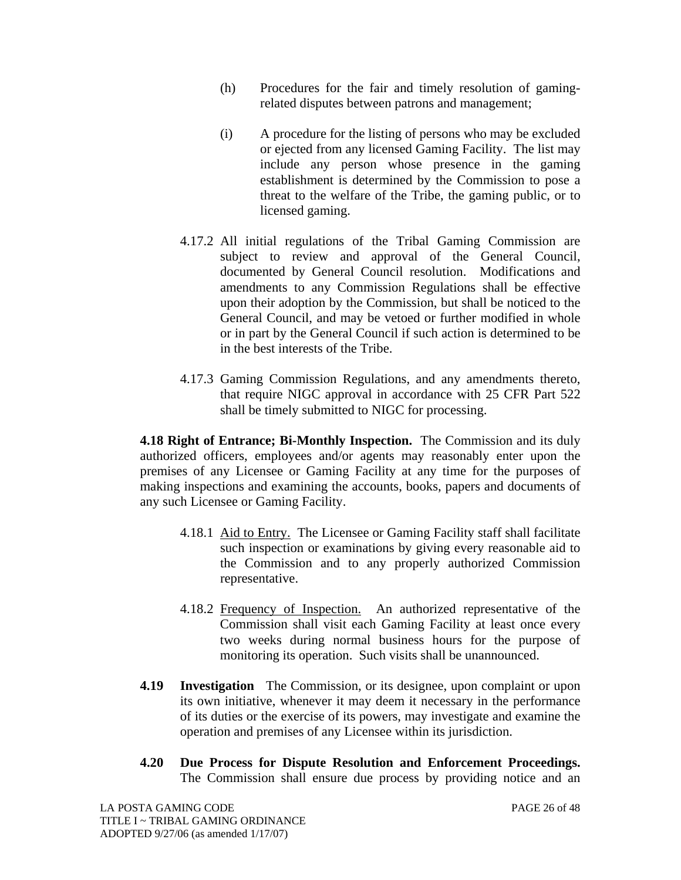(h) Procedures for the fair and timely resolution of gaming-related disputes between patrons and management;

(i) A procedure for the listing of persons who may be excluded or ejected from any licensed Gaming Facility. The list may include any person whose presence in the gaming establishment is determined by the Commission to pose a threat to the welfare of the Tribe, the gaming public, or to licensed gaming.

4.17.2 All initial regulations of the Tribal Gaming Commission are subject to review and approval of the General Council, documented by General Council resolution. Modifications and amendments to any Commission Regulations shall be effective upon their adoption by the Commission, but shall be noticed to the General Council, and may be vetoed or further modified in whole or in part by the General Council if such action is determined to be in the best interests of the Tribe.

4.17.3 Gaming Commission Regulations, and any amendments thereto, that require NIGC approval in accordance with 25 CFR Part 522 shall be timely submitted to NIGC for processing.

**4.18 Right of Entrance; Bi-Monthly Inspection.** The Commission and its duly authorized officers, employees and/or agents may reasonably enter upon the premises of any Licensee or Gaming Facility at any time for the purposes of making inspections and examining the accounts, books, papers and documents of any such Licensee or Gaming Facility.

4.18.1 Aid to Entry. The Licensee or Gaming Facility staff shall facilitate such inspection or examinations by giving every reasonable aid to the Commission and to any properly authorized Commission representative.

4.18.2 Frequency of Inspection. An authorized representative of the Commission shall visit each Gaming Facility at least once every two weeks during normal business hours for the purpose of monitoring its operation. Such visits shall be unannounced.

**4.19 Investigation** The Commission, or its designee, upon complaint or upon its own initiative, whenever it may deem it necessary in the performance of its duties or the exercise of its powers, may investigate and examine the operation and premises of any Licensee within its jurisdiction.

**4.20 Due Process for Dispute Resolution and Enforcement Proceedings.** The Commission shall ensure due process by providing notice and an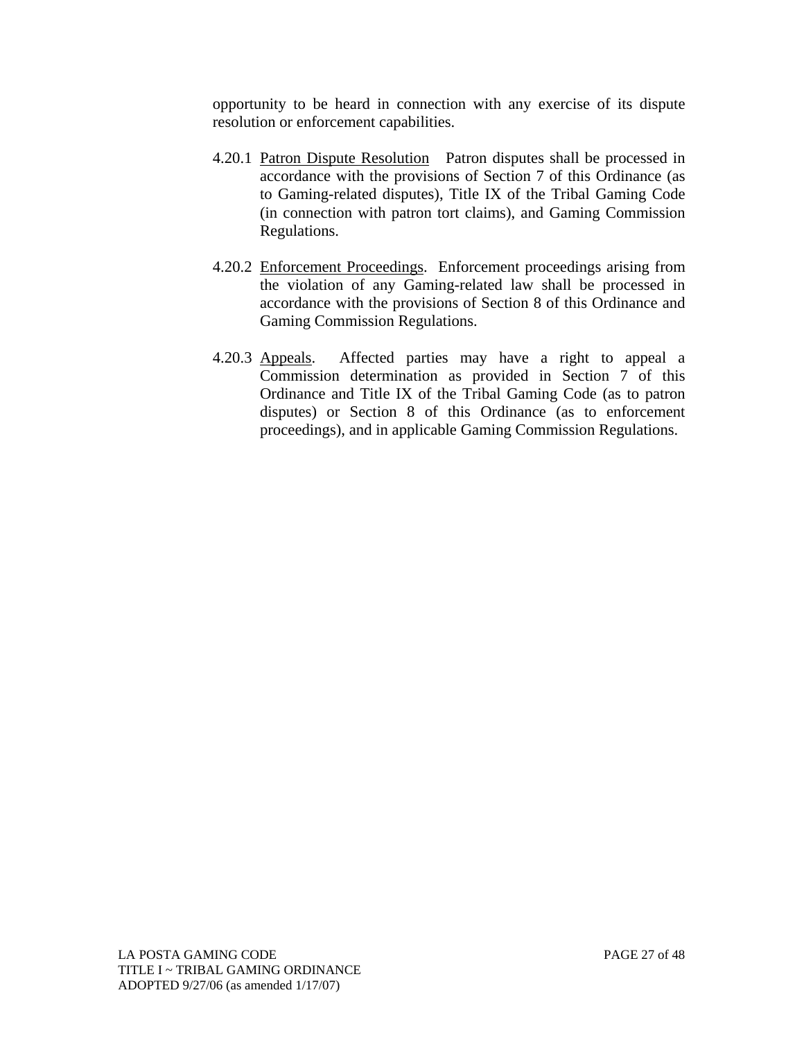opportunity to be heard in connection with any exercise of its dispute resolution or enforcement capabilities.

4.20.1 Patron Dispute Resolution Patron disputes shall be processed in accordance with the provisions of Section 7 of this Ordinance (as to Gaming-related disputes), Title IX of the Tribal Gaming Code (in connection with patron tort claims), and Gaming Commission Regulations.

4.20.2 Enforcement Proceedings. Enforcement proceedings arising from the violation of any Gaming-related law shall be processed in accordance with the provisions of Section 8 of this Ordinance and Gaming Commission Regulations.

4.20.3 Appeals. Affected parties may have a right to appeal a Commission determination as provided in Section 7 of this Ordinance and Title IX of the Tribal Gaming Code (as to patron disputes) or Section 8 of this Ordinance (as to enforcement proceedings), and in applicable Gaming Commission Regulations.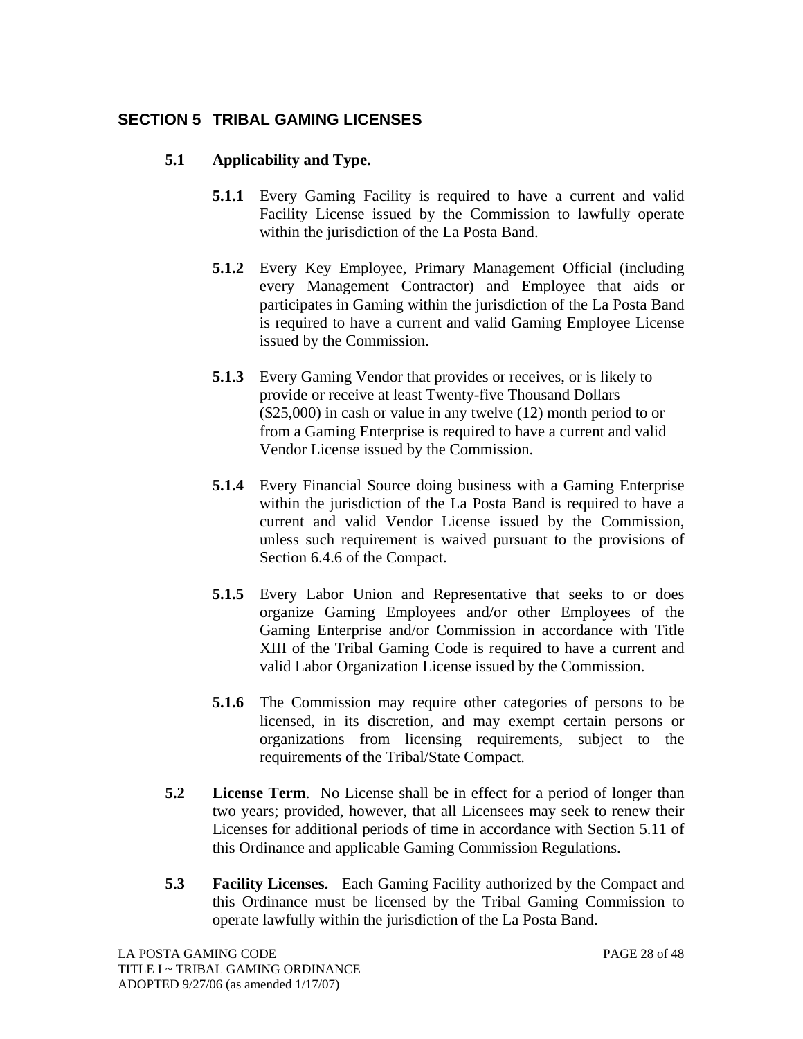## SECTION 5 TRIBAL GAMING LICENSES

### 5.1 Applicability and Type.

**5.1.1** Every Gaming Facility is required to have a current and valid Facility License issued by the Commission to lawfully operate within the jurisdiction of the La Posta Band.

**5.1.2** Every Key Employee, Primary Management Official (including every Management Contractor) and Employee that aids or participates in Gaming within the jurisdiction of the La Posta Band is required to have a current and valid Gaming Employee License issued by the Commission.

**5.1.3** Every Gaming Vendor that provides or receives, or is likely to provide or receive at least Twenty-five Thousand Dollars ($25,000) in cash or value in any twelve (12) month period to or from a Gaming Enterprise is required to have a current and valid Vendor License issued by the Commission.

**5.1.4** Every Financial Source doing business with a Gaming Enterprise within the jurisdiction of the La Posta Band is required to have a current and valid Vendor License issued by the Commission, unless such requirement is waived pursuant to the provisions of Section 6.4.6 of the Compact.

**5.1.5** Every Labor Union and Representative that seeks to or does organize Gaming Employees and/or other Employees of the Gaming Enterprise and/or Commission in accordance with Title XIII of the Tribal Gaming Code is required to have a current and valid Labor Organization License issued by the Commission.

**5.1.6** The Commission may require other categories of persons to be licensed, in its discretion, and may exempt certain persons or organizations from licensing requirements, subject to the requirements of the Tribal/State Compact.

**5.2 License Term**. No License shall be in effect for a period of longer than two years; provided, however, that all Licensees may seek to renew their Licenses for additional periods of time in accordance with Section 5.11 of this Ordinance and applicable Gaming Commission Regulations.

**5.3 Facility Licenses.** Each Gaming Facility authorized by the Compact and this Ordinance must be licensed by the Tribal Gaming Commission to operate lawfully within the jurisdiction of the La Posta Band.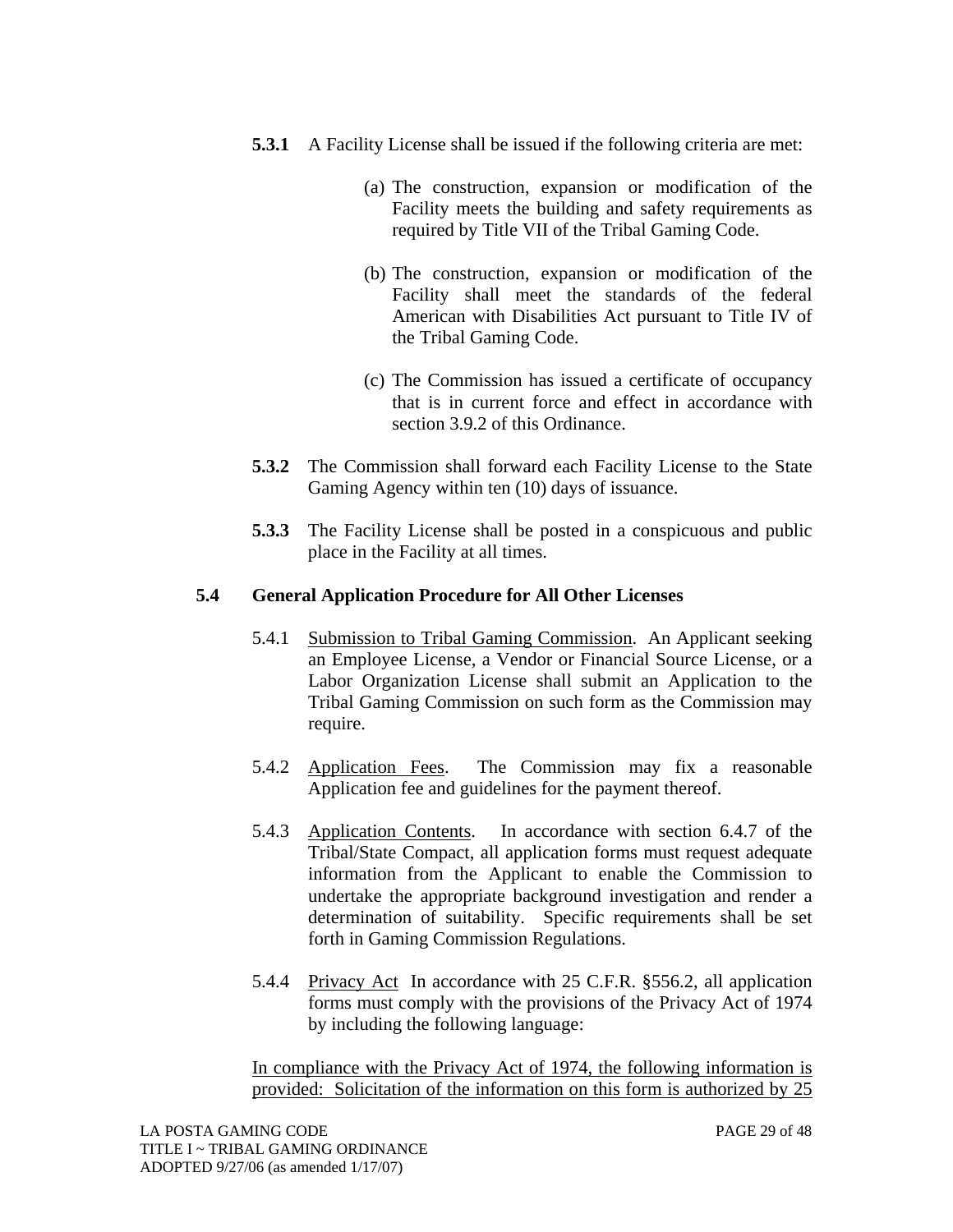**5.3.1** A Facility License shall be issued if the following criteria are met:

(a) The construction, expansion or modification of the Facility meets the building and safety requirements as required by Title VII of the Tribal Gaming Code.

(b) The construction, expansion or modification of the Facility shall meet the standards of the federal American with Disabilities Act pursuant to Title IV of the Tribal Gaming Code.

(c) The Commission has issued a certificate of occupancy that is in current force and effect in accordance with section 3.9.2 of this Ordinance.

**5.3.2** The Commission shall forward each Facility License to the State Gaming Agency within ten (10) days of issuance.

**5.3.3** The Facility License shall be posted in a conspicuous and public place in the Facility at all times.

### 5.4 General Application Procedure for All Other Licenses

5.4.1 <u>Submission to Tribal Gaming Commission</u>. An Applicant seeking an Employee License, a Vendor or Financial Source License, or a Labor Organization License shall submit an Application to the Tribal Gaming Commission on such form as the Commission may require.

5.4.2 <u>Application Fees</u>. The Commission may fix a reasonable Application fee and guidelines for the payment thereof.

5.4.3 <u>Application Contents</u>. In accordance with section 6.4.7 of the Tribal/State Compact, all application forms must request adequate information from the Applicant to enable the Commission to undertake the appropriate background investigation and render a determination of suitability. Specific requirements shall be set forth in Gaming Commission Regulations.

5.4.4 <u>Privacy Act</u> In accordance with 25 C.F.R. §556.2, all application forms must comply with the provisions of the Privacy Act of 1974 by including the following language:

<u>In compliance with the Privacy Act of 1974, the following information is provided: Solicitation of the information on this form is authorized by 25</u>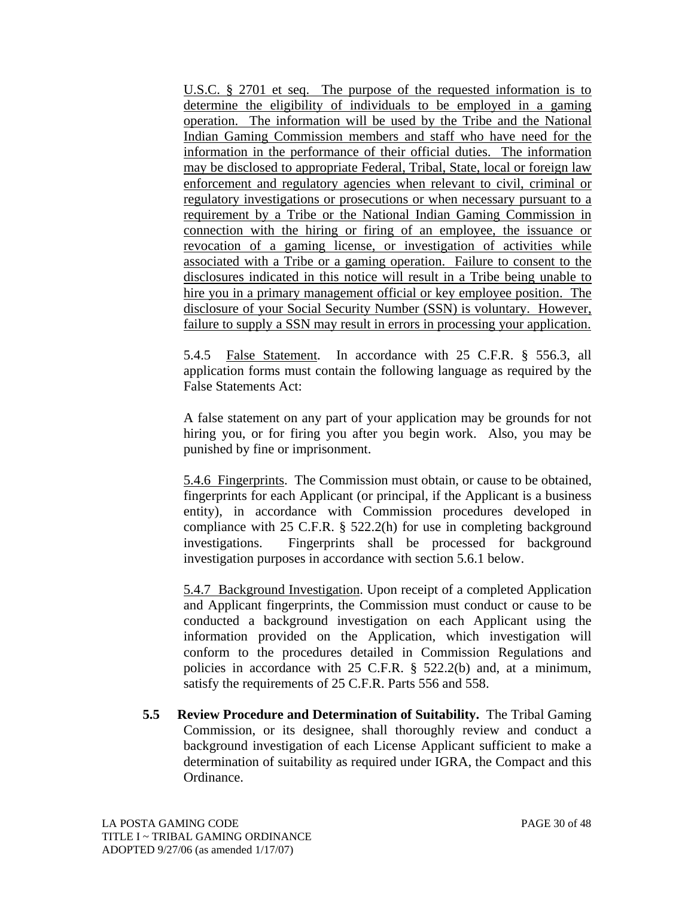U.S.C. § 2701 et seq. The purpose of the requested information is to determine the eligibility of individuals to be employed in a gaming operation. The information will be used by the Tribe and the National Indian Gaming Commission members and staff who have need for the information in the performance of their official duties. The information may be disclosed to appropriate Federal, Tribal, State, local or foreign law enforcement and regulatory agencies when relevant to civil, criminal or regulatory investigations or prosecutions or when necessary pursuant to a requirement by a Tribe or the National Indian Gaming Commission in connection with the hiring or firing of an employee, the issuance or revocation of a gaming license, or investigation of activities while associated with a Tribe or a gaming operation. Failure to consent to the disclosures indicated in this notice will result in a Tribe being unable to hire you in a primary management official or key employee position. The disclosure of your Social Security Number (SSN) is voluntary. However, failure to supply a SSN may result in errors in processing your application.

5.4.5 False Statement. In accordance with 25 C.F.R. § 556.3, all application forms must contain the following language as required by the False Statements Act:

A false statement on any part of your application may be grounds for not hiring you, or for firing you after you begin work. Also, you may be punished by fine or imprisonment.

5.4.6 Fingerprints. The Commission must obtain, or cause to be obtained, fingerprints for each Applicant (or principal, if the Applicant is a business entity), in accordance with Commission procedures developed in compliance with 25 C.F.R. § 522.2(h) for use in completing background investigations. Fingerprints shall be processed for background investigation purposes in accordance with section 5.6.1 below.

5.4.7 Background Investigation. Upon receipt of a completed Application and Applicant fingerprints, the Commission must conduct or cause to be conducted a background investigation on each Applicant using the information provided on the Application, which investigation will conform to the procedures detailed in Commission Regulations and policies in accordance with 25 C.F.R. § 522.2(b) and, at a minimum, satisfy the requirements of 25 C.F.R. Parts 556 and 558.

**5.5 Review Procedure and Determination of Suitability.** The Tribal Gaming Commission, or its designee, shall thoroughly review and conduct a background investigation of each License Applicant sufficient to make a determination of suitability as required under IGRA, the Compact and this Ordinance.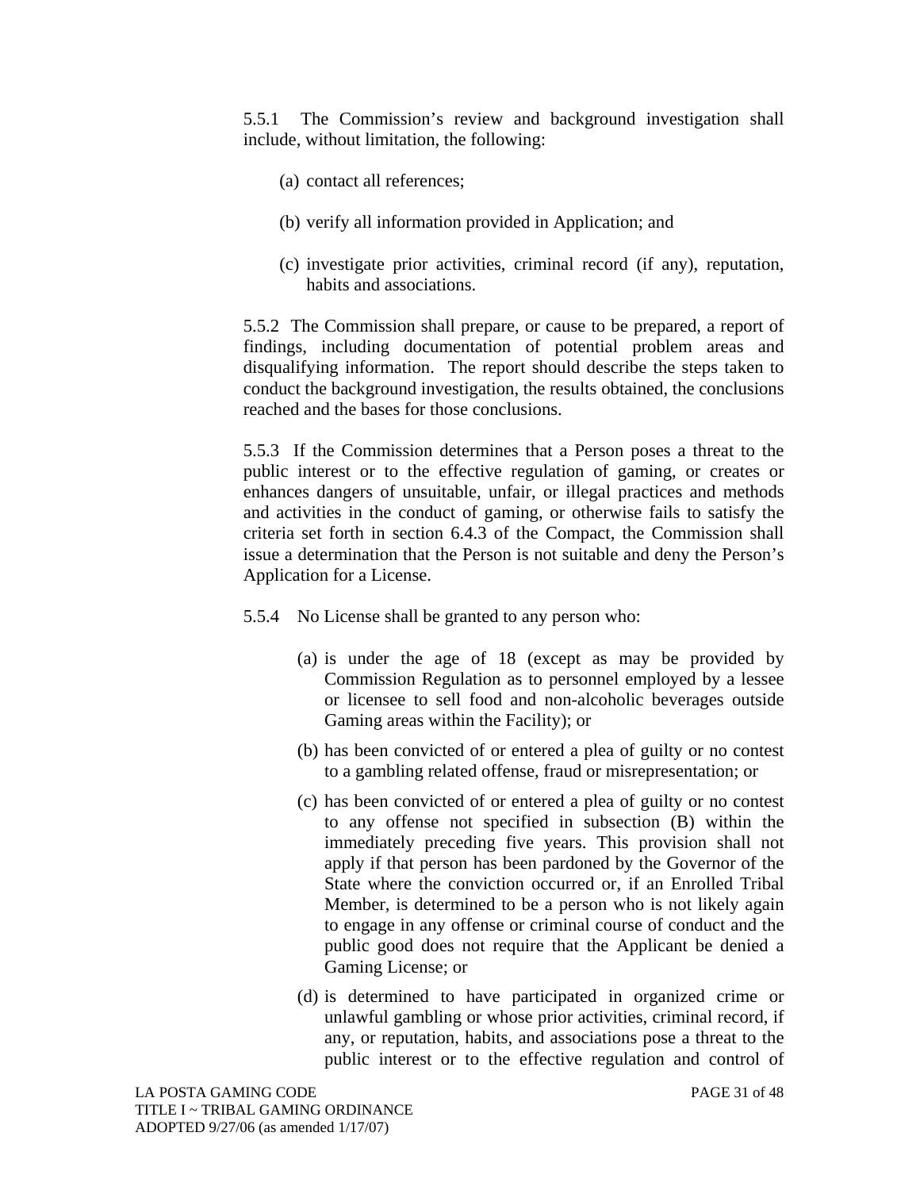5.5.1 The Commission's review and background investigation shall include, without limitation, the following:

(a) contact all references;

(b) verify all information provided in Application; and

(c) investigate prior activities, criminal record (if any), reputation, habits and associations.

5.5.2 The Commission shall prepare, or cause to be prepared, a report of findings, including documentation of potential problem areas and disqualifying information. The report should describe the steps taken to conduct the background investigation, the results obtained, the conclusions reached and the bases for those conclusions.

5.5.3 If the Commission determines that a Person poses a threat to the public interest or to the effective regulation of gaming, or creates or enhances dangers of unsuitable, unfair, or illegal practices and methods and activities in the conduct of gaming, or otherwise fails to satisfy the criteria set forth in section 6.4.3 of the Compact, the Commission shall issue a determination that the Person is not suitable and deny the Person's Application for a License.

5.5.4 No License shall be granted to any person who:

(a) is under the age of 18 (except as may be provided by Commission Regulation as to personnel employed by a lessee or licensee to sell food and non-alcoholic beverages outside Gaming areas within the Facility); or

(b) has been convicted of or entered a plea of guilty or no contest to a gambling related offense, fraud or misrepresentation; or

(c) has been convicted of or entered a plea of guilty or no contest to any offense not specified in subsection (B) within the immediately preceding five years. This provision shall not apply if that person has been pardoned by the Governor of the State where the conviction occurred or, if an Enrolled Tribal Member, is determined to be a person who is not likely again to engage in any offense or criminal course of conduct and the public good does not require that the Applicant be denied a Gaming License; or

(d) is determined to have participated in organized crime or unlawful gambling or whose prior activities, criminal record, if any, or reputation, habits, and associations pose a threat to the public interest or to the effective regulation and control of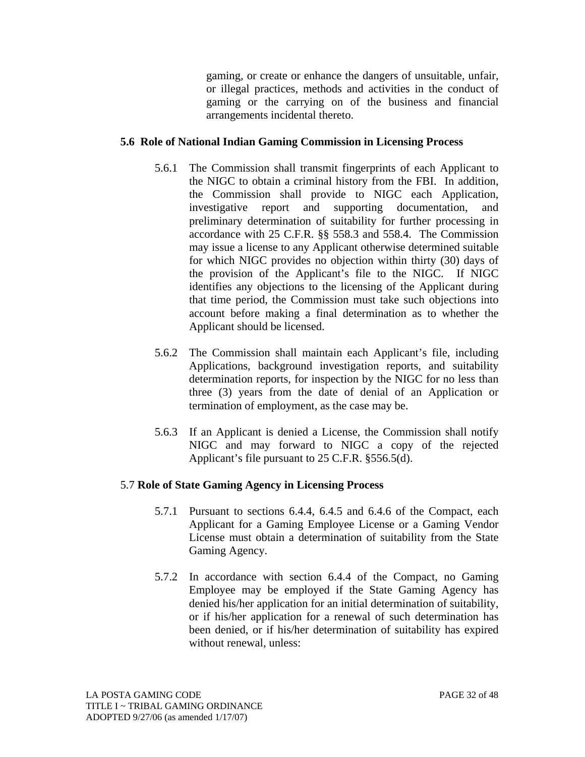gaming, or create or enhance the dangers of unsuitable, unfair, or illegal practices, methods and activities in the conduct of gaming or the carrying on of the business and financial arrangements incidental thereto.

**5.6 Role of National Indian Gaming Commission in Licensing Process**

5.6.1 The Commission shall transmit fingerprints of each Applicant to the NIGC to obtain a criminal history from the FBI. In addition, the Commission shall provide to NIGC each Application, investigative report and supporting documentation, and preliminary determination of suitability for further processing in accordance with 25 C.F.R. §§ 558.3 and 558.4. The Commission may issue a license to any Applicant otherwise determined suitable for which NIGC provides no objection within thirty (30) days of the provision of the Applicant's file to the NIGC. If NIGC identifies any objections to the licensing of the Applicant during that time period, the Commission must take such objections into account before making a final determination as to whether the Applicant should be licensed.

5.6.2 The Commission shall maintain each Applicant's file, including Applications, background investigation reports, and suitability determination reports, for inspection by the NIGC for no less than three (3) years from the date of denial of an Application or termination of employment, as the case may be.

5.6.3 If an Applicant is denied a License, the Commission shall notify NIGC and may forward to NIGC a copy of the rejected Applicant's file pursuant to 25 C.F.R. §556.5(d).

5.7 **Role of State Gaming Agency in Licensing Process**

5.7.1 Pursuant to sections 6.4.4, 6.4.5 and 6.4.6 of the Compact, each Applicant for a Gaming Employee License or a Gaming Vendor License must obtain a determination of suitability from the State Gaming Agency.

5.7.2 In accordance with section 6.4.4 of the Compact, no Gaming Employee may be employed if the State Gaming Agency has denied his/her application for an initial determination of suitability, or if his/her application for a renewal of such determination has been denied, or if his/her determination of suitability has expired without renewal, unless: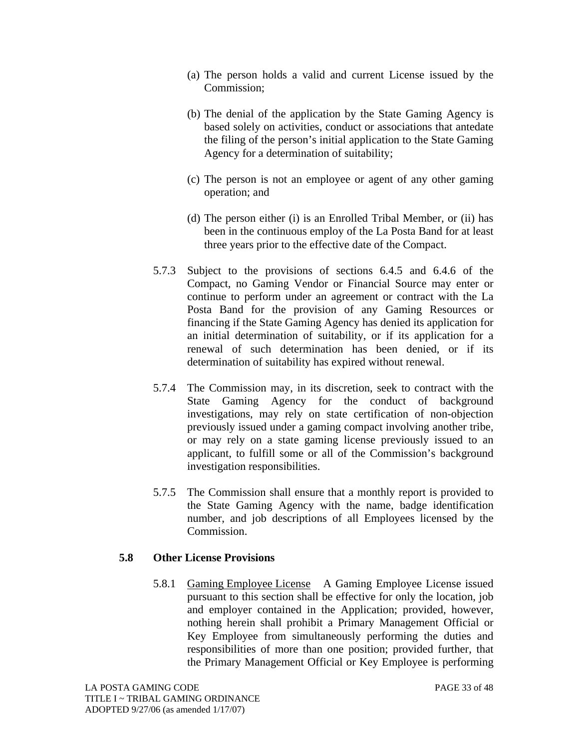(a) The person holds a valid and current License issued by the Commission;

(b) The denial of the application by the State Gaming Agency is based solely on activities, conduct or associations that antedate the filing of the person's initial application to the State Gaming Agency for a determination of suitability;

(c) The person is not an employee or agent of any other gaming operation; and

(d) The person either (i) is an Enrolled Tribal Member, or (ii) has been in the continuous employ of the La Posta Band for at least three years prior to the effective date of the Compact.

5.7.3 Subject to the provisions of sections 6.4.5 and 6.4.6 of the Compact, no Gaming Vendor or Financial Source may enter or continue to perform under an agreement or contract with the La Posta Band for the provision of any Gaming Resources or financing if the State Gaming Agency has denied its application for an initial determination of suitability, or if its application for a renewal of such determination has been denied, or if its determination of suitability has expired without renewal.

5.7.4 The Commission may, in its discretion, seek to contract with the State Gaming Agency for the conduct of background investigations, may rely on state certification of non-objection previously issued under a gaming compact involving another tribe, or may rely on a state gaming license previously issued to an applicant, to fulfill some or all of the Commission's background investigation responsibilities.

5.7.5 The Commission shall ensure that a monthly report is provided to the State Gaming Agency with the name, badge identification number, and job descriptions of all Employees licensed by the Commission.

## 5.8 Other License Provisions

5.8.1 Gaming Employee License A Gaming Employee License issued pursuant to this section shall be effective for only the location, job and employer contained in the Application; provided, however, nothing herein shall prohibit a Primary Management Official or Key Employee from simultaneously performing the duties and responsibilities of more than one position; provided further, that the Primary Management Official or Key Employee is performing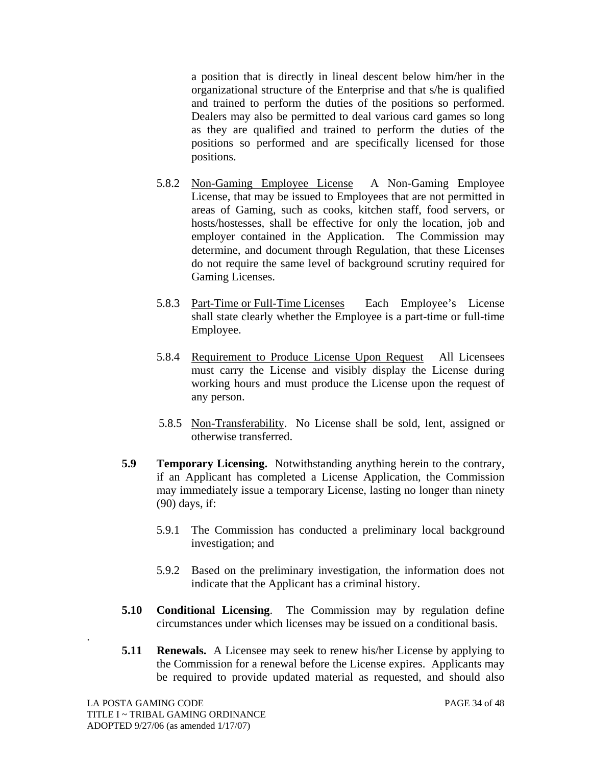a position that is directly in lineal descent below him/her in the organizational structure of the Enterprise and that s/he is qualified and trained to perform the duties of the positions so performed. Dealers may also be permitted to deal various card games so long as they are qualified and trained to perform the duties of the positions so performed and are specifically licensed for those positions.

5.8.2 Non-Gaming Employee License A Non-Gaming Employee License, that may be issued to Employees that are not permitted in areas of Gaming, such as cooks, kitchen staff, food servers, or hosts/hostesses, shall be effective for only the location, job and employer contained in the Application. The Commission may determine, and document through Regulation, that these Licenses do not require the same level of background scrutiny required for Gaming Licenses.

5.8.3 Part-Time or Full-Time Licenses Each Employee's License shall state clearly whether the Employee is a part-time or full-time Employee.

5.8.4 Requirement to Produce License Upon Request All Licensees must carry the License and visibly display the License during working hours and must produce the License upon the request of any person.

5.8.5 Non-Transferability. No License shall be sold, lent, assigned or otherwise transferred.

**5.9 Temporary Licensing.** Notwithstanding anything herein to the contrary, if an Applicant has completed a License Application, the Commission may immediately issue a temporary License, lasting no longer than ninety (90) days, if:

5.9.1 The Commission has conducted a preliminary local background investigation; and

5.9.2 Based on the preliminary investigation, the information does not indicate that the Applicant has a criminal history.

**5.10 Conditional Licensing**. The Commission may by regulation define circumstances under which licenses may be issued on a conditional basis.

**5.11 Renewals.** A Licensee may seek to renew his/her License by applying to the Commission for a renewal before the License expires. Applicants may be required to provide updated material as requested, and should also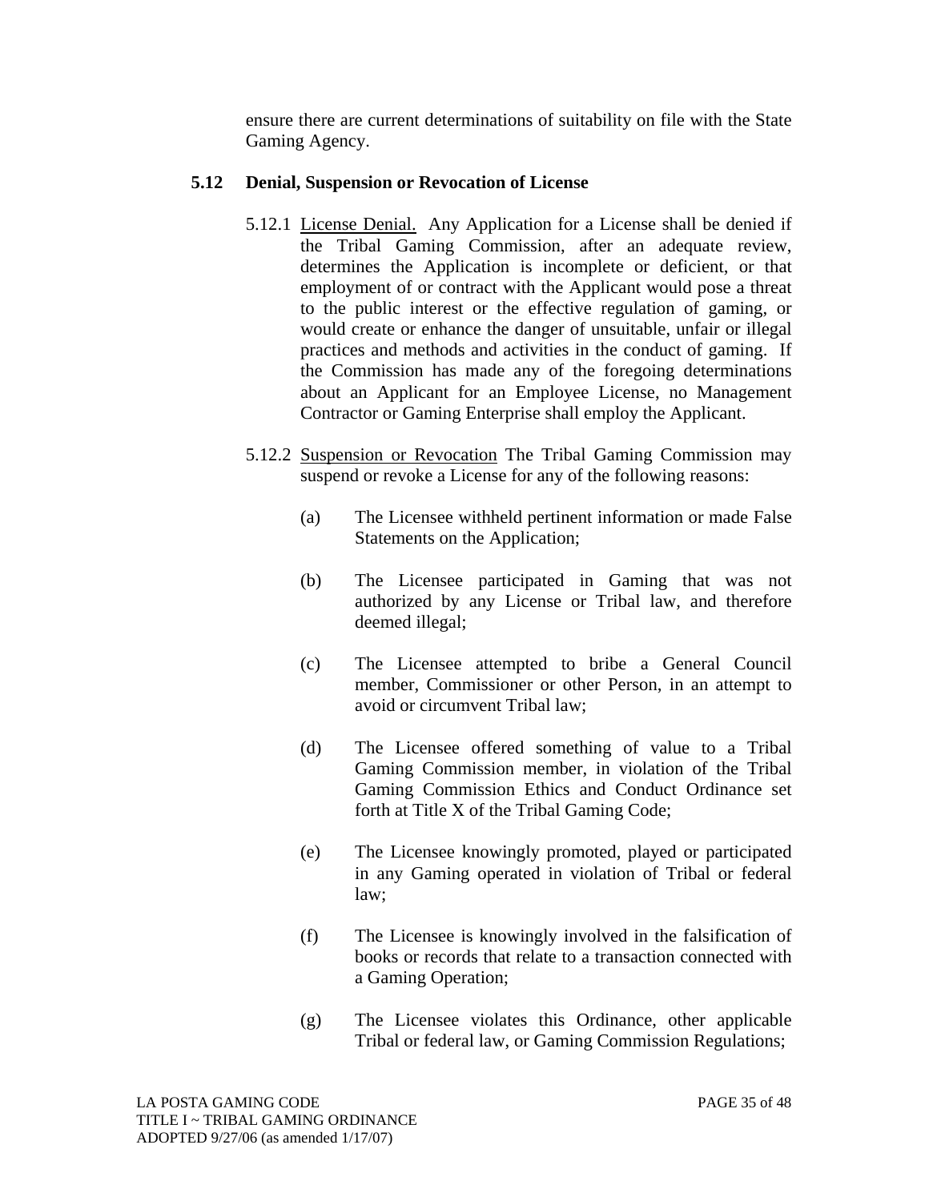ensure there are current determinations of suitability on file with the State Gaming Agency.

### 5.12 Denial, Suspension or Revocation of License

5.12.1 License Denial. Any Application for a License shall be denied if the Tribal Gaming Commission, after an adequate review, determines the Application is incomplete or deficient, or that employment of or contract with the Applicant would pose a threat to the public interest or the effective regulation of gaming, or would create or enhance the danger of unsuitable, unfair or illegal practices and methods and activities in the conduct of gaming. If the Commission has made any of the foregoing determinations about an Applicant for an Employee License, no Management Contractor or Gaming Enterprise shall employ the Applicant.

5.12.2 Suspension or Revocation The Tribal Gaming Commission may suspend or revoke a License for any of the following reasons:

(a) The Licensee withheld pertinent information or made False Statements on the Application;

(b) The Licensee participated in Gaming that was not authorized by any License or Tribal law, and therefore deemed illegal;

(c) The Licensee attempted to bribe a General Council member, Commissioner or other Person, in an attempt to avoid or circumvent Tribal law;

(d) The Licensee offered something of value to a Tribal Gaming Commission member, in violation of the Tribal Gaming Commission Ethics and Conduct Ordinance set forth at Title X of the Tribal Gaming Code;

(e) The Licensee knowingly promoted, played or participated in any Gaming operated in violation of Tribal or federal law;

(f) The Licensee is knowingly involved in the falsification of books or records that relate to a transaction connected with a Gaming Operation;

(g) The Licensee violates this Ordinance, other applicable Tribal or federal law, or Gaming Commission Regulations;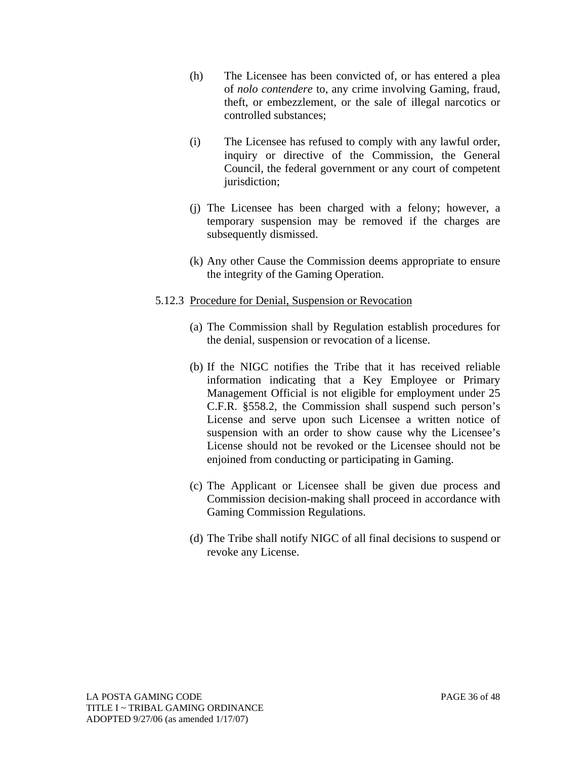(h) The Licensee has been convicted of, or has entered a plea of *nolo contendere* to, any crime involving Gaming, fraud, theft, or embezzlement, or the sale of illegal narcotics or controlled substances;

(i) The Licensee has refused to comply with any lawful order, inquiry or directive of the Commission, the General Council, the federal government or any court of competent jurisdiction;

(j) The Licensee has been charged with a felony; however, a temporary suspension may be removed if the charges are subsequently dismissed.

(k) Any other Cause the Commission deems appropriate to ensure the integrity of the Gaming Operation.

5.12.3 Procedure for Denial, Suspension or Revocation

(a) The Commission shall by Regulation establish procedures for the denial, suspension or revocation of a license.

(b) If the NIGC notifies the Tribe that it has received reliable information indicating that a Key Employee or Primary Management Official is not eligible for employment under 25 C.F.R. §558.2, the Commission shall suspend such person's License and serve upon such Licensee a written notice of suspension with an order to show cause why the Licensee's License should not be revoked or the Licensee should not be enjoined from conducting or participating in Gaming.

(c) The Applicant or Licensee shall be given due process and Commission decision-making shall proceed in accordance with Gaming Commission Regulations.

(d) The Tribe shall notify NIGC of all final decisions to suspend or revoke any License.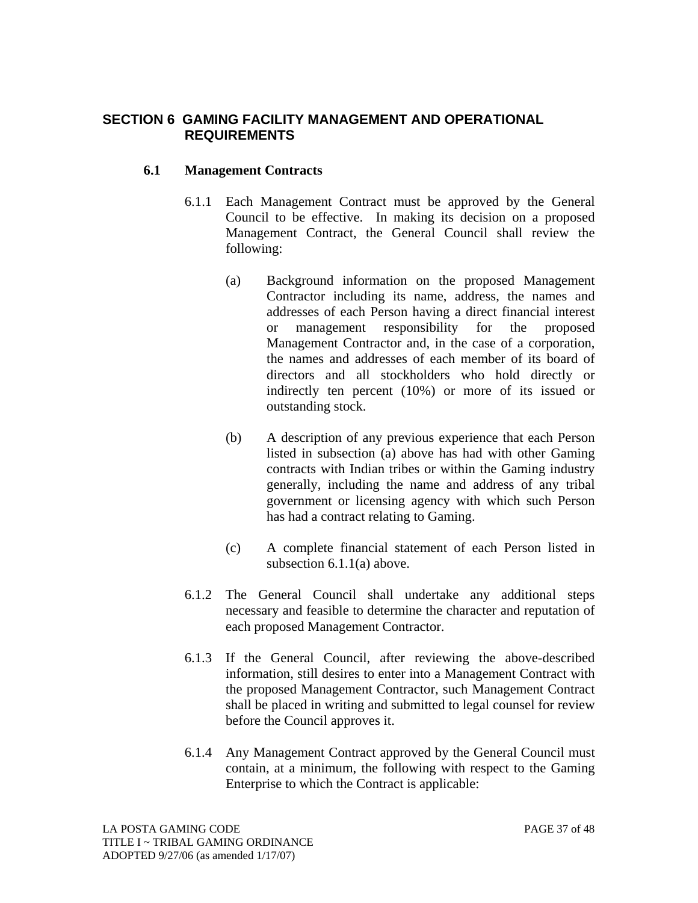## SECTION 6 GAMING FACILITY MANAGEMENT AND OPERATIONAL REQUIREMENTS

### 6.1 Management Contracts

6.1.1 Each Management Contract must be approved by the General Council to be effective. In making its decision on a proposed Management Contract, the General Council shall review the following:

(a) Background information on the proposed Management Contractor including its name, address, the names and addresses of each Person having a direct financial interest or management responsibility for the proposed Management Contractor and, in the case of a corporation, the names and addresses of each member of its board of directors and all stockholders who hold directly or indirectly ten percent (10%) or more of its issued or outstanding stock.

(b) A description of any previous experience that each Person listed in subsection (a) above has had with other Gaming contracts with Indian tribes or within the Gaming industry generally, including the name and address of any tribal government or licensing agency with which such Person has had a contract relating to Gaming.

(c) A complete financial statement of each Person listed in subsection 6.1.1(a) above.

6.1.2 The General Council shall undertake any additional steps necessary and feasible to determine the character and reputation of each proposed Management Contractor.

6.1.3 If the General Council, after reviewing the above-described information, still desires to enter into a Management Contract with the proposed Management Contractor, such Management Contract shall be placed in writing and submitted to legal counsel for review before the Council approves it.

6.1.4 Any Management Contract approved by the General Council must contain, at a minimum, the following with respect to the Gaming Enterprise to which the Contract is applicable: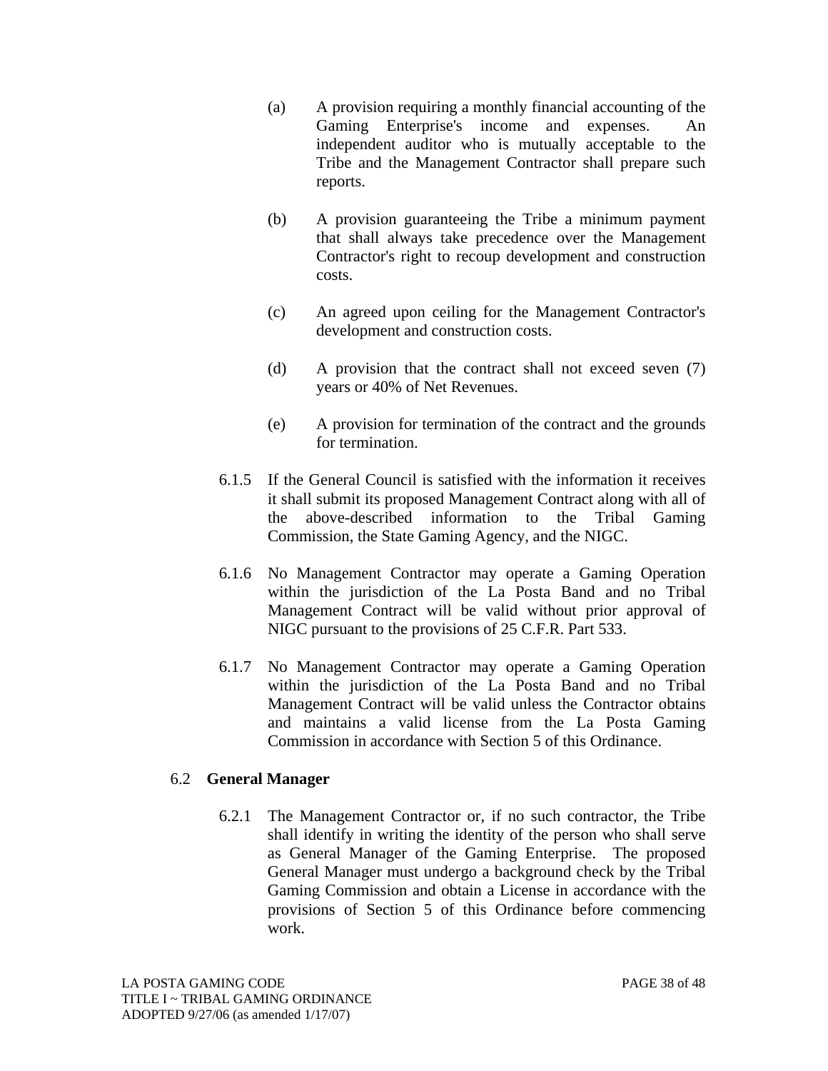(a) A provision requiring a monthly financial accounting of the Gaming Enterprise's income and expenses. An independent auditor who is mutually acceptable to the Tribe and the Management Contractor shall prepare such reports.

(b) A provision guaranteeing the Tribe a minimum payment that shall always take precedence over the Management Contractor's right to recoup development and construction costs.

(c) An agreed upon ceiling for the Management Contractor's development and construction costs.

(d) A provision that the contract shall not exceed seven (7) years or 40% of Net Revenues.

(e) A provision for termination of the contract and the grounds for termination.

6.1.5 If the General Council is satisfied with the information it receives it shall submit its proposed Management Contract along with all of the above-described information to the Tribal Gaming Commission, the State Gaming Agency, and the NIGC.

6.1.6 No Management Contractor may operate a Gaming Operation within the jurisdiction of the La Posta Band and no Tribal Management Contract will be valid without prior approval of NIGC pursuant to the provisions of 25 C.F.R. Part 533.

6.1.7 No Management Contractor may operate a Gaming Operation within the jurisdiction of the La Posta Band and no Tribal Management Contract will be valid unless the Contractor obtains and maintains a valid license from the La Posta Gaming Commission in accordance with Section 5 of this Ordinance.

### 6.2 General Manager

6.2.1 The Management Contractor or, if no such contractor, the Tribe shall identify in writing the identity of the person who shall serve as General Manager of the Gaming Enterprise. The proposed General Manager must undergo a background check by the Tribal Gaming Commission and obtain a License in accordance with the provisions of Section 5 of this Ordinance before commencing work.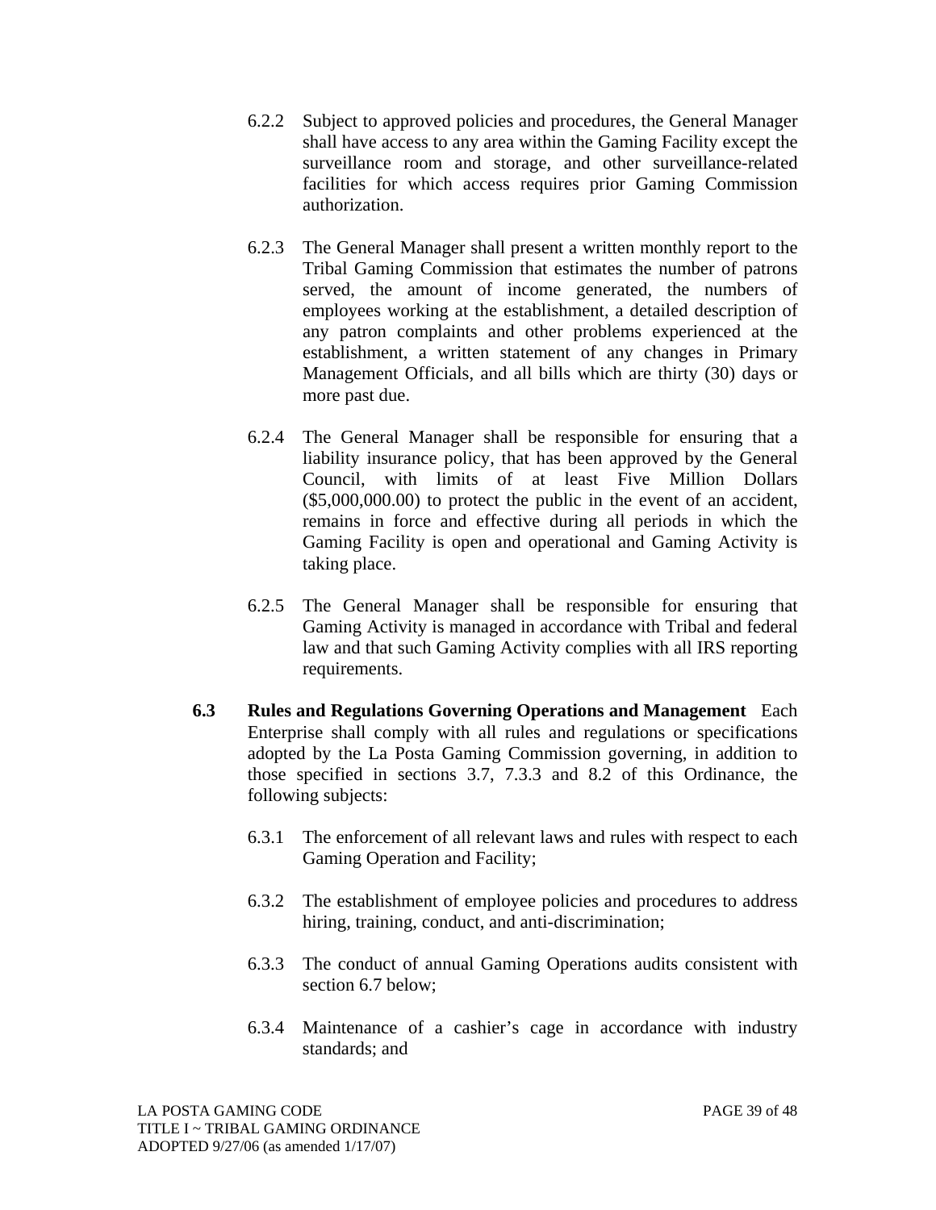6.2.2 Subject to approved policies and procedures, the General Manager shall have access to any area within the Gaming Facility except the surveillance room and storage, and other surveillance-related facilities for which access requires prior Gaming Commission authorization.

6.2.3 The General Manager shall present a written monthly report to the Tribal Gaming Commission that estimates the number of patrons served, the amount of income generated, the numbers of employees working at the establishment, a detailed description of any patron complaints and other problems experienced at the establishment, a written statement of any changes in Primary Management Officials, and all bills which are thirty (30) days or more past due.

6.2.4 The General Manager shall be responsible for ensuring that a liability insurance policy, that has been approved by the General Council, with limits of at least Five Million Dollars ($5,000,000.00) to protect the public in the event of an accident, remains in force and effective during all periods in which the Gaming Facility is open and operational and Gaming Activity is taking place.

6.2.5 The General Manager shall be responsible for ensuring that Gaming Activity is managed in accordance with Tribal and federal law and that such Gaming Activity complies with all IRS reporting requirements.

**6.3 Rules and Regulations Governing Operations and Management** Each Enterprise shall comply with all rules and regulations or specifications adopted by the La Posta Gaming Commission governing, in addition to those specified in sections 3.7, 7.3.3 and 8.2 of this Ordinance, the following subjects:

6.3.1 The enforcement of all relevant laws and rules with respect to each Gaming Operation and Facility;

6.3.2 The establishment of employee policies and procedures to address hiring, training, conduct, and anti-discrimination;

6.3.3 The conduct of annual Gaming Operations audits consistent with section 6.7 below;

6.3.4 Maintenance of a cashier's cage in accordance with industry standards; and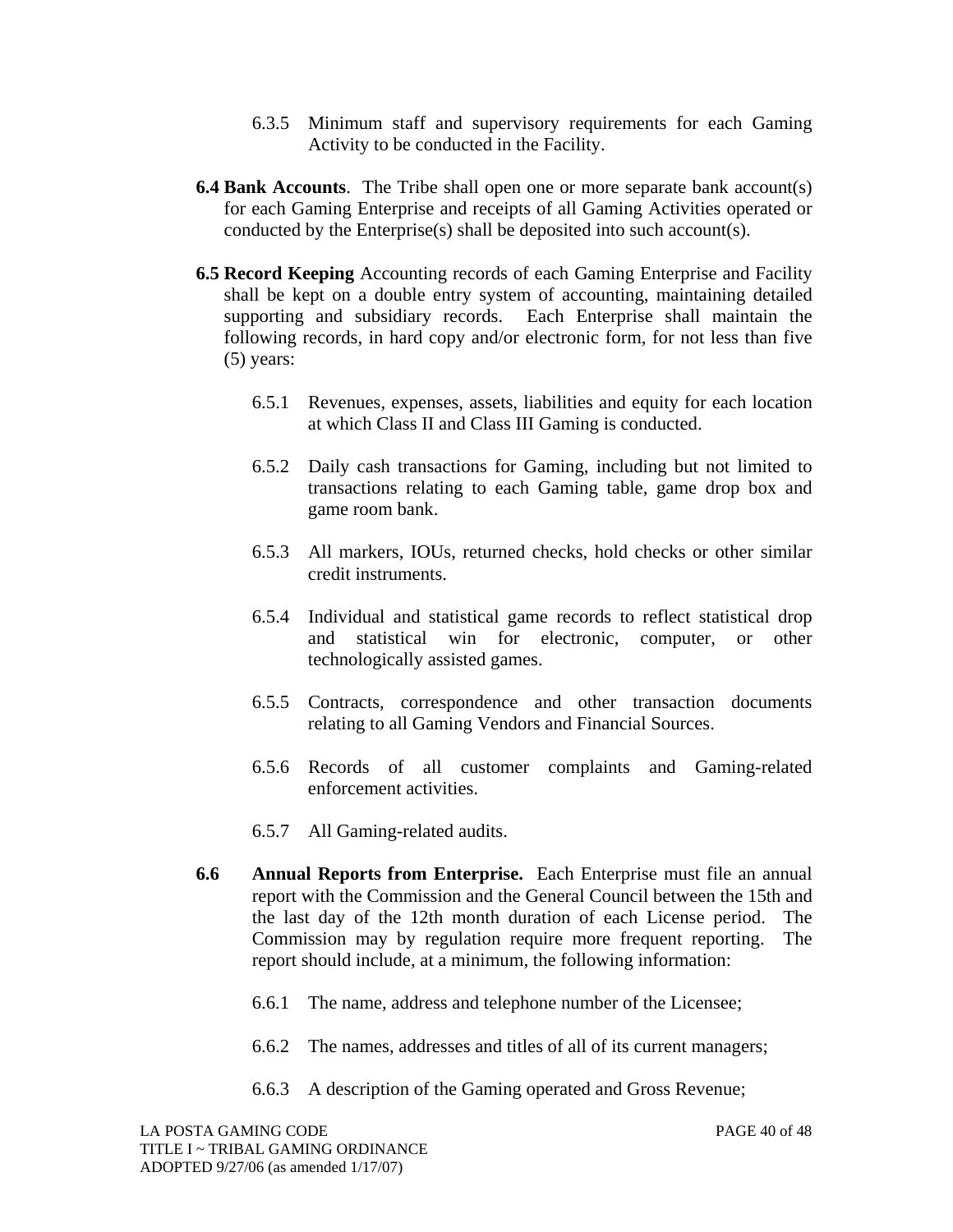6.3.5 Minimum staff and supervisory requirements for each Gaming Activity to be conducted in the Facility.

**6.4 Bank Accounts**. The Tribe shall open one or more separate bank account(s) for each Gaming Enterprise and receipts of all Gaming Activities operated or conducted by the Enterprise(s) shall be deposited into such account(s).

**6.5 Record Keeping** Accounting records of each Gaming Enterprise and Facility shall be kept on a double entry system of accounting, maintaining detailed supporting and subsidiary records. Each Enterprise shall maintain the following records, in hard copy and/or electronic form, for not less than five (5) years:

6.5.1 Revenues, expenses, assets, liabilities and equity for each location at which Class II and Class III Gaming is conducted.

6.5.2 Daily cash transactions for Gaming, including but not limited to transactions relating to each Gaming table, game drop box and game room bank.

6.5.3 All markers, IOUs, returned checks, hold checks or other similar credit instruments.

6.5.4 Individual and statistical game records to reflect statistical drop and statistical win for electronic, computer, or other technologically assisted games.

6.5.5 Contracts, correspondence and other transaction documents relating to all Gaming Vendors and Financial Sources.

6.5.6 Records of all customer complaints and Gaming-related enforcement activities.

6.5.7 All Gaming-related audits.

**6.6 Annual Reports from Enterprise.** Each Enterprise must file an annual report with the Commission and the General Council between the 15th and the last day of the 12th month duration of each License period. The Commission may by regulation require more frequent reporting. The report should include, at a minimum, the following information:

6.6.1 The name, address and telephone number of the Licensee;

6.6.2 The names, addresses and titles of all of its current managers;

6.6.3 A description of the Gaming operated and Gross Revenue;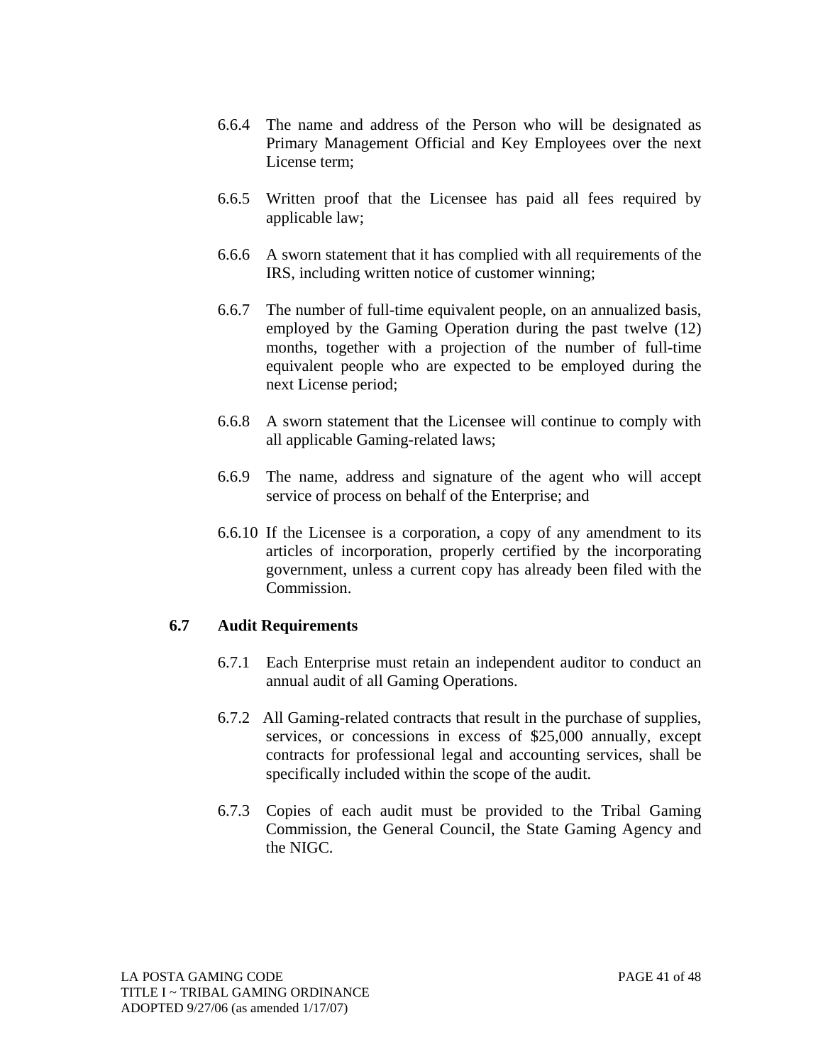6.6.4 The name and address of the Person who will be designated as Primary Management Official and Key Employees over the next License term;

6.6.5 Written proof that the Licensee has paid all fees required by applicable law;

6.6.6 A sworn statement that it has complied with all requirements of the IRS, including written notice of customer winning;

6.6.7 The number of full-time equivalent people, on an annualized basis, employed by the Gaming Operation during the past twelve (12) months, together with a projection of the number of full-time equivalent people who are expected to be employed during the next License period;

6.6.8 A sworn statement that the Licensee will continue to comply with all applicable Gaming-related laws;

6.6.9 The name, address and signature of the agent who will accept service of process on behalf of the Enterprise; and

6.6.10 If the Licensee is a corporation, a copy of any amendment to its articles of incorporation, properly certified by the incorporating government, unless a current copy has already been filed with the Commission.

**6.7 Audit Requirements**

6.7.1 Each Enterprise must retain an independent auditor to conduct an annual audit of all Gaming Operations.

6.7.2 All Gaming-related contracts that result in the purchase of supplies, services, or concessions in excess of $25,000 annually, except contracts for professional legal and accounting services, shall be specifically included within the scope of the audit.

6.7.3 Copies of each audit must be provided to the Tribal Gaming Commission, the General Council, the State Gaming Agency and the NIGC.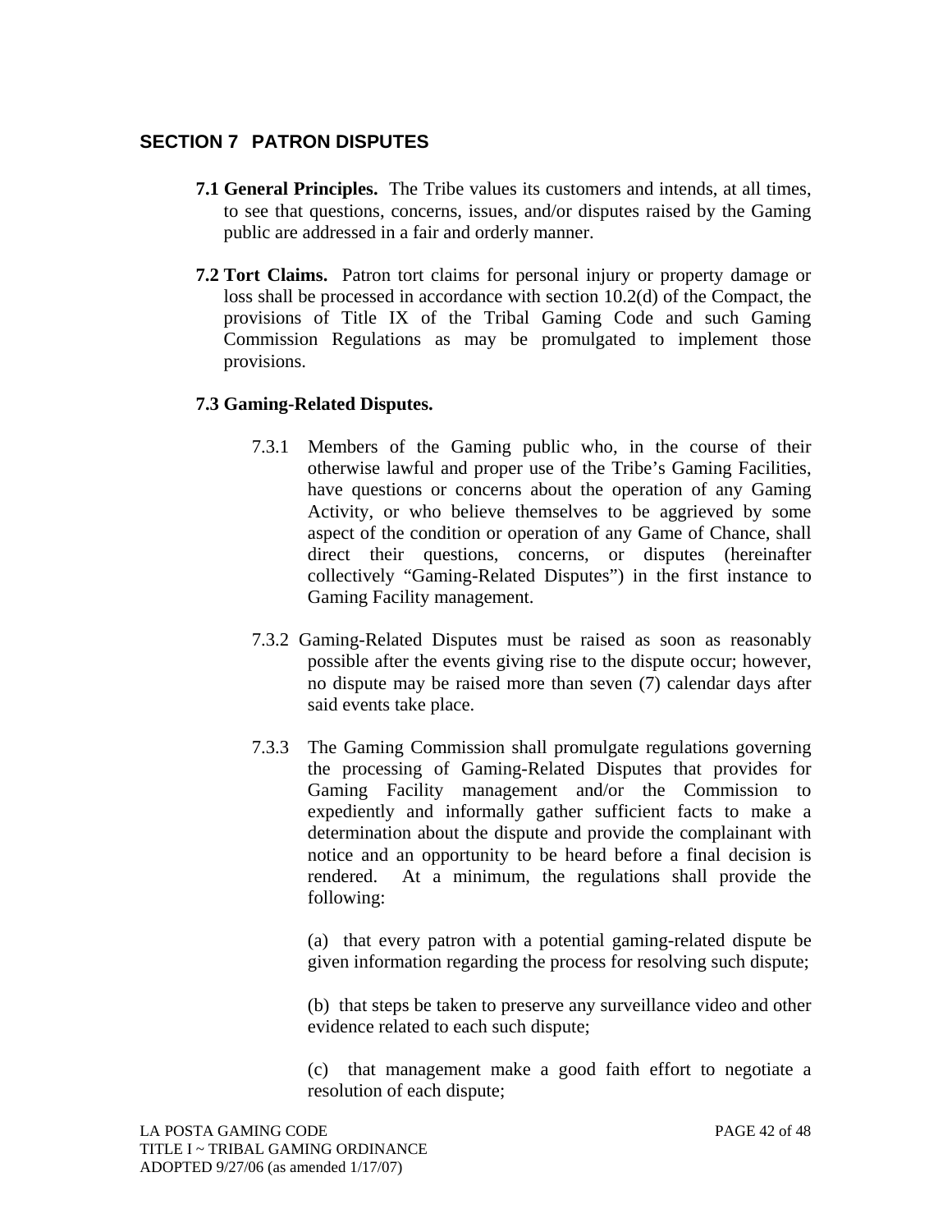## SECTION 7 PATRON DISPUTES

**7.1 General Principles.** The Tribe values its customers and intends, at all times, to see that questions, concerns, issues, and/or disputes raised by the Gaming public are addressed in a fair and orderly manner.

**7.2 Tort Claims.** Patron tort claims for personal injury or property damage or loss shall be processed in accordance with section 10.2(d) of the Compact, the provisions of Title IX of the Tribal Gaming Code and such Gaming Commission Regulations as may be promulgated to implement those provisions.

**7.3 Gaming-Related Disputes.**

7.3.1 Members of the Gaming public who, in the course of their otherwise lawful and proper use of the Tribe's Gaming Facilities, have questions or concerns about the operation of any Gaming Activity, or who believe themselves to be aggrieved by some aspect of the condition or operation of any Game of Chance, shall direct their questions, concerns, or disputes (hereinafter collectively "Gaming-Related Disputes") in the first instance to Gaming Facility management.

7.3.2 Gaming-Related Disputes must be raised as soon as reasonably possible after the events giving rise to the dispute occur; however, no dispute may be raised more than seven (7) calendar days after said events take place.

7.3.3 The Gaming Commission shall promulgate regulations governing the processing of Gaming-Related Disputes that provides for Gaming Facility management and/or the Commission to expediently and informally gather sufficient facts to make a determination about the dispute and provide the complainant with notice and an opportunity to be heard before a final decision is rendered. At a minimum, the regulations shall provide the following:

(a) that every patron with a potential gaming-related dispute be given information regarding the process for resolving such dispute;

(b) that steps be taken to preserve any surveillance video and other evidence related to each such dispute;

(c) that management make a good faith effort to negotiate a resolution of each dispute;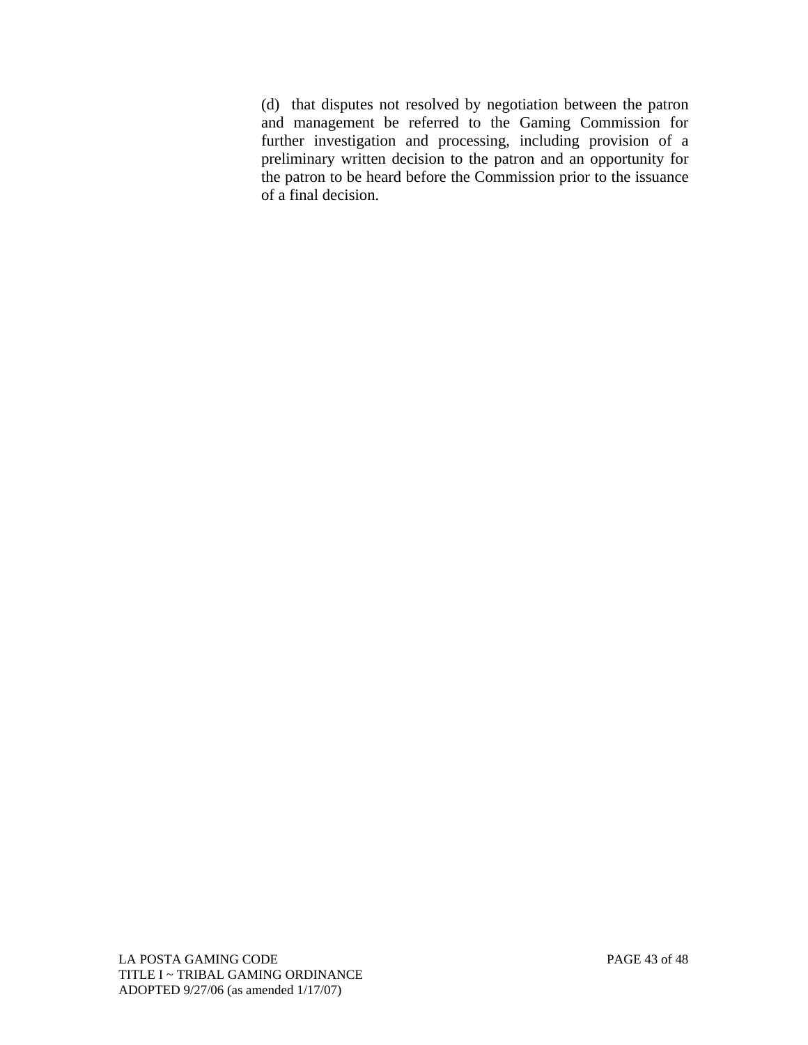(d) that disputes not resolved by negotiation between the patron and management be referred to the Gaming Commission for further investigation and processing, including provision of a preliminary written decision to the patron and an opportunity for the patron to be heard before the Commission prior to the issuance of a final decision.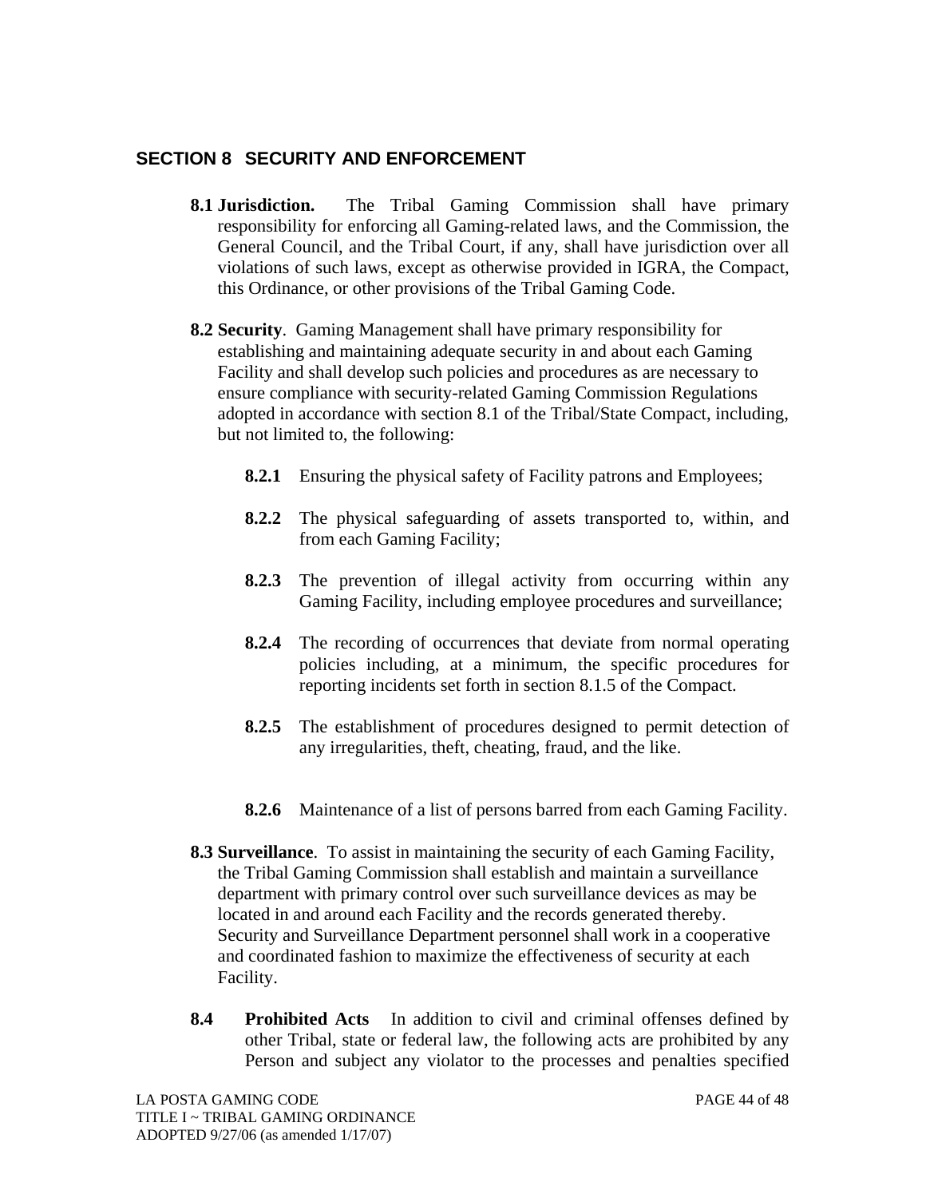## SECTION 8 SECURITY AND ENFORCEMENT

**8.1 Jurisdiction.** The Tribal Gaming Commission shall have primary responsibility for enforcing all Gaming-related laws, and the Commission, the General Council, and the Tribal Court, if any, shall have jurisdiction over all violations of such laws, except as otherwise provided in IGRA, the Compact, this Ordinance, or other provisions of the Tribal Gaming Code.

**8.2 Security**. Gaming Management shall have primary responsibility for establishing and maintaining adequate security in and about each Gaming Facility and shall develop such policies and procedures as are necessary to ensure compliance with security-related Gaming Commission Regulations adopted in accordance with section 8.1 of the Tribal/State Compact, including, but not limited to, the following:

**8.2.1** Ensuring the physical safety of Facility patrons and Employees;

**8.2.2** The physical safeguarding of assets transported to, within, and from each Gaming Facility;

**8.2.3** The prevention of illegal activity from occurring within any Gaming Facility, including employee procedures and surveillance;

**8.2.4** The recording of occurrences that deviate from normal operating policies including, at a minimum, the specific procedures for reporting incidents set forth in section 8.1.5 of the Compact.

**8.2.5** The establishment of procedures designed to permit detection of any irregularities, theft, cheating, fraud, and the like.

**8.2.6** Maintenance of a list of persons barred from each Gaming Facility.

**8.3 Surveillance**. To assist in maintaining the security of each Gaming Facility, the Tribal Gaming Commission shall establish and maintain a surveillance department with primary control over such surveillance devices as may be located in and around each Facility and the records generated thereby. Security and Surveillance Department personnel shall work in a cooperative and coordinated fashion to maximize the effectiveness of security at each Facility.

**8.4 Prohibited Acts** In addition to civil and criminal offenses defined by other Tribal, state or federal law, the following acts are prohibited by any Person and subject any violator to the processes and penalties specified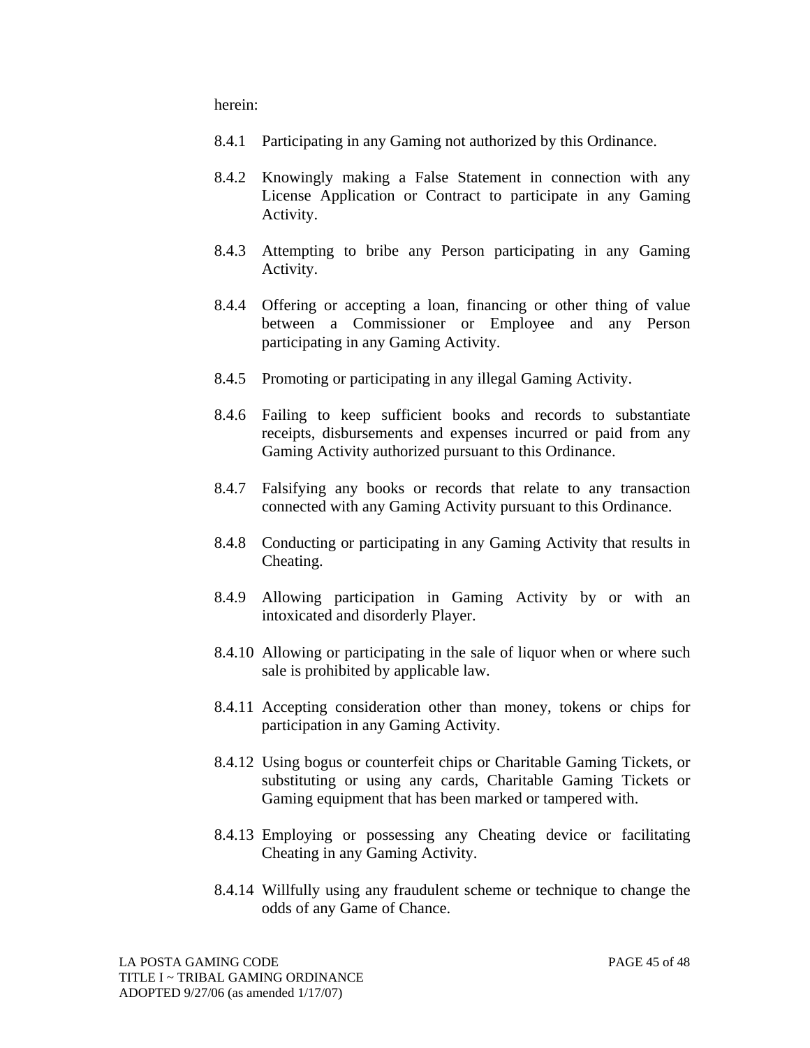herein:

8.4.1 Participating in any Gaming not authorized by this Ordinance.

8.4.2 Knowingly making a False Statement in connection with any License Application or Contract to participate in any Gaming Activity.

8.4.3 Attempting to bribe any Person participating in any Gaming Activity.

8.4.4 Offering or accepting a loan, financing or other thing of value between a Commissioner or Employee and any Person participating in any Gaming Activity.

8.4.5 Promoting or participating in any illegal Gaming Activity.

8.4.6 Failing to keep sufficient books and records to substantiate receipts, disbursements and expenses incurred or paid from any Gaming Activity authorized pursuant to this Ordinance.

8.4.7 Falsifying any books or records that relate to any transaction connected with any Gaming Activity pursuant to this Ordinance.

8.4.8 Conducting or participating in any Gaming Activity that results in Cheating.

8.4.9 Allowing participation in Gaming Activity by or with an intoxicated and disorderly Player.

8.4.10 Allowing or participating in the sale of liquor when or where such sale is prohibited by applicable law.

8.4.11 Accepting consideration other than money, tokens or chips for participation in any Gaming Activity.

8.4.12 Using bogus or counterfeit chips or Charitable Gaming Tickets, or substituting or using any cards, Charitable Gaming Tickets or Gaming equipment that has been marked or tampered with.

8.4.13 Employing or possessing any Cheating device or facilitating Cheating in any Gaming Activity.

8.4.14 Willfully using any fraudulent scheme or technique to change the odds of any Game of Chance.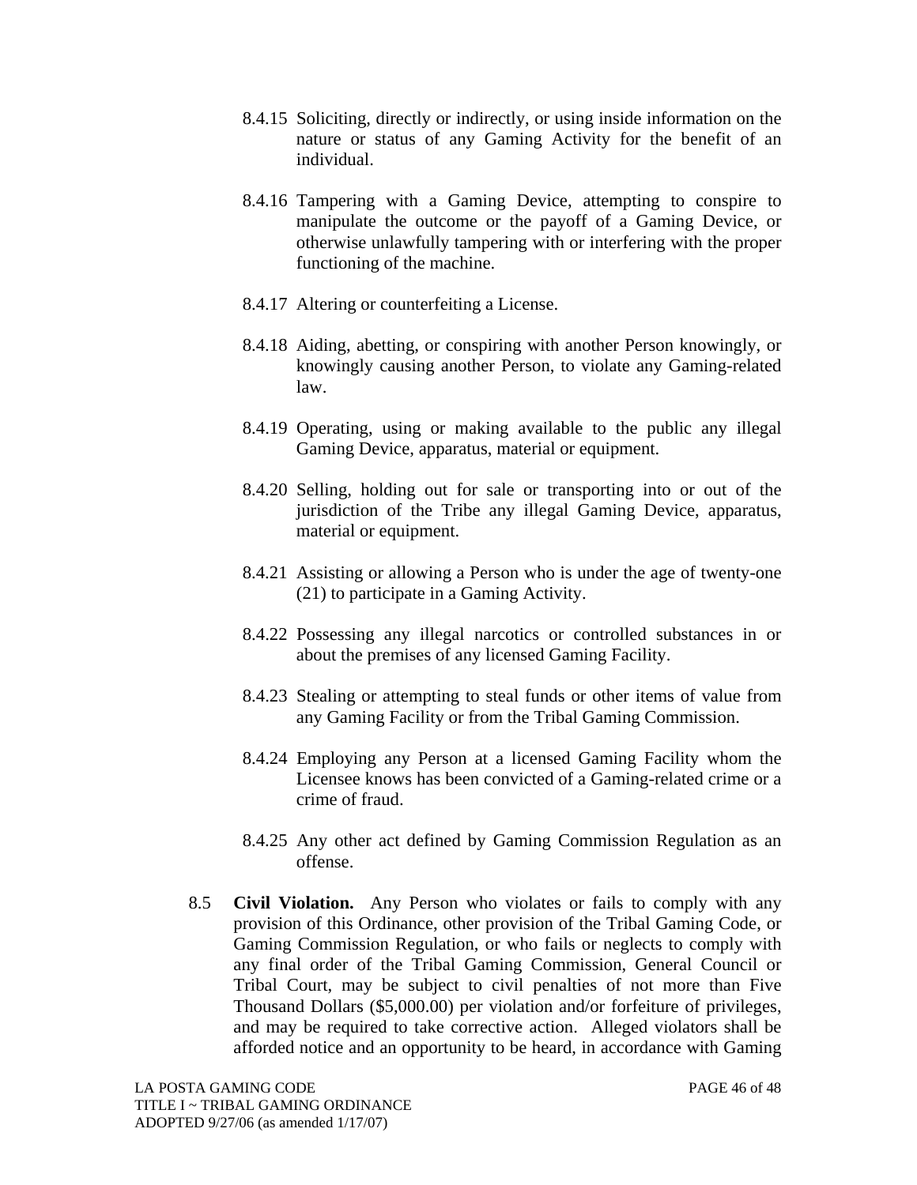8.4.15 Soliciting, directly or indirectly, or using inside information on the nature or status of any Gaming Activity for the benefit of an individual.

8.4.16 Tampering with a Gaming Device, attempting to conspire to manipulate the outcome or the payoff of a Gaming Device, or otherwise unlawfully tampering with or interfering with the proper functioning of the machine.

8.4.17 Altering or counterfeiting a License.

8.4.18 Aiding, abetting, or conspiring with another Person knowingly, or knowingly causing another Person, to violate any Gaming-related law.

8.4.19 Operating, using or making available to the public any illegal Gaming Device, apparatus, material or equipment.

8.4.20 Selling, holding out for sale or transporting into or out of the jurisdiction of the Tribe any illegal Gaming Device, apparatus, material or equipment.

8.4.21 Assisting or allowing a Person who is under the age of twenty-one (21) to participate in a Gaming Activity.

8.4.22 Possessing any illegal narcotics or controlled substances in or about the premises of any licensed Gaming Facility.

8.4.23 Stealing or attempting to steal funds or other items of value from any Gaming Facility or from the Tribal Gaming Commission.

8.4.24 Employing any Person at a licensed Gaming Facility whom the Licensee knows has been convicted of a Gaming-related crime or a crime of fraud.

8.4.25 Any other act defined by Gaming Commission Regulation as an offense.

8.5 **Civil Violation.** Any Person who violates or fails to comply with any provision of this Ordinance, other provision of the Tribal Gaming Code, or Gaming Commission Regulation, or who fails or neglects to comply with any final order of the Tribal Gaming Commission, General Council or Tribal Court, may be subject to civil penalties of not more than Five Thousand Dollars ($5,000.00) per violation and/or forfeiture of privileges, and may be required to take corrective action. Alleged violators shall be afforded notice and an opportunity to be heard, in accordance with Gaming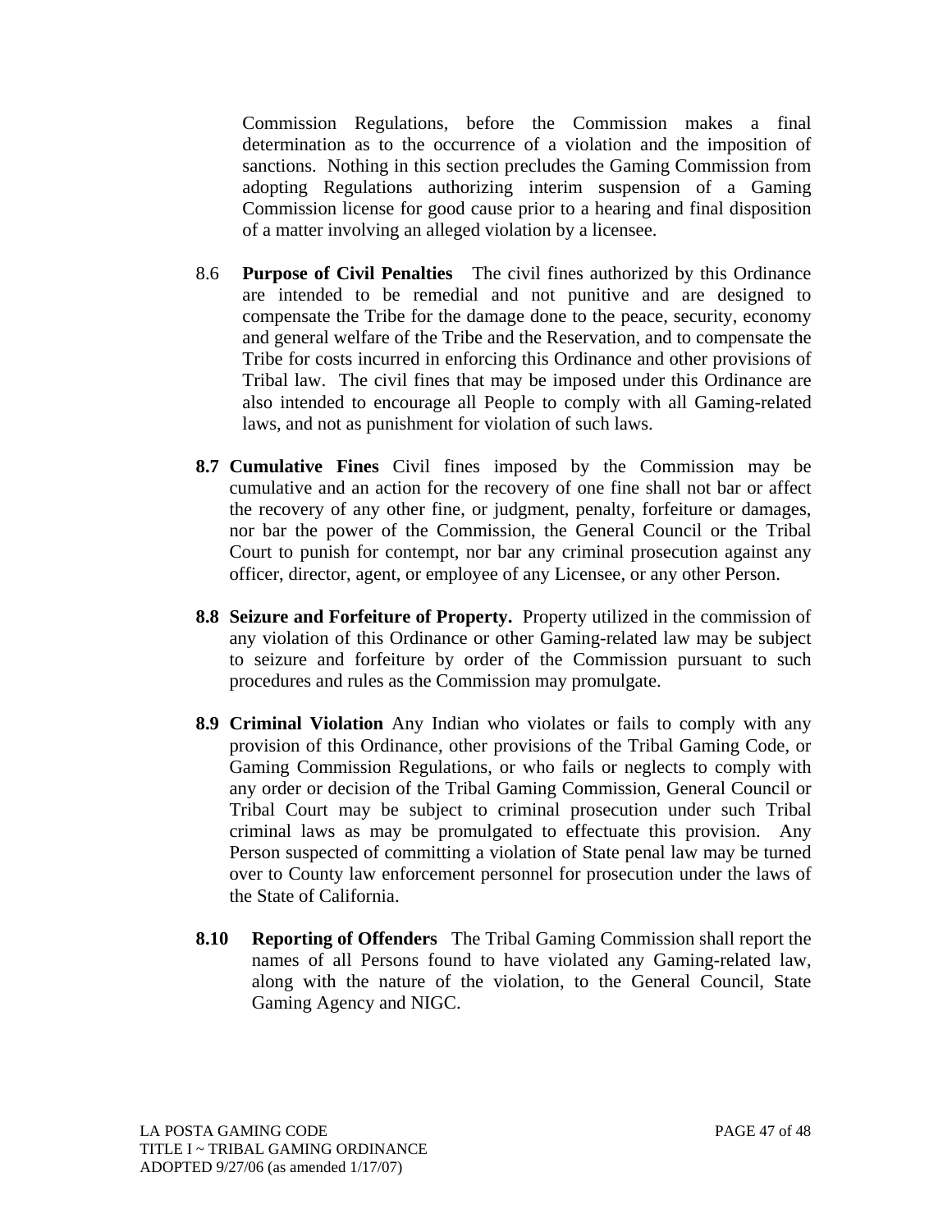Commission Regulations, before the Commission makes a final determination as to the occurrence of a violation and the imposition of sanctions. Nothing in this section precludes the Gaming Commission from adopting Regulations authorizing interim suspension of a Gaming Commission license for good cause prior to a hearing and final disposition of a matter involving an alleged violation by a licensee.

8.6 **Purpose of Civil Penalties** The civil fines authorized by this Ordinance are intended to be remedial and not punitive and are designed to compensate the Tribe for the damage done to the peace, security, economy and general welfare of the Tribe and the Reservation, and to compensate the Tribe for costs incurred in enforcing this Ordinance and other provisions of Tribal law. The civil fines that may be imposed under this Ordinance are also intended to encourage all People to comply with all Gaming-related laws, and not as punishment for violation of such laws.

**8.7 Cumulative Fines** Civil fines imposed by the Commission may be cumulative and an action for the recovery of one fine shall not bar or affect the recovery of any other fine, or judgment, penalty, forfeiture or damages, nor bar the power of the Commission, the General Council or the Tribal Court to punish for contempt, nor bar any criminal prosecution against any officer, director, agent, or employee of any Licensee, or any other Person.

**8.8 Seizure and Forfeiture of Property.** Property utilized in the commission of any violation of this Ordinance or other Gaming-related law may be subject to seizure and forfeiture by order of the Commission pursuant to such procedures and rules as the Commission may promulgate.

**8.9 Criminal Violation** Any Indian who violates or fails to comply with any provision of this Ordinance, other provisions of the Tribal Gaming Code, or Gaming Commission Regulations, or who fails or neglects to comply with any order or decision of the Tribal Gaming Commission, General Council or Tribal Court may be subject to criminal prosecution under such Tribal criminal laws as may be promulgated to effectuate this provision. Any Person suspected of committing a violation of State penal law may be turned over to County law enforcement personnel for prosecution under the laws of the State of California.

**8.10 Reporting of Offenders** The Tribal Gaming Commission shall report the names of all Persons found to have violated any Gaming-related law, along with the nature of the violation, to the General Council, State Gaming Agency and NIGC.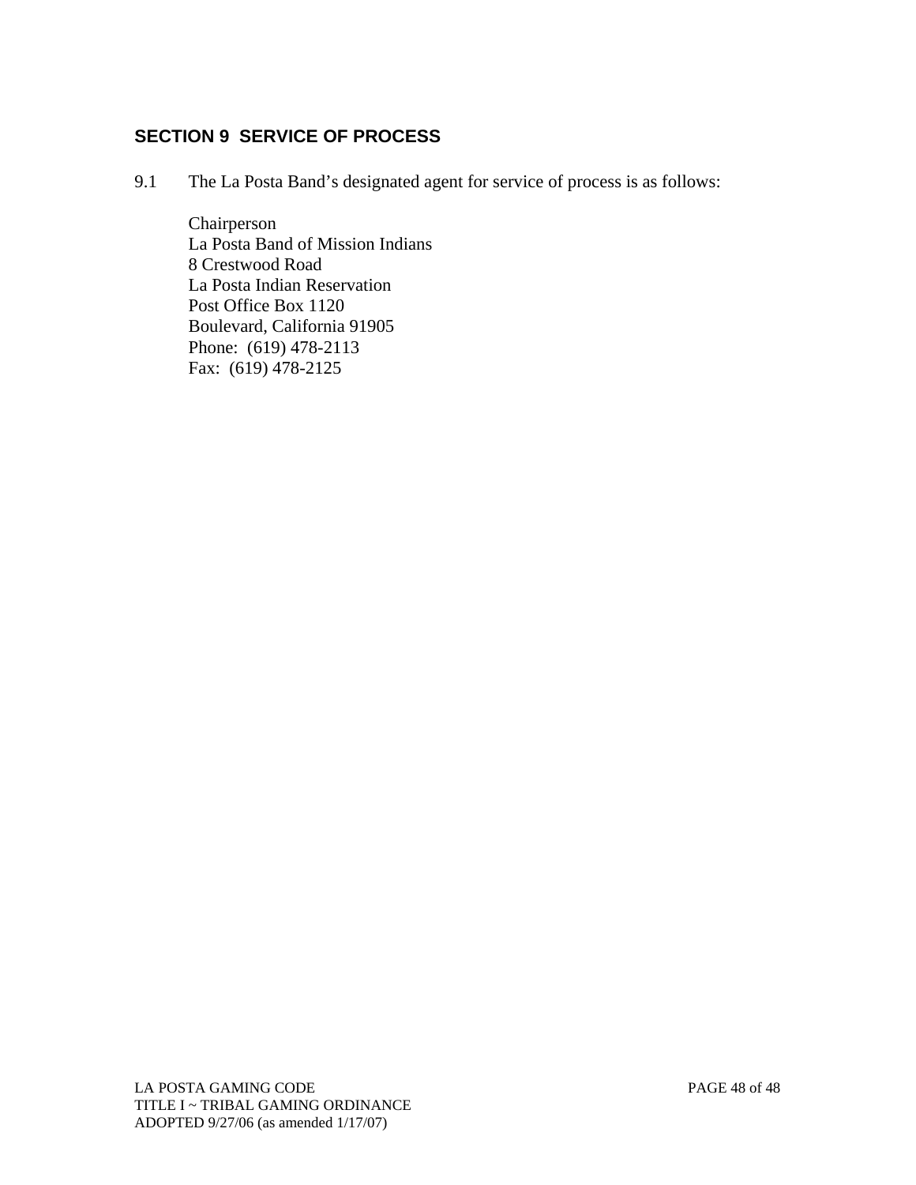## SECTION 9 SERVICE OF PROCESS

9.1 The La Posta Band's designated agent for service of process is as follows:

Chairperson
La Posta Band of Mission Indians
8 Crestwood Road
La Posta Indian Reservation
Post Office Box 1120
Boulevard, California 91905
Phone: (619) 478-2113
Fax: (619) 478-2125